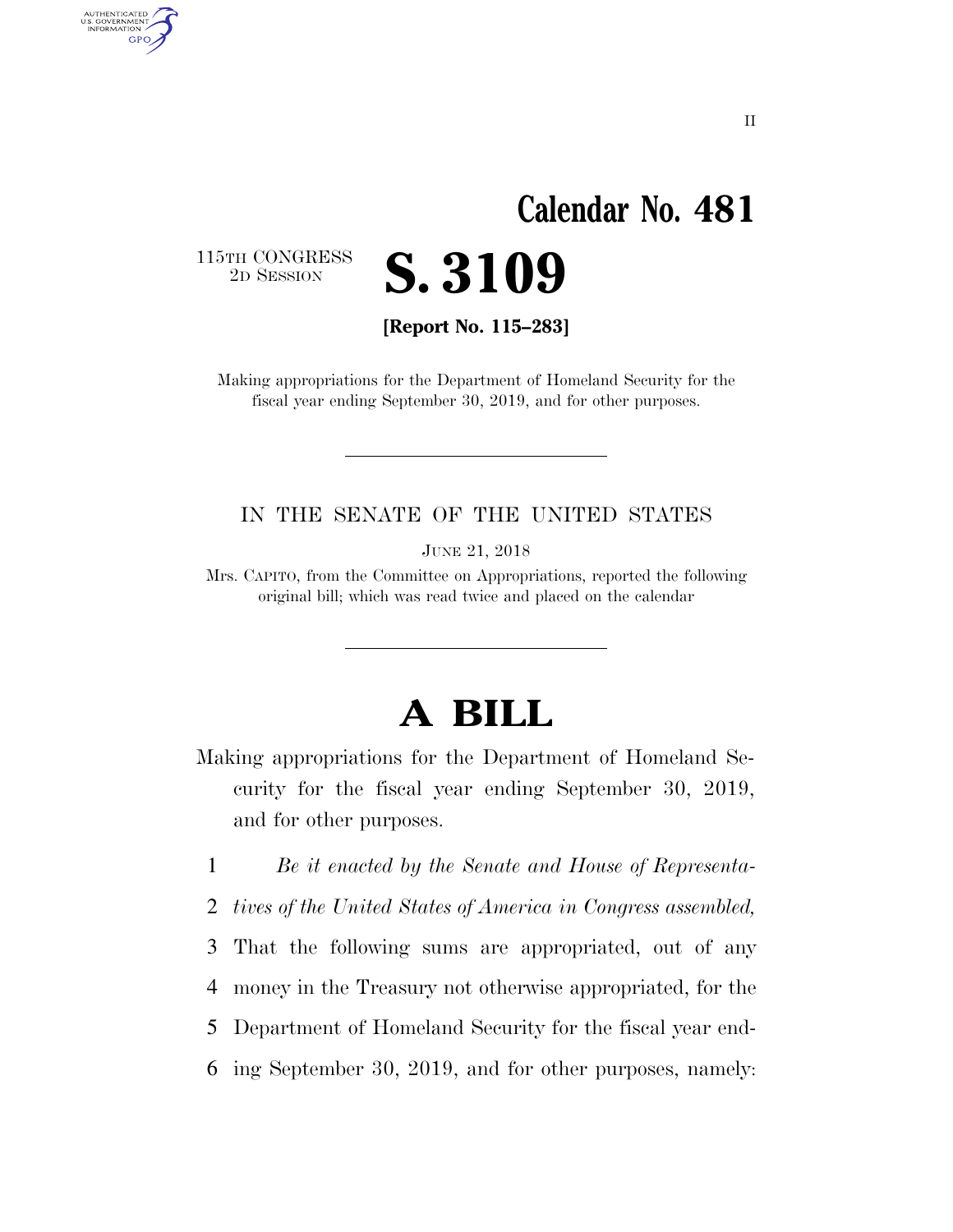II

# Calendar No. 481

115TH CONGRESS
2D SESSION

# S. 3109

**[Report No. 115–283]**

Making appropriations for the Department of Homeland Security for the fiscal year ending September 30, 2019, and for other purposes.

---

IN THE SENATE OF THE UNITED STATES

JUNE 21, 2018

Mrs. CAPITO, from the Committee on Appropriations, reported the following original bill; which was read twice and placed on the calendar

---

# A BILL

Making appropriations for the Department of Homeland Security for the fiscal year ending September 30, 2019, and for other purposes.

1 *Be it enacted by the Senate and House of Representa-*
2 *tives of the United States of America in Congress assembled,*
3 That the following sums are appropriated, out of any
4 money in the Treasury not otherwise appropriated, for the
5 Department of Homeland Security for the fiscal year end-
6 ing September 30, 2019, and for other purposes, namely: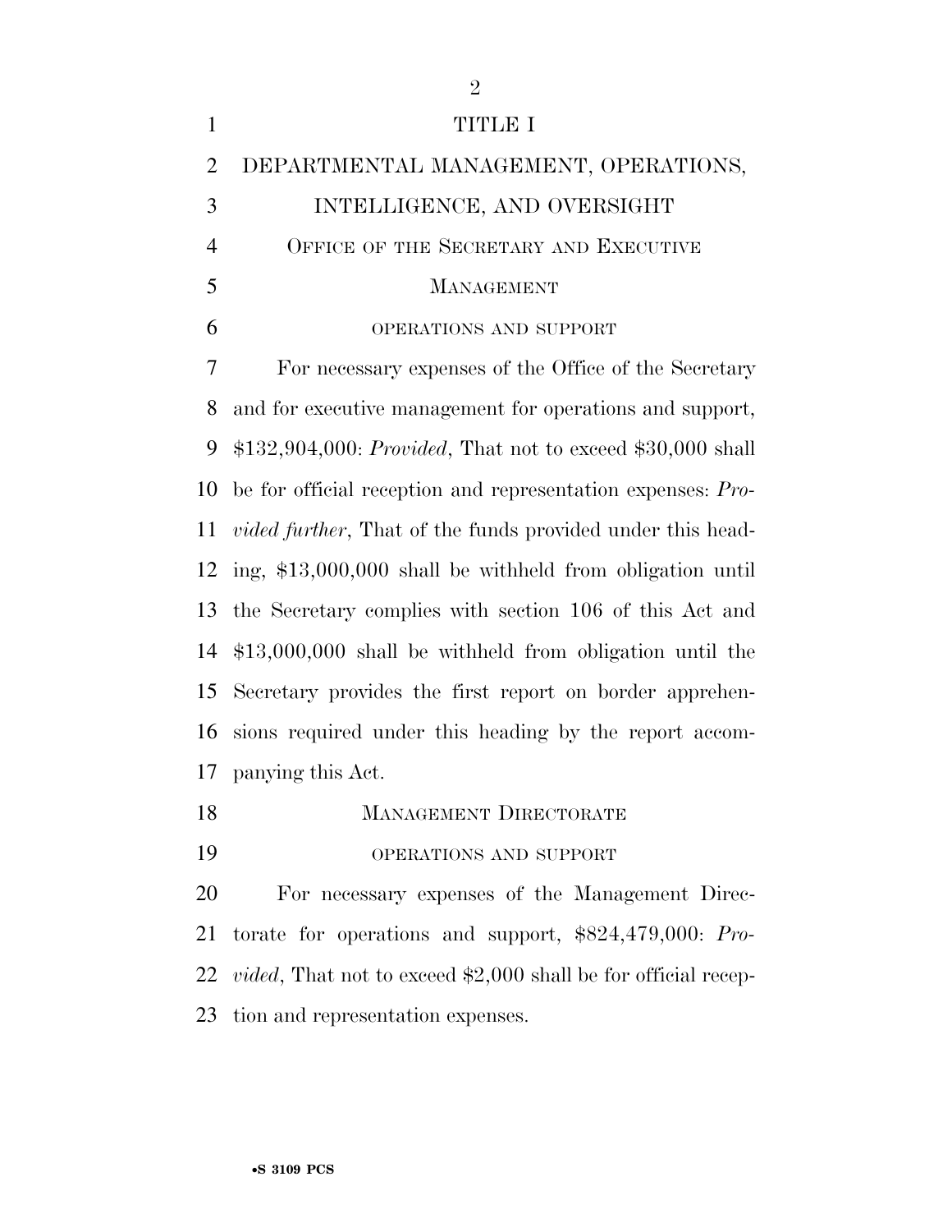# TITLE I

## DEPARTMENTAL MANAGEMENT, OPERATIONS, INTELLIGENCE, AND OVERSIGHT

### OFFICE OF THE SECRETARY AND EXECUTIVE MANAGEMENT

#### OPERATIONS AND SUPPORT

For necessary expenses of the Office of the Secretary and for executive management for operations and support, $132,904,000: *Provided*, That not to exceed $30,000 shall be for official reception and representation expenses: *Provided further*, That of the funds provided under this heading, $13,000,000 shall be withheld from obligation until the Secretary complies with section 106 of this Act and $13,000,000 shall be withheld from obligation until the Secretary provides the first report on border apprehensions required under this heading by the report accompanying this Act.

### MANAGEMENT DIRECTORATE

#### OPERATIONS AND SUPPORT

For necessary expenses of the Management Directorate for operations and support, $824,479,000: *Provided*, That not to exceed $2,000 shall be for official reception and representation expenses.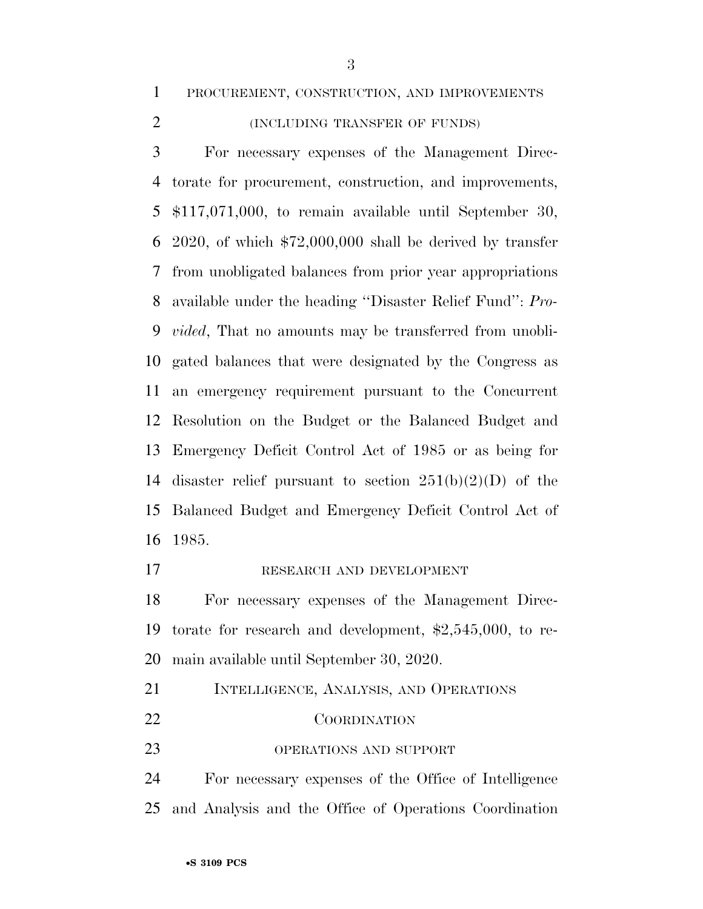PROCUREMENT, CONSTRUCTION, AND IMPROVEMENTS

(INCLUDING TRANSFER OF FUNDS)

For necessary expenses of the Management Directorate for procurement, construction, and improvements, $117,071,000, to remain available until September 30, 2020, of which $72,000,000 shall be derived by transfer from unobligated balances from prior year appropriations available under the heading ''Disaster Relief Fund'': *Provided*, That no amounts may be transferred from unobligated balances that were designated by the Congress as an emergency requirement pursuant to the Concurrent Resolution on the Budget or the Balanced Budget and Emergency Deficit Control Act of 1985 or as being for disaster relief pursuant to section 251(b)(2)(D) of the Balanced Budget and Emergency Deficit Control Act of 1985.

RESEARCH AND DEVELOPMENT

For necessary expenses of the Management Directorate for research and development, $2,545,000, to remain available until September 30, 2020.

INTELLIGENCE, ANALYSIS, AND OPERATIONS COORDINATION

OPERATIONS AND SUPPORT

For necessary expenses of the Office of Intelligence and Analysis and the Office of Operations Coordination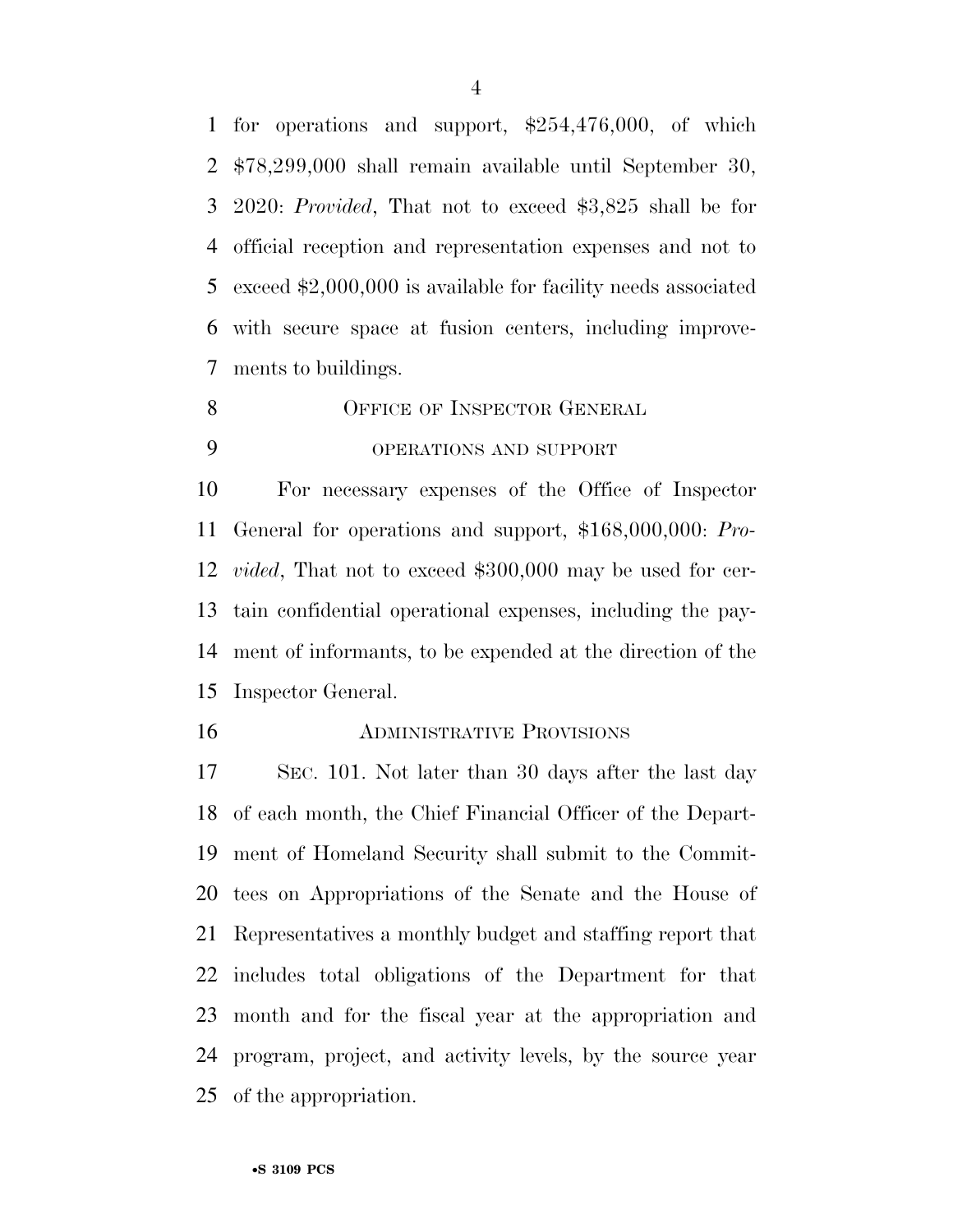for operations and support, $254,476,000, of which $78,299,000 shall remain available until September 30, 2020: *Provided*, That not to exceed $3,825 shall be for official reception and representation expenses and not to exceed $2,000,000 is available for facility needs associated with secure space at fusion centers, including improvements to buildings.

## OFFICE OF INSPECTOR GENERAL

### OPERATIONS AND SUPPORT

For necessary expenses of the Office of Inspector General for operations and support, $168,000,000: *Provided*, That not to exceed $300,000 may be used for certain confidential operational expenses, including the payment of informants, to be expended at the direction of the Inspector General.

## ADMINISTRATIVE PROVISIONS

SEC. 101. Not later than 30 days after the last day of each month, the Chief Financial Officer of the Department of Homeland Security shall submit to the Committees on Appropriations of the Senate and the House of Representatives a monthly budget and staffing report that includes total obligations of the Department for that month and for the fiscal year at the appropriation and program, project, and activity levels, by the source year of the appropriation.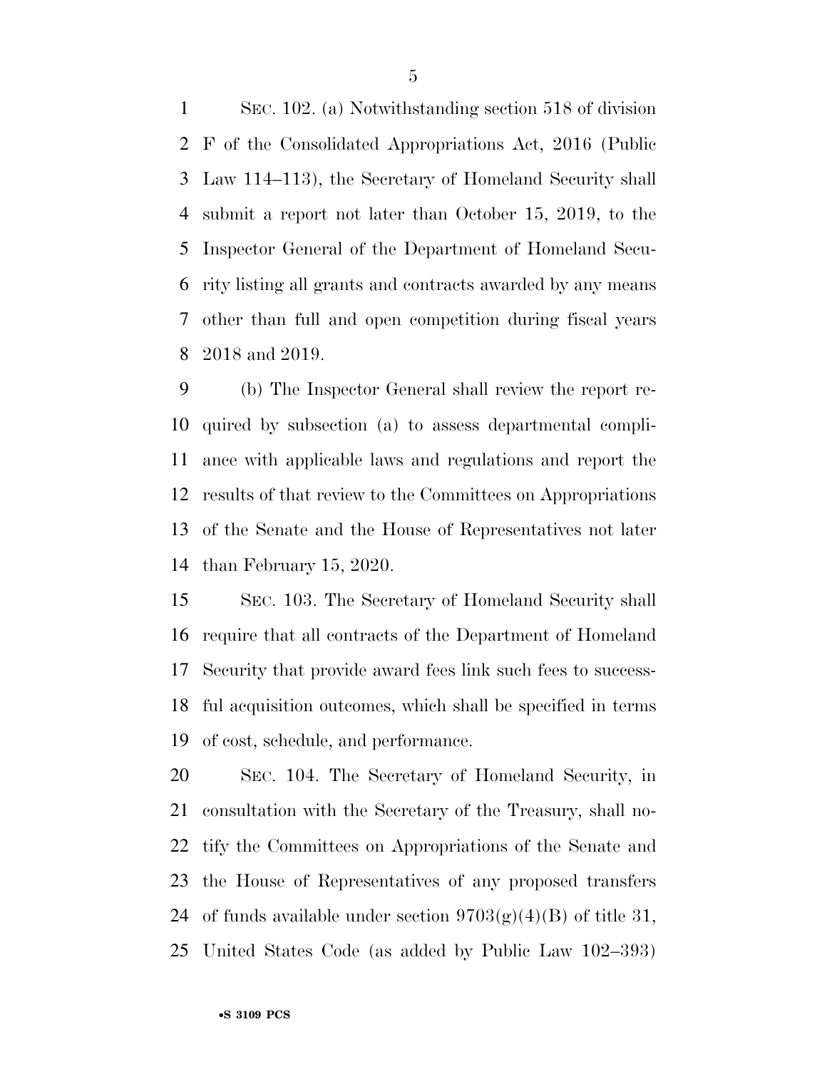SEC. 102. (a) Notwithstanding section 518 of division F of the Consolidated Appropriations Act, 2016 (Public Law 114–113), the Secretary of Homeland Security shall submit a report not later than October 15, 2019, to the Inspector General of the Department of Homeland Security listing all grants and contracts awarded by any means other than full and open competition during fiscal years 2018 and 2019.

(b) The Inspector General shall review the report required by subsection (a) to assess departmental compliance with applicable laws and regulations and report the results of that review to the Committees on Appropriations of the Senate and the House of Representatives not later than February 15, 2020.

SEC. 103. The Secretary of Homeland Security shall require that all contracts of the Department of Homeland Security that provide award fees link such fees to successful acquisition outcomes, which shall be specified in terms of cost, schedule, and performance.

SEC. 104. The Secretary of Homeland Security, in consultation with the Secretary of the Treasury, shall notify the Committees on Appropriations of the Senate and the House of Representatives of any proposed transfers of funds available under section 9703(g)(4)(B) of title 31, United States Code (as added by Public Law 102–393)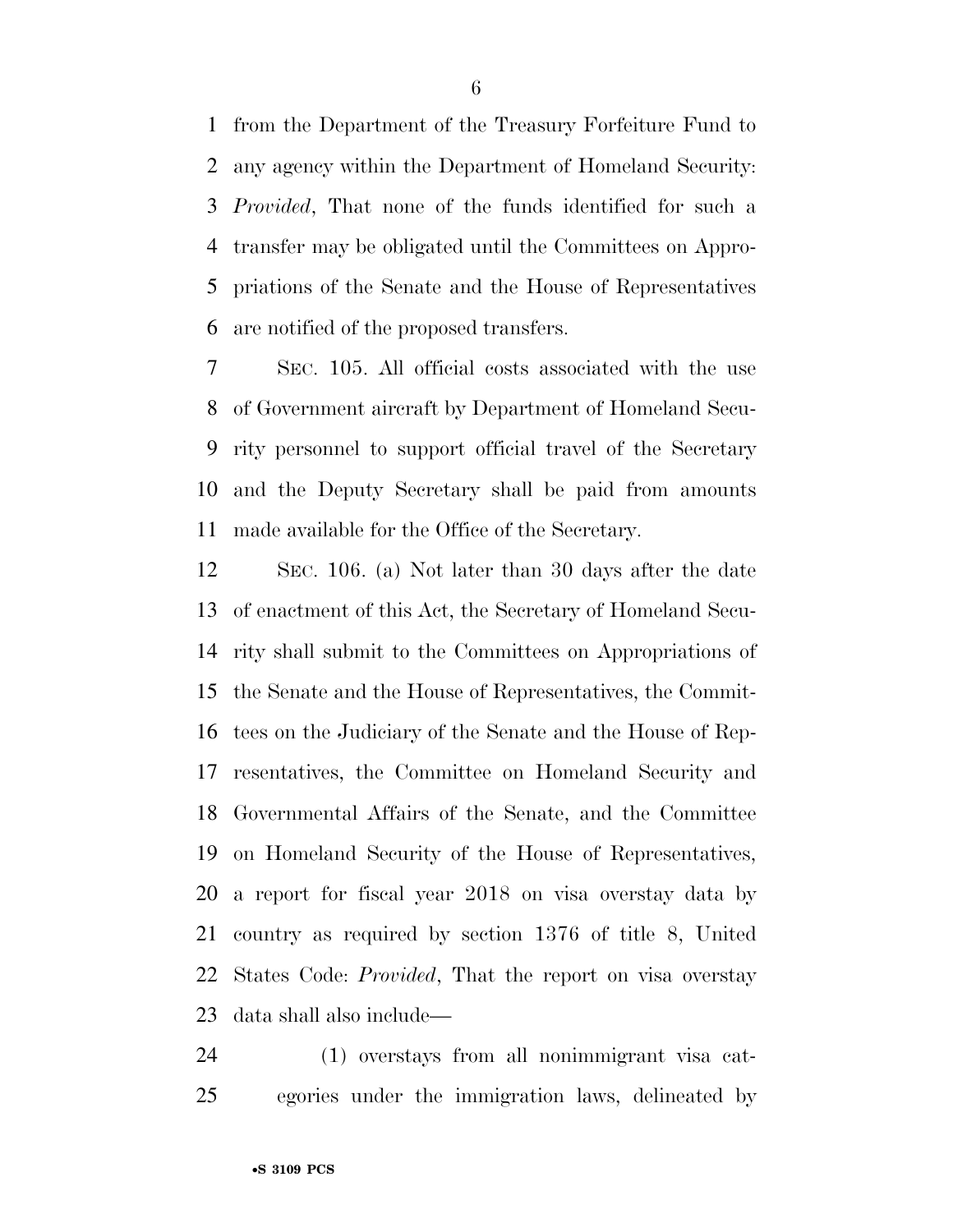from the Department of the Treasury Forfeiture Fund to any agency within the Department of Homeland Security: *Provided*, That none of the funds identified for such a transfer may be obligated until the Committees on Appropriations of the Senate and the House of Representatives are notified of the proposed transfers.

SEC. 105. All official costs associated with the use of Government aircraft by Department of Homeland Security personnel to support official travel of the Secretary and the Deputy Secretary shall be paid from amounts made available for the Office of the Secretary.

SEC. 106. (a) Not later than 30 days after the date of enactment of this Act, the Secretary of Homeland Security shall submit to the Committees on Appropriations of the Senate and the House of Representatives, the Committees on the Judiciary of the Senate and the House of Representatives, the Committee on Homeland Security and Governmental Affairs of the Senate, and the Committee on Homeland Security of the House of Representatives, a report for fiscal year 2018 on visa overstay data by country as required by section 1376 of title 8, United States Code: *Provided*, That the report on visa overstay data shall also include—

(1) overstays from all nonimmigrant visa categories under the immigration laws, delineated by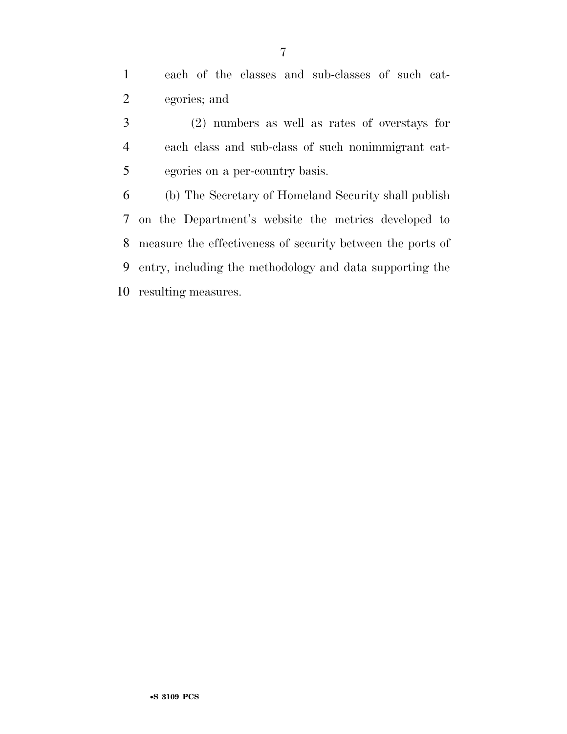each of the classes and sub-classes of such categories; and

(2) numbers as well as rates of overstays for each class and sub-class of such nonimmigrant categories on a per-country basis.

(b) The Secretary of Homeland Security shall publish on the Department's website the metrics developed to measure the effectiveness of security between the ports of entry, including the methodology and data supporting the resulting measures.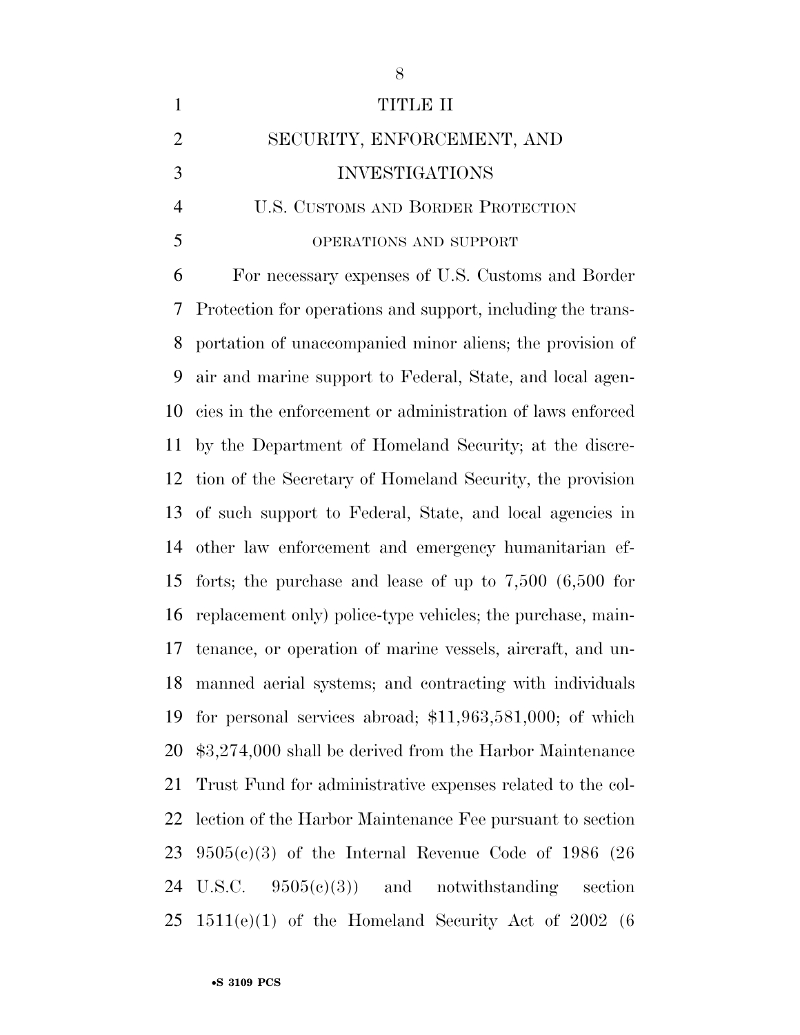# TITLE II

# SECURITY, ENFORCEMENT, AND INVESTIGATIONS

## U.S. CUSTOMS AND BORDER PROTECTION

### OPERATIONS AND SUPPORT

For necessary expenses of U.S. Customs and Border Protection for operations and support, including the transportation of unaccompanied minor aliens; the provision of air and marine support to Federal, State, and local agencies in the enforcement or administration of laws enforced by the Department of Homeland Security; at the discretion of the Secretary of Homeland Security, the provision of such support to Federal, State, and local agencies in other law enforcement and emergency humanitarian efforts; the purchase and lease of up to 7,500 (6,500 for replacement only) police-type vehicles; the purchase, maintenance, or operation of marine vessels, aircraft, and unmanned aerial systems; and contracting with individuals for personal services abroad; $11,963,581,000; of which $3,274,000 shall be derived from the Harbor Maintenance Trust Fund for administrative expenses related to the collection of the Harbor Maintenance Fee pursuant to section 9505(c)(3) of the Internal Revenue Code of 1986 (26 U.S.C. 9505(c)(3)) and notwithstanding section 1511(e)(1) of the Homeland Security Act of 2002 (6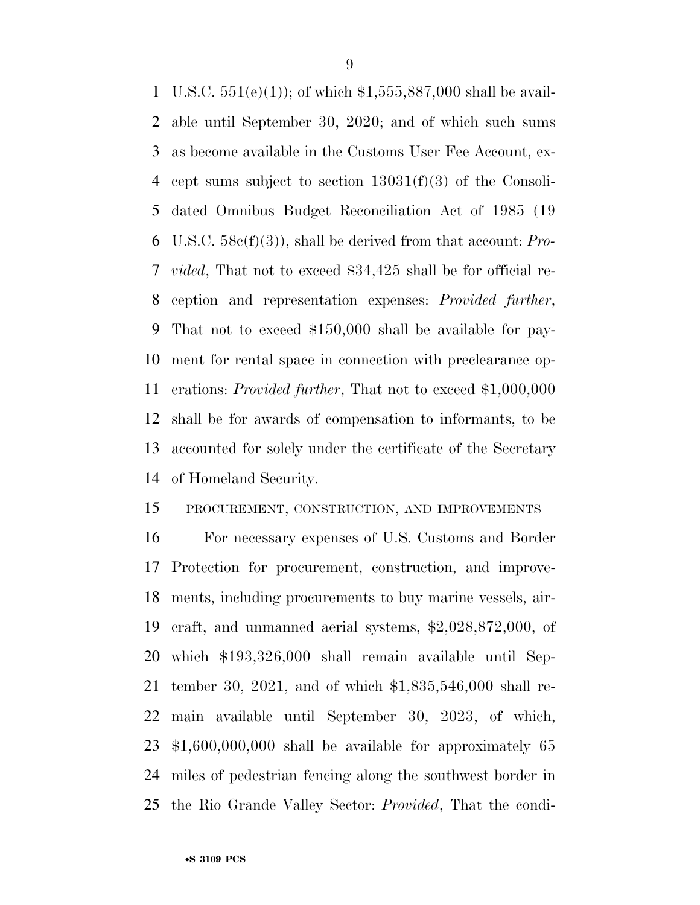U.S.C. 551(e)(1)); of which $1,555,887,000 shall be available until September 30, 2020; and of which such sums as become available in the Customs User Fee Account, except sums subject to section 13031(f)(3) of the Consolidated Omnibus Budget Reconciliation Act of 1985 (19 U.S.C. 58c(f)(3)), shall be derived from that account: *Provided*, That not to exceed $34,425 shall be for official reception and representation expenses: *Provided further*, That not to exceed $150,000 shall be available for payment for rental space in connection with preclearance operations: *Provided further*, That not to exceed $1,000,000 shall be for awards of compensation to informants, to be accounted for solely under the certificate of the Secretary of Homeland Security.

PROCUREMENT, CONSTRUCTION, AND IMPROVEMENTS

For necessary expenses of U.S. Customs and Border Protection for procurement, construction, and improvements, including procurements to buy marine vessels, aircraft, and unmanned aerial systems, $2,028,872,000, of which $193,326,000 shall remain available until September 30, 2021, and of which $1,835,546,000 shall remain available until September 30, 2023, of which, $1,600,000,000 shall be available for approximately 65 miles of pedestrian fencing along the southwest border in the Rio Grande Valley Sector: *Provided*, That the condi-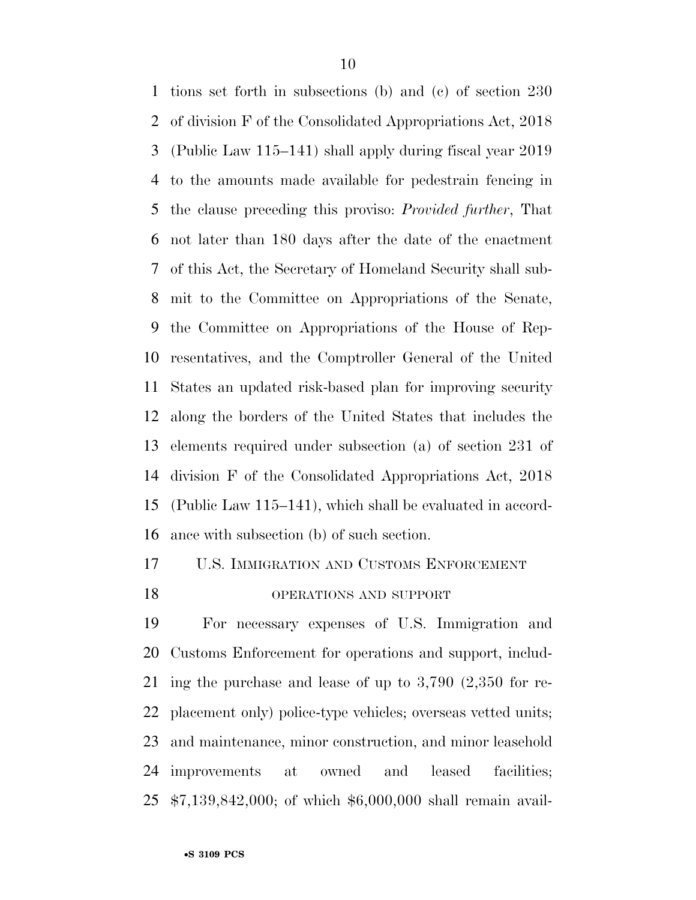tions set forth in subsections (b) and (c) of section 230 of division F of the Consolidated Appropriations Act, 2018 (Public Law 115–141) shall apply during fiscal year 2019 to the amounts made available for pedestrain fencing in the clause preceding this proviso: *Provided further*, That not later than 180 days after the date of the enactment of this Act, the Secretary of Homeland Security shall submit to the Committee on Appropriations of the Senate, the Committee on Appropriations of the House of Representatives, and the Comptroller General of the United States an updated risk-based plan for improving security along the borders of the United States that includes the elements required under subsection (a) of section 231 of division F of the Consolidated Appropriations Act, 2018 (Public Law 115–141), which shall be evaluated in accordance with subsection (b) of such section.

U.S. IMMIGRATION AND CUSTOMS ENFORCEMENT

OPERATIONS AND SUPPORT

For necessary expenses of U.S. Immigration and Customs Enforcement for operations and support, including the purchase and lease of up to 3,790 (2,350 for replacement only) police-type vehicles; overseas vetted units; and maintenance, minor construction, and minor leasehold improvements at owned and leased facilities; $7,139,842,000; of which $6,000,000 shall remain avail-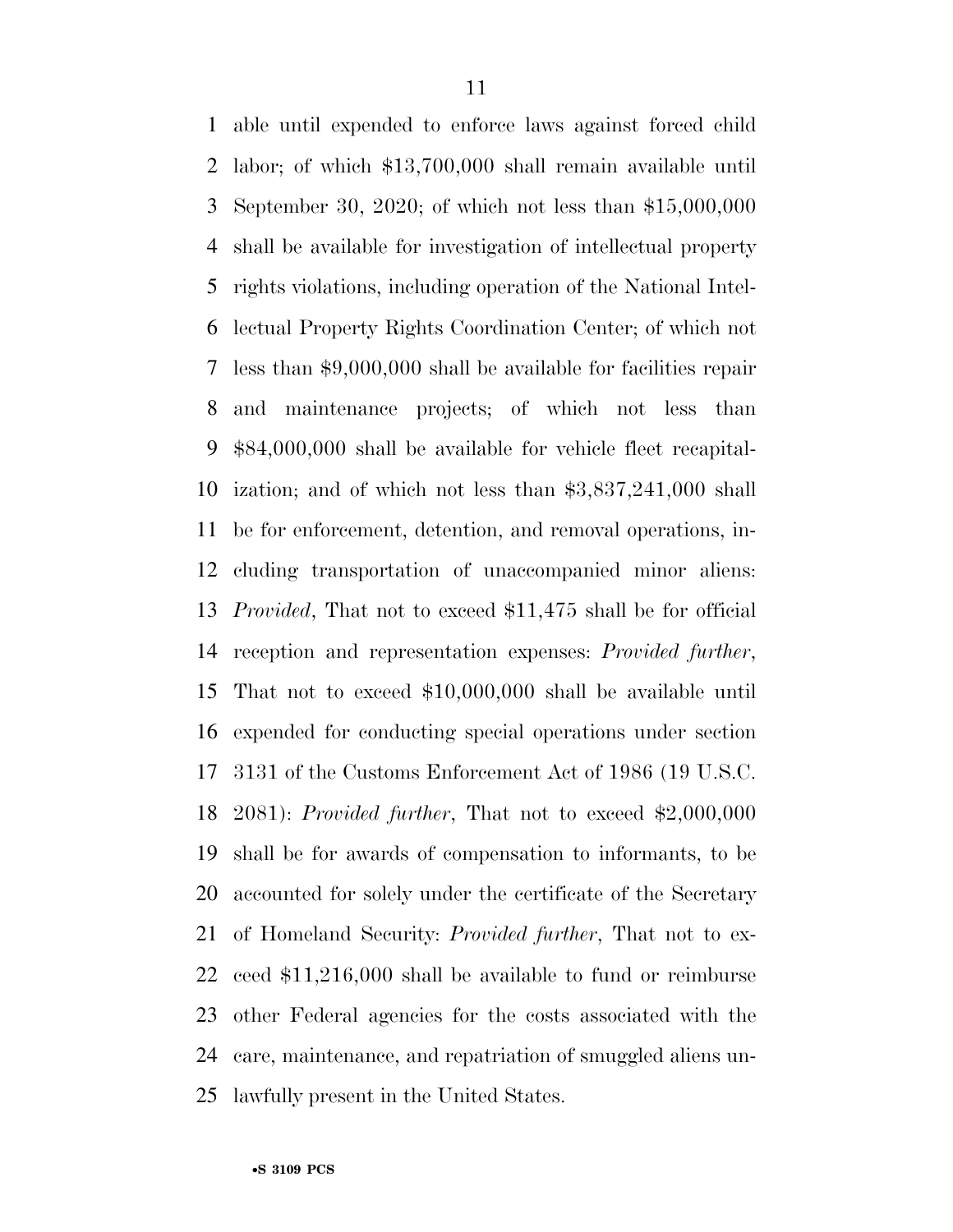able until expended to enforce laws against forced child labor; of which $13,700,000 shall remain available until September 30, 2020; of which not less than $15,000,000 shall be available for investigation of intellectual property rights violations, including operation of the National Intellectual Property Rights Coordination Center; of which not less than $9,000,000 shall be available for facilities repair and maintenance projects; of which not less than $84,000,000 shall be available for vehicle fleet recapitalization; and of which not less than $3,837,241,000 shall be for enforcement, detention, and removal operations, including transportation of unaccompanied minor aliens: *Provided*, That not to exceed $11,475 shall be for official reception and representation expenses: *Provided further*, That not to exceed $10,000,000 shall be available until expended for conducting special operations under section 3131 of the Customs Enforcement Act of 1986 (19 U.S.C. 2081): *Provided further*, That not to exceed $2,000,000 shall be for awards of compensation to informants, to be accounted for solely under the certificate of the Secretary of Homeland Security: *Provided further*, That not to exceed $11,216,000 shall be available to fund or reimburse other Federal agencies for the costs associated with the care, maintenance, and repatriation of smuggled aliens unlawfully present in the United States.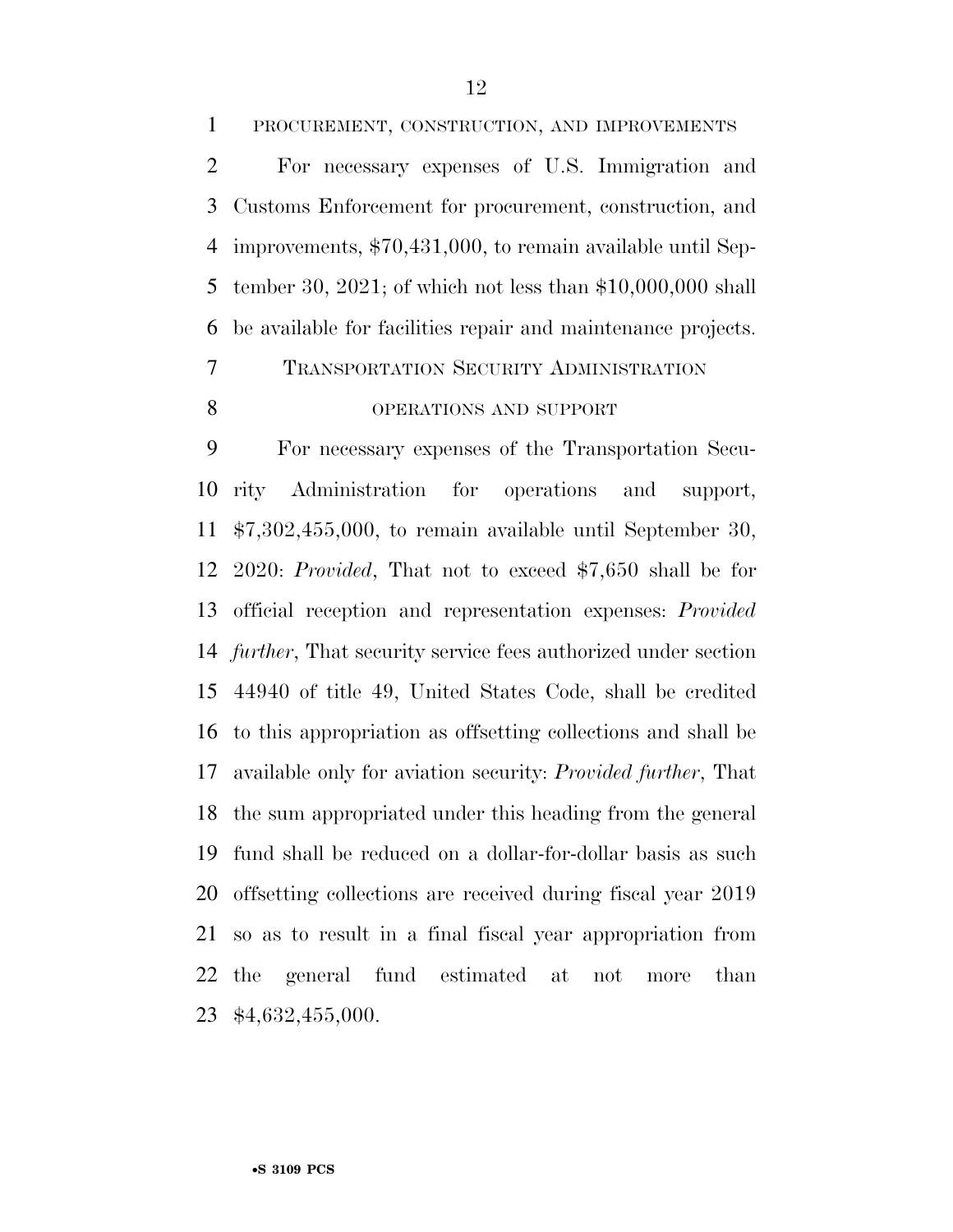PROCUREMENT, CONSTRUCTION, AND IMPROVEMENTS

For necessary expenses of U.S. Immigration and Customs Enforcement for procurement, construction, and improvements, $70,431,000, to remain available until September 30, 2021; of which not less than $10,000,000 shall be available for facilities repair and maintenance projects.

TRANSPORTATION SECURITY ADMINISTRATION

OPERATIONS AND SUPPORT

For necessary expenses of the Transportation Security Administration for operations and support, $7,302,455,000, to remain available until September 30, 2020: *Provided*, That not to exceed $7,650 shall be for official reception and representation expenses: *Provided further*, That security service fees authorized under section 44940 of title 49, United States Code, shall be credited to this appropriation as offsetting collections and shall be available only for aviation security: *Provided further*, That the sum appropriated under this heading from the general fund shall be reduced on a dollar-for-dollar basis as such offsetting collections are received during fiscal year 2019 so as to result in a final fiscal year appropriation from the general fund estimated at not more than $4,632,455,000.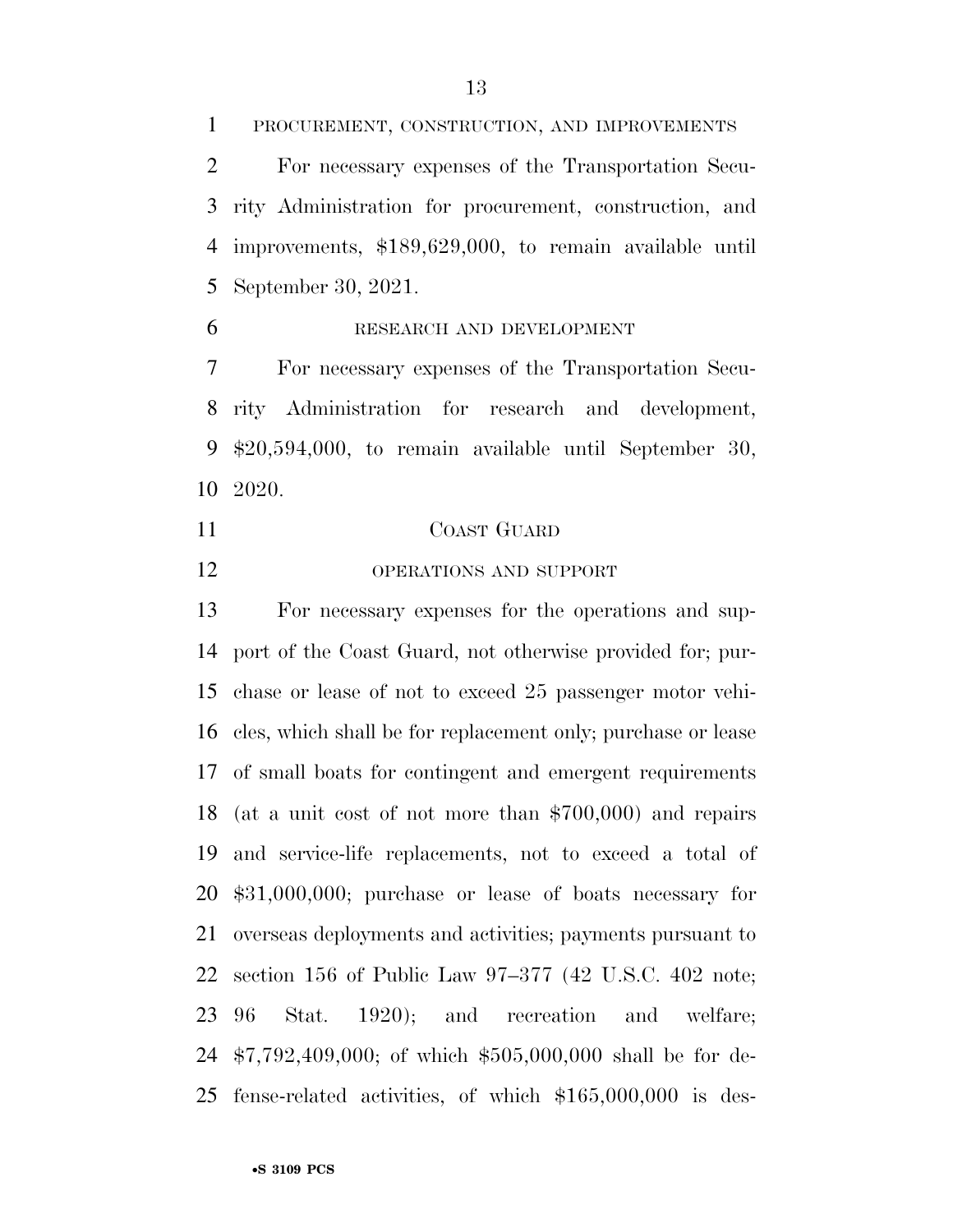PROCUREMENT, CONSTRUCTION, AND IMPROVEMENTS

For necessary expenses of the Transportation Security Administration for procurement, construction, and improvements, $189,629,000, to remain available until September 30, 2021.

RESEARCH AND DEVELOPMENT

For necessary expenses of the Transportation Security Administration for research and development, $20,594,000, to remain available until September 30, 2020.

COAST GUARD

OPERATIONS AND SUPPORT

For necessary expenses for the operations and support of the Coast Guard, not otherwise provided for; purchase or lease of not to exceed 25 passenger motor vehicles, which shall be for replacement only; purchase or lease of small boats for contingent and emergent requirements (at a unit cost of not more than $700,000) and repairs and service-life replacements, not to exceed a total of $31,000,000; purchase or lease of boats necessary for overseas deployments and activities; payments pursuant to section 156 of Public Law 97–377 (42 U.S.C. 402 note; 96 Stat. 1920); and recreation and welfare; $7,792,409,000; of which $505,000,000 shall be for defense-related activities, of which $165,000,000 is des-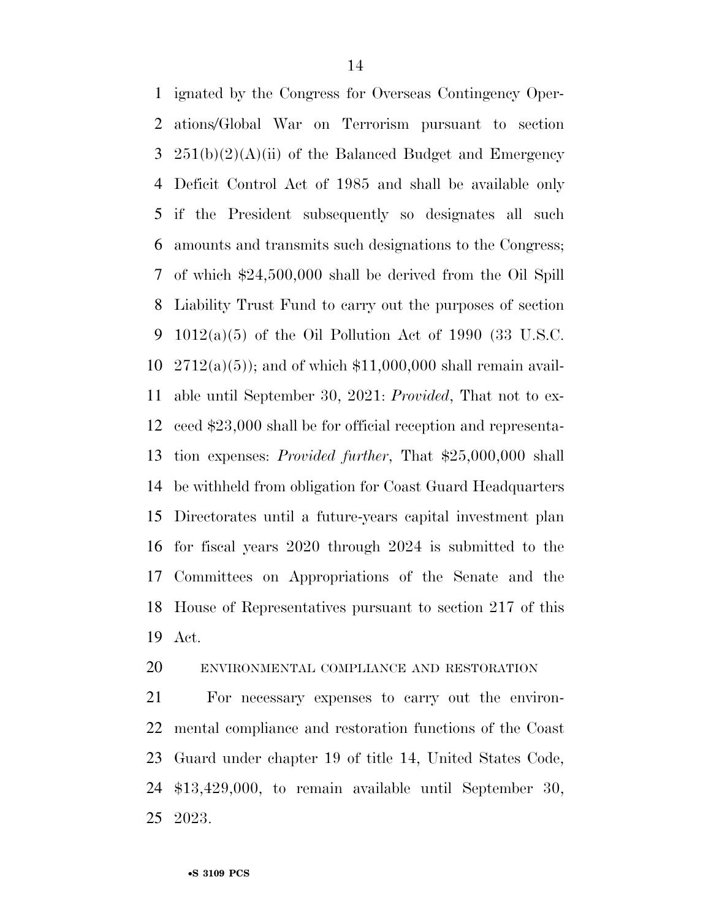ignated by the Congress for Overseas Contingency Operations/Global War on Terrorism pursuant to section 251(b)(2)(A)(ii) of the Balanced Budget and Emergency Deficit Control Act of 1985 and shall be available only if the President subsequently so designates all such amounts and transmits such designations to the Congress; of which $24,500,000 shall be derived from the Oil Spill Liability Trust Fund to carry out the purposes of section 1012(a)(5) of the Oil Pollution Act of 1990 (33 U.S.C. 2712(a)(5)); and of which $11,000,000 shall remain available until September 30, 2021: *Provided*, That not to exceed $23,000 shall be for official reception and representation expenses: *Provided further*, That $25,000,000 shall be withheld from obligation for Coast Guard Headquarters Directorates until a future-years capital investment plan for fiscal years 2020 through 2024 is submitted to the Committees on Appropriations of the Senate and the House of Representatives pursuant to section 217 of this Act.

ENVIRONMENTAL COMPLIANCE AND RESTORATION

For necessary expenses to carry out the environmental compliance and restoration functions of the Coast Guard under chapter 19 of title 14, United States Code, $13,429,000, to remain available until September 30, 2023.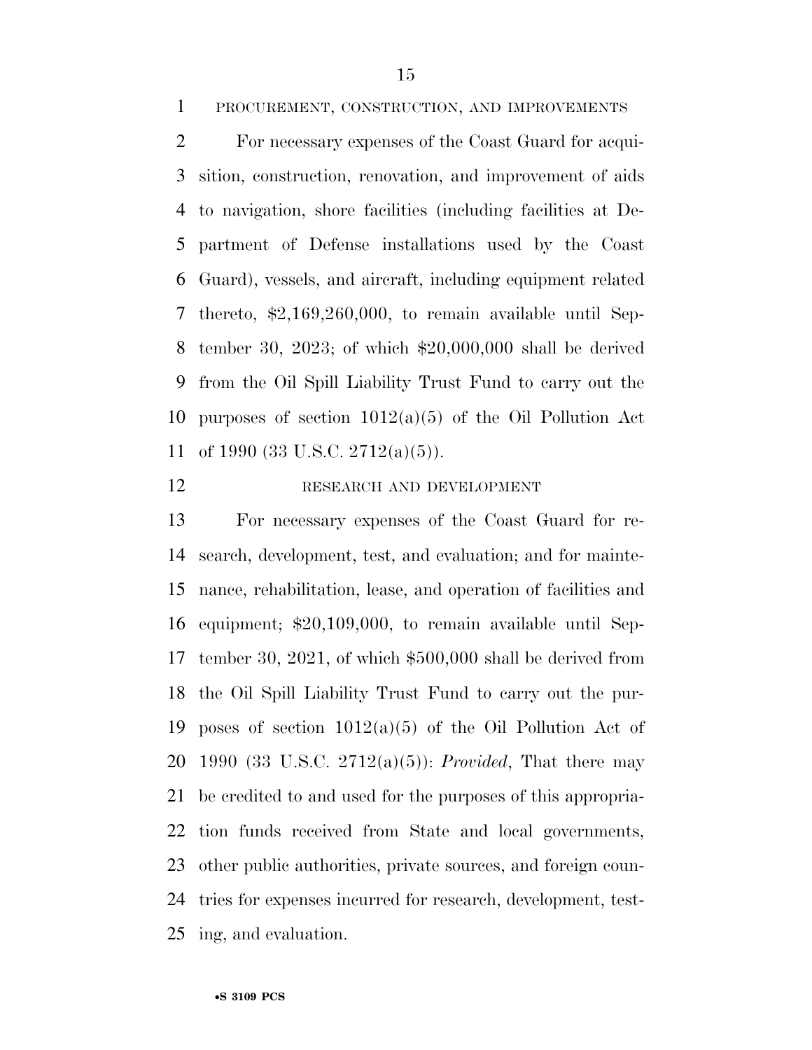PROCUREMENT, CONSTRUCTION, AND IMPROVEMENTS

For necessary expenses of the Coast Guard for acquisition, construction, renovation, and improvement of aids to navigation, shore facilities (including facilities at Department of Defense installations used by the Coast Guard), vessels, and aircraft, including equipment related thereto, $2,169,260,000, to remain available until September 30, 2023; of which $20,000,000 shall be derived from the Oil Spill Liability Trust Fund to carry out the purposes of section 1012(a)(5) of the Oil Pollution Act of 1990 (33 U.S.C. 2712(a)(5)).

RESEARCH AND DEVELOPMENT

For necessary expenses of the Coast Guard for research, development, test, and evaluation; and for maintenance, rehabilitation, lease, and operation of facilities and equipment; $20,109,000, to remain available until September 30, 2021, of which $500,000 shall be derived from the Oil Spill Liability Trust Fund to carry out the purposes of section 1012(a)(5) of the Oil Pollution Act of 1990 (33 U.S.C. 2712(a)(5)): *Provided*, That there may be credited to and used for the purposes of this appropriation funds received from State and local governments, other public authorities, private sources, and foreign countries for expenses incurred for research, development, testing, and evaluation.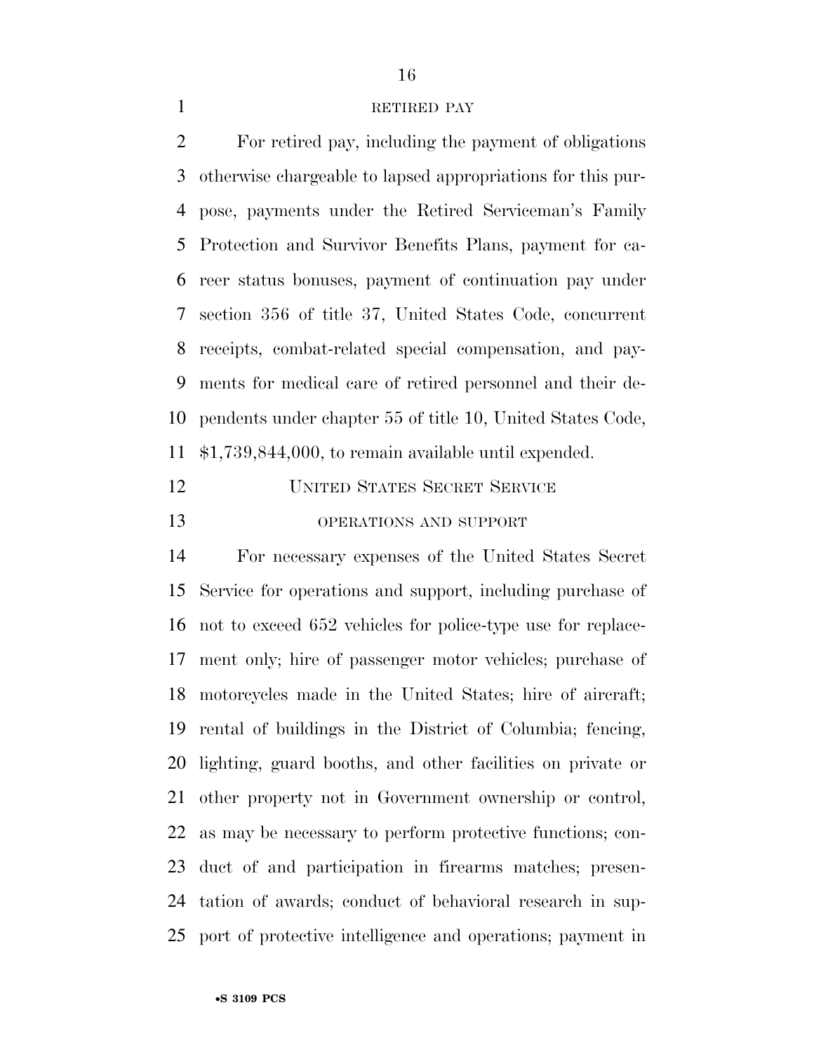RETIRED PAY

For retired pay, including the payment of obligations otherwise chargeable to lapsed appropriations for this purpose, payments under the Retired Serviceman's Family Protection and Survivor Benefits Plans, payment for career status bonuses, payment of continuation pay under section 356 of title 37, United States Code, concurrent receipts, combat-related special compensation, and payments for medical care of retired personnel and their dependents under chapter 55 of title 10, United States Code, $1,739,844,000, to remain available until expended.

UNITED STATES SECRET SERVICE

OPERATIONS AND SUPPORT

For necessary expenses of the United States Secret Service for operations and support, including purchase of not to exceed 652 vehicles for police-type use for replacement only; hire of passenger motor vehicles; purchase of motorcycles made in the United States; hire of aircraft; rental of buildings in the District of Columbia; fencing, lighting, guard booths, and other facilities on private or other property not in Government ownership or control, as may be necessary to perform protective functions; conduct of and participation in firearms matches; presentation of awards; conduct of behavioral research in support of protective intelligence and operations; payment in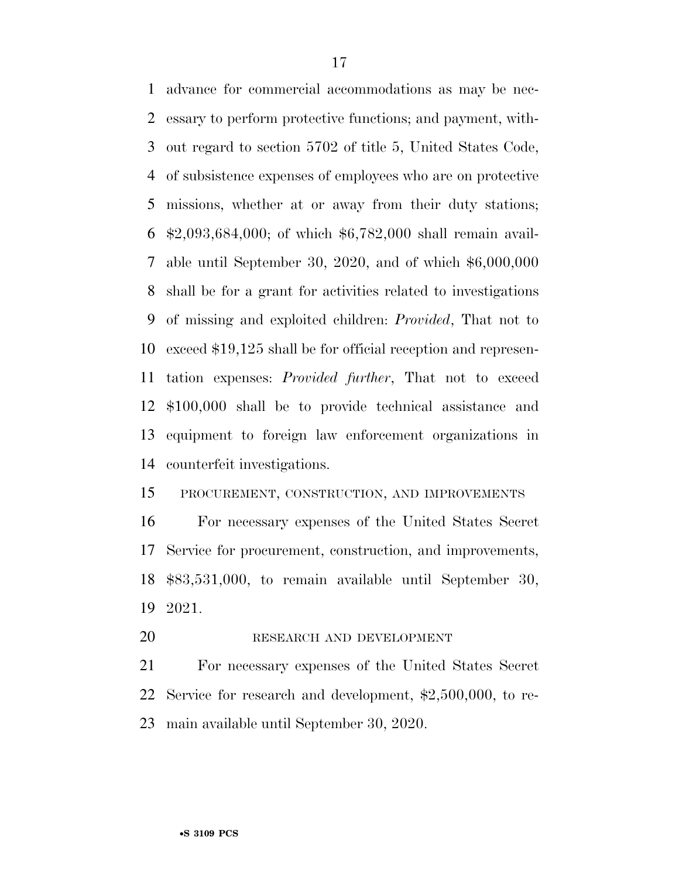advance for commercial accommodations as may be necessary to perform protective functions; and payment, without regard to section 5702 of title 5, United States Code, of subsistence expenses of employees who are on protective missions, whether at or away from their duty stations; $2,093,684,000; of which $6,782,000 shall remain available until September 30, 2020, and of which $6,000,000 shall be for a grant for activities related to investigations of missing and exploited children: *Provided*, That not to exceed $19,125 shall be for official reception and representation expenses: *Provided further*, That not to exceed $100,000 shall be to provide technical assistance and equipment to foreign law enforcement organizations in counterfeit investigations.

PROCUREMENT, CONSTRUCTION, AND IMPROVEMENTS

For necessary expenses of the United States Secret Service for procurement, construction, and improvements, $83,531,000, to remain available until September 30, 2021.

RESEARCH AND DEVELOPMENT

For necessary expenses of the United States Secret Service for research and development, $2,500,000, to remain available until September 30, 2020.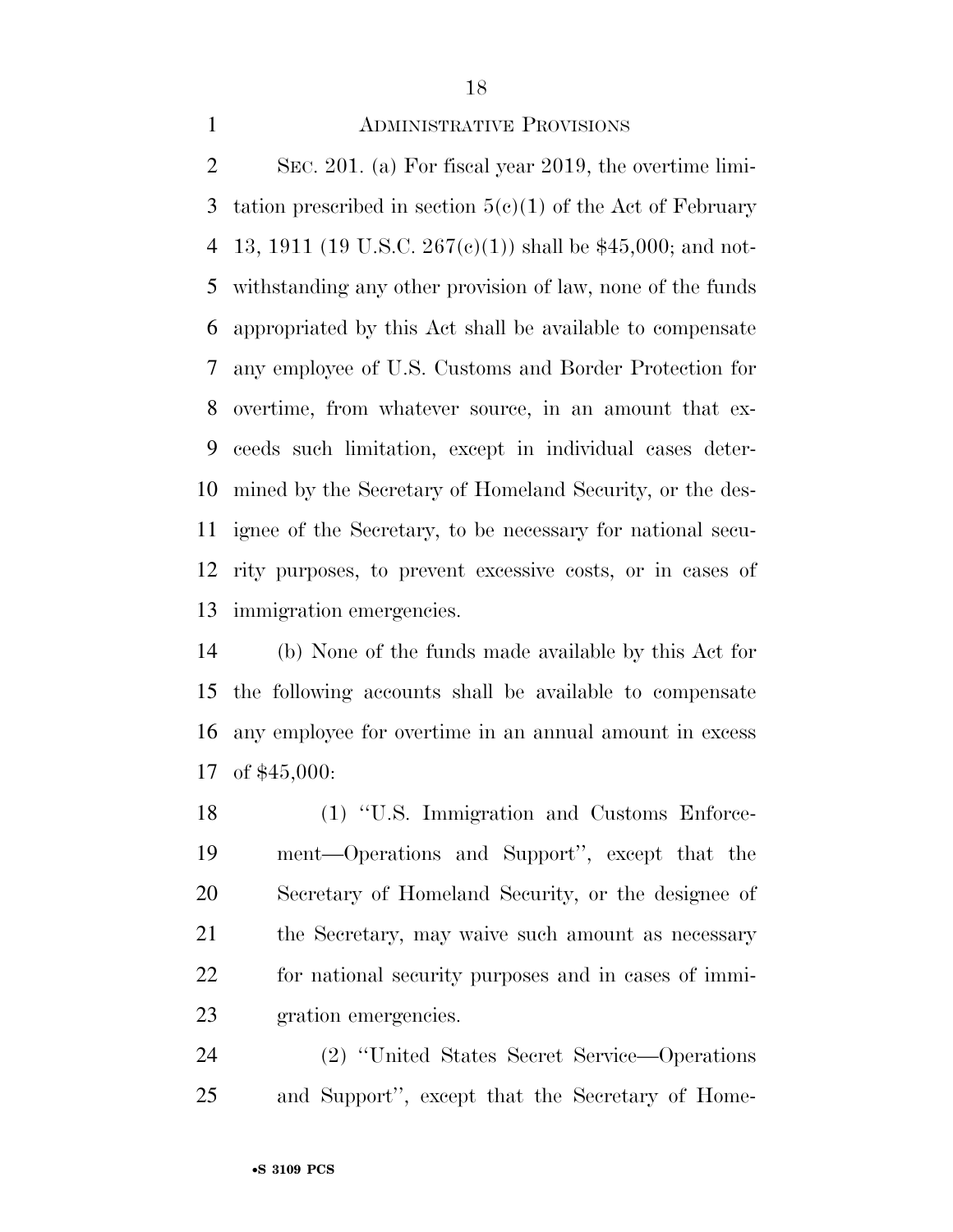## ADMINISTRATIVE PROVISIONS

SEC. 201. (a) For fiscal year 2019, the overtime limitation prescribed in section 5(c)(1) of the Act of February 13, 1911 (19 U.S.C. 267(c)(1)) shall be $45,000; and notwithstanding any other provision of law, none of the funds appropriated by this Act shall be available to compensate any employee of U.S. Customs and Border Protection for overtime, from whatever source, in an amount that exceeds such limitation, except in individual cases determined by the Secretary of Homeland Security, or the designee of the Secretary, to be necessary for national security purposes, to prevent excessive costs, or in cases of immigration emergencies.

(b) None of the funds made available by this Act for the following accounts shall be available to compensate any employee for overtime in an annual amount in excess of $45,000:

(1) ''U.S. Immigration and Customs Enforcement—Operations and Support'', except that the Secretary of Homeland Security, or the designee of the Secretary, may waive such amount as necessary for national security purposes and in cases of immigration emergencies.

(2) ''United States Secret Service—Operations and Support'', except that the Secretary of Home-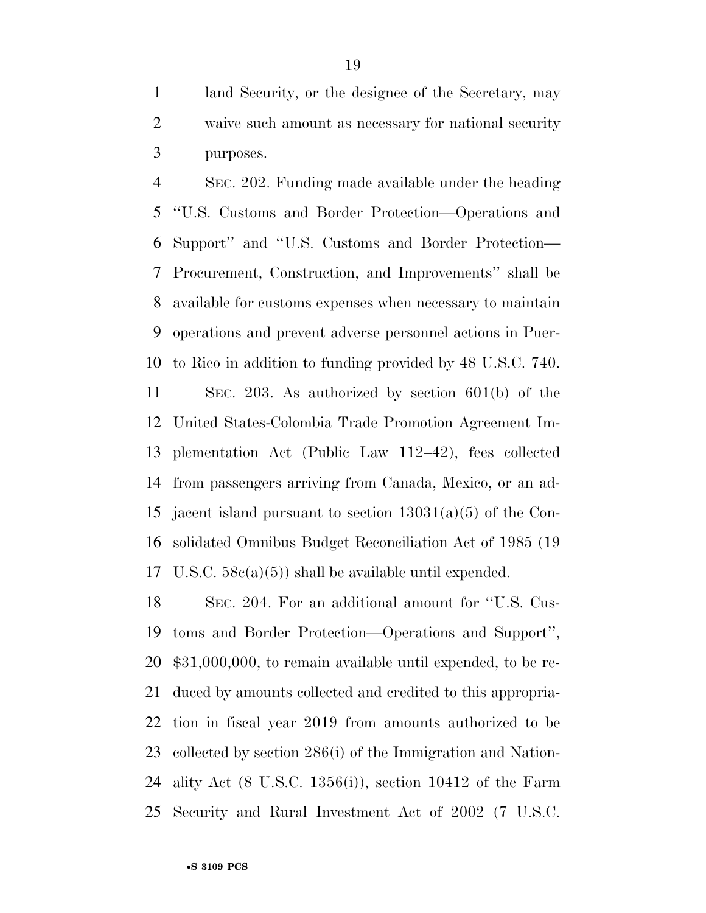land Security, or the designee of the Secretary, may waive such amount as necessary for national security purposes.

SEC. 202. Funding made available under the heading ''U.S. Customs and Border Protection—Operations and Support'' and ''U.S. Customs and Border Protection—Procurement, Construction, and Improvements'' shall be available for customs expenses when necessary to maintain operations and prevent adverse personnel actions in Puerto Rico in addition to funding provided by 48 U.S.C. 740.

SEC. 203. As authorized by section 601(b) of the United States-Colombia Trade Promotion Agreement Implementation Act (Public Law 112–42), fees collected from passengers arriving from Canada, Mexico, or an adjacent island pursuant to section 13031(a)(5) of the Consolidated Omnibus Budget Reconciliation Act of 1985 (19 U.S.C. 58c(a)(5)) shall be available until expended.

SEC. 204. For an additional amount for ''U.S. Customs and Border Protection—Operations and Support'', $31,000,000, to remain available until expended, to be reduced by amounts collected and credited to this appropriation in fiscal year 2019 from amounts authorized to be collected by section 286(i) of the Immigration and Nationality Act (8 U.S.C. 1356(i)), section 10412 of the Farm Security and Rural Investment Act of 2002 (7 U.S.C.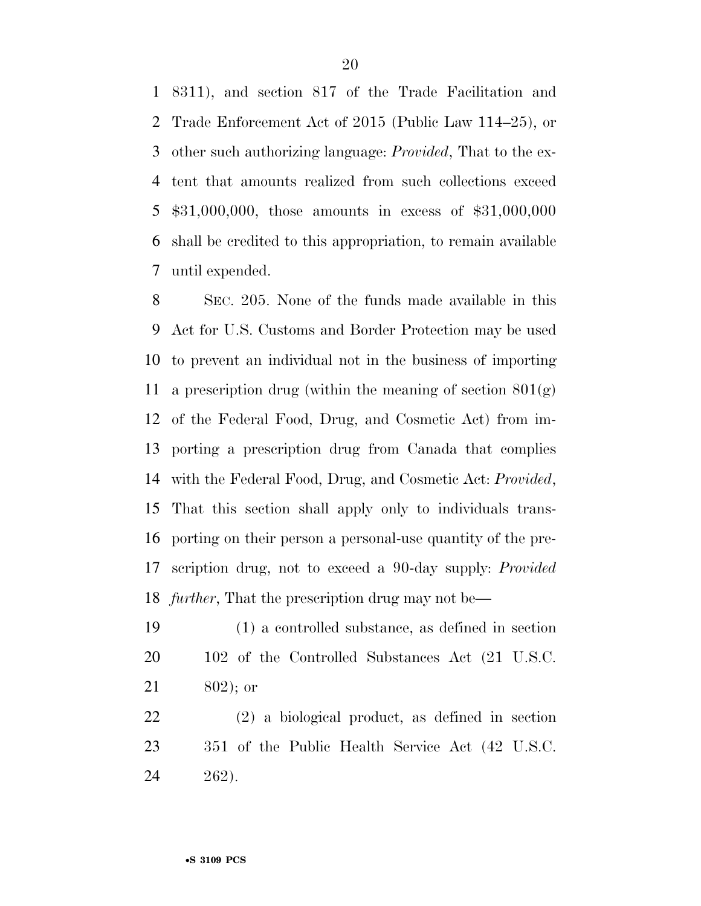8311), and section 817 of the Trade Facilitation and Trade Enforcement Act of 2015 (Public Law 114–25), or other such authorizing language: *Provided*, That to the extent that amounts realized from such collections exceed $31,000,000, those amounts in excess of $31,000,000 shall be credited to this appropriation, to remain available until expended.

SEC. 205. None of the funds made available in this Act for U.S. Customs and Border Protection may be used to prevent an individual not in the business of importing a prescription drug (within the meaning of section 801(g) of the Federal Food, Drug, and Cosmetic Act) from importing a prescription drug from Canada that complies with the Federal Food, Drug, and Cosmetic Act: *Provided*, That this section shall apply only to individuals transporting on their person a personal-use quantity of the prescription drug, not to exceed a 90-day supply: *Provided further*, That the prescription drug may not be—

(1) a controlled substance, as defined in section 102 of the Controlled Substances Act (21 U.S.C. 802); or

(2) a biological product, as defined in section 351 of the Public Health Service Act (42 U.S.C. 262).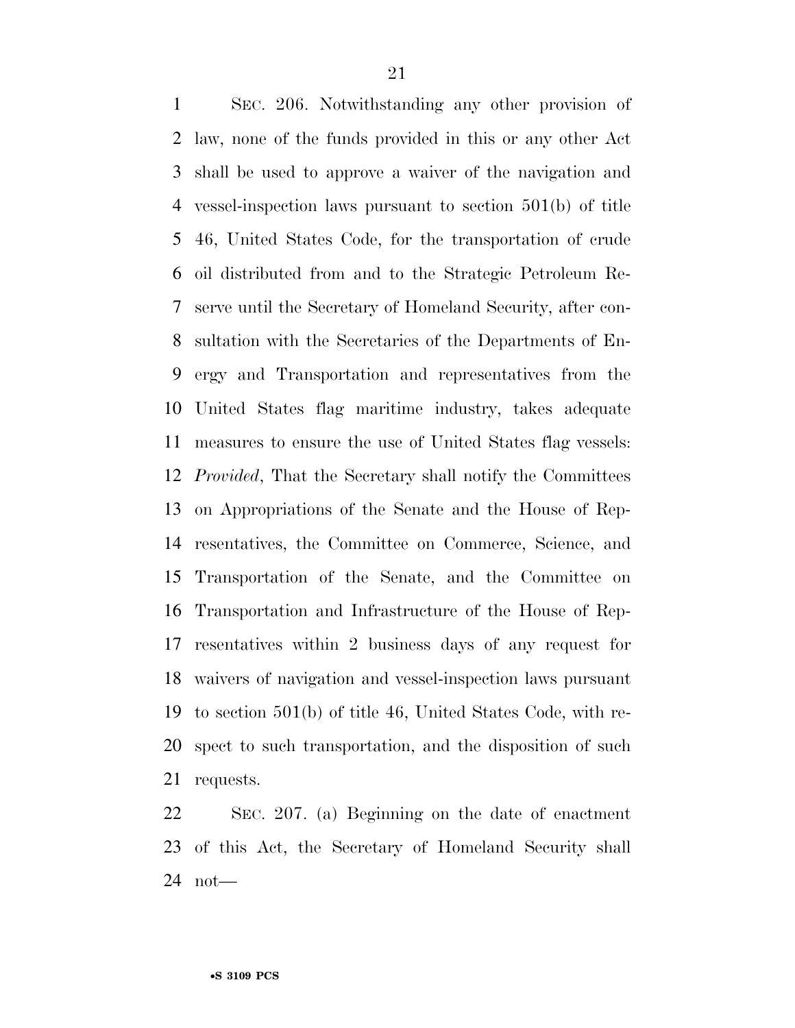SEC. 206. Notwithstanding any other provision of law, none of the funds provided in this or any other Act shall be used to approve a waiver of the navigation and vessel-inspection laws pursuant to section 501(b) of title 46, United States Code, for the transportation of crude oil distributed from and to the Strategic Petroleum Reserve until the Secretary of Homeland Security, after consultation with the Secretaries of the Departments of Energy and Transportation and representatives from the United States flag maritime industry, takes adequate measures to ensure the use of United States flag vessels: *Provided*, That the Secretary shall notify the Committees on Appropriations of the Senate and the House of Representatives, the Committee on Commerce, Science, and Transportation of the Senate, and the Committee on Transportation and Infrastructure of the House of Representatives within 2 business days of any request for waivers of navigation and vessel-inspection laws pursuant to section 501(b) of title 46, United States Code, with respect to such transportation, and the disposition of such requests.

SEC. 207. (a) Beginning on the date of enactment of this Act, the Secretary of Homeland Security shall not—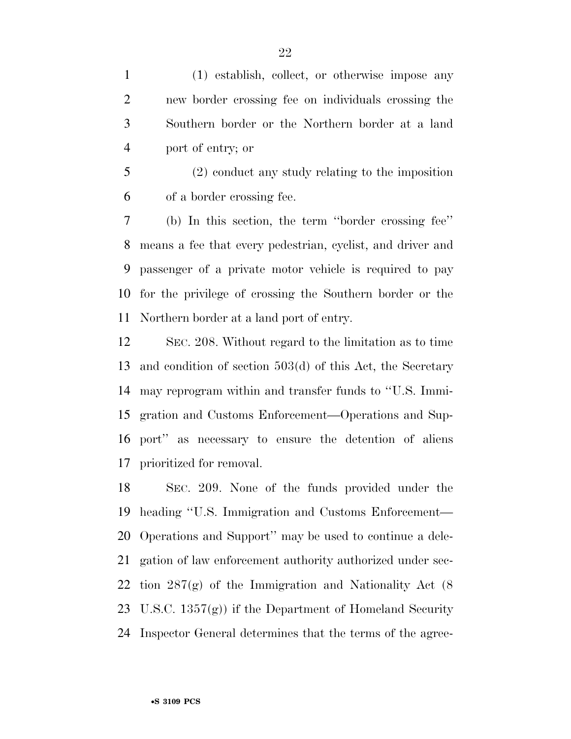(1) establish, collect, or otherwise impose any new border crossing fee on individuals crossing the Southern border or the Northern border at a land port of entry; or

(2) conduct any study relating to the imposition of a border crossing fee.

(b) In this section, the term ''border crossing fee'' means a fee that every pedestrian, cyclist, and driver and passenger of a private motor vehicle is required to pay for the privilege of crossing the Southern border or the Northern border at a land port of entry.

SEC. 208. Without regard to the limitation as to time and condition of section 503(d) of this Act, the Secretary may reprogram within and transfer funds to ''U.S. Immigration and Customs Enforcement—Operations and Support'' as necessary to ensure the detention of aliens prioritized for removal.

SEC. 209. None of the funds provided under the heading ''U.S. Immigration and Customs Enforcement—Operations and Support'' may be used to continue a delegation of law enforcement authority authorized under section 287(g) of the Immigration and Nationality Act (8 U.S.C. 1357(g)) if the Department of Homeland Security Inspector General determines that the terms of the agree-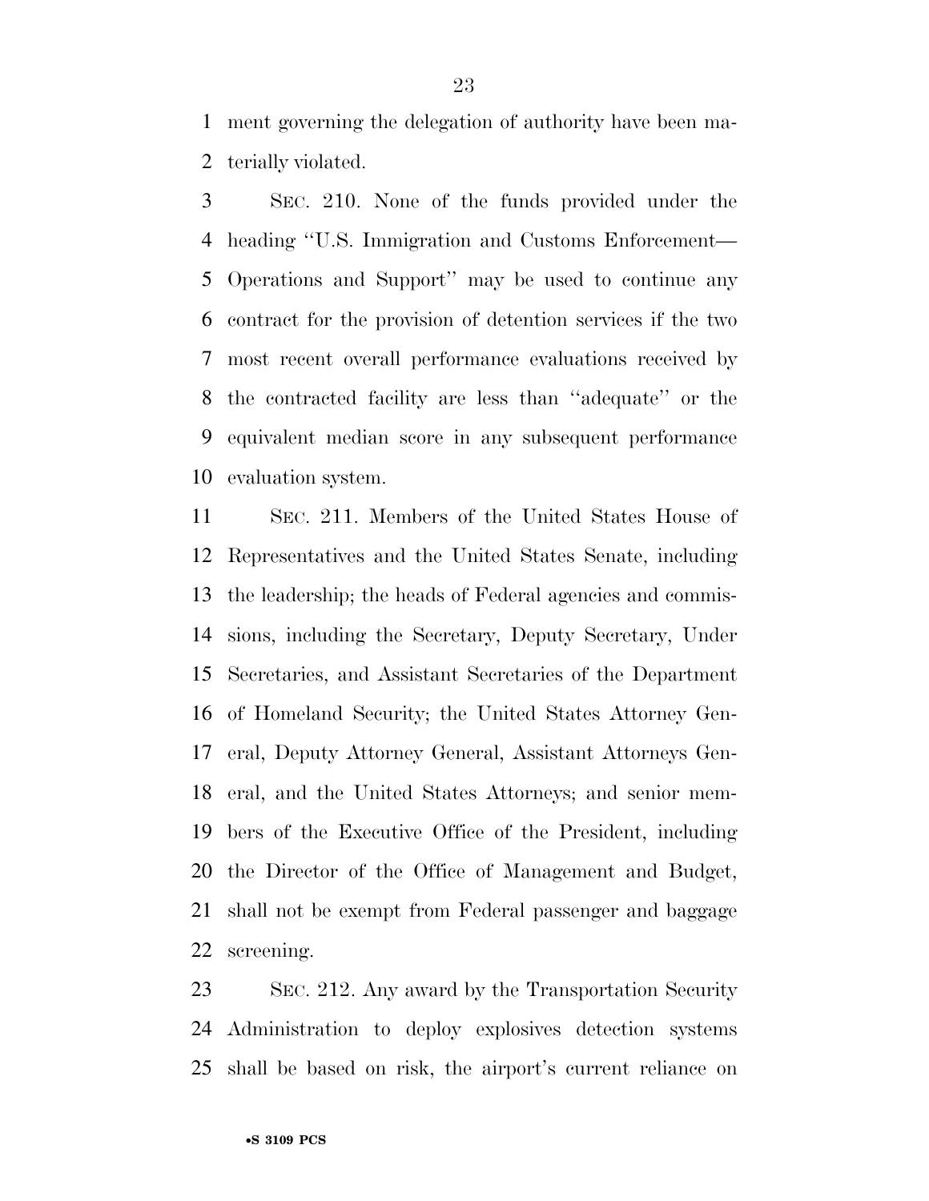ment governing the delegation of authority have been materially violated.

SEC. 210. None of the funds provided under the heading ''U.S. Immigration and Customs Enforcement—Operations and Support'' may be used to continue any contract for the provision of detention services if the two most recent overall performance evaluations received by the contracted facility are less than ''adequate'' or the equivalent median score in any subsequent performance evaluation system.

SEC. 211. Members of the United States House of Representatives and the United States Senate, including the leadership; the heads of Federal agencies and commissions, including the Secretary, Deputy Secretary, Under Secretaries, and Assistant Secretaries of the Department of Homeland Security; the United States Attorney General, Deputy Attorney General, Assistant Attorneys General, and the United States Attorneys; and senior members of the Executive Office of the President, including the Director of the Office of Management and Budget, shall not be exempt from Federal passenger and baggage screening.

SEC. 212. Any award by the Transportation Security Administration to deploy explosives detection systems shall be based on risk, the airport's current reliance on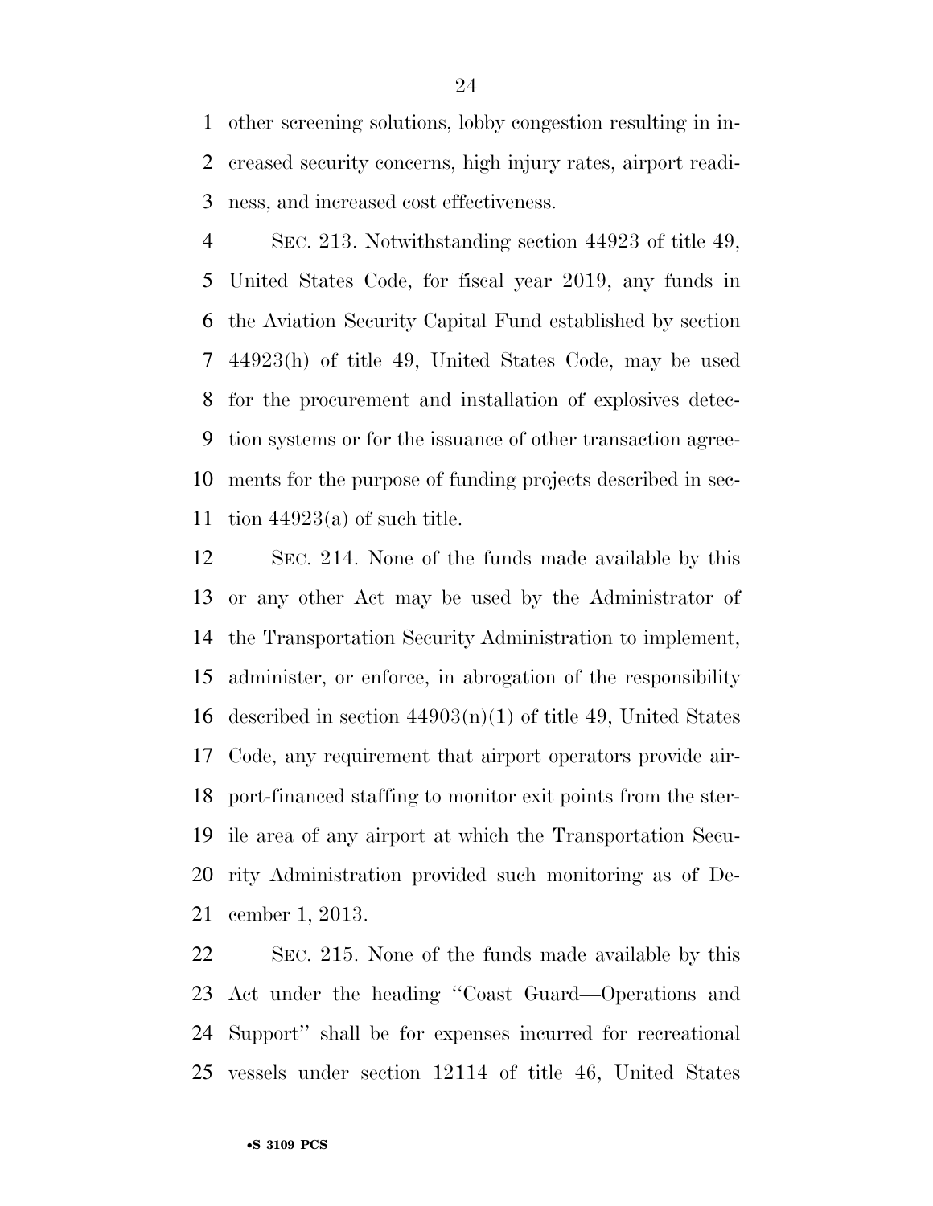other screening solutions, lobby congestion resulting in increased security concerns, high injury rates, airport readiness, and increased cost effectiveness.

SEC. 213. Notwithstanding section 44923 of title 49, United States Code, for fiscal year 2019, any funds in the Aviation Security Capital Fund established by section 44923(h) of title 49, United States Code, may be used for the procurement and installation of explosives detection systems or for the issuance of other transaction agreements for the purpose of funding projects described in section 44923(a) of such title.

SEC. 214. None of the funds made available by this or any other Act may be used by the Administrator of the Transportation Security Administration to implement, administer, or enforce, in abrogation of the responsibility described in section 44903(n)(1) of title 49, United States Code, any requirement that airport operators provide airport-financed staffing to monitor exit points from the sterile area of any airport at which the Transportation Security Administration provided such monitoring as of December 1, 2013.

SEC. 215. None of the funds made available by this Act under the heading ''Coast Guard—Operations and Support'' shall be for expenses incurred for recreational vessels under section 12114 of title 46, United States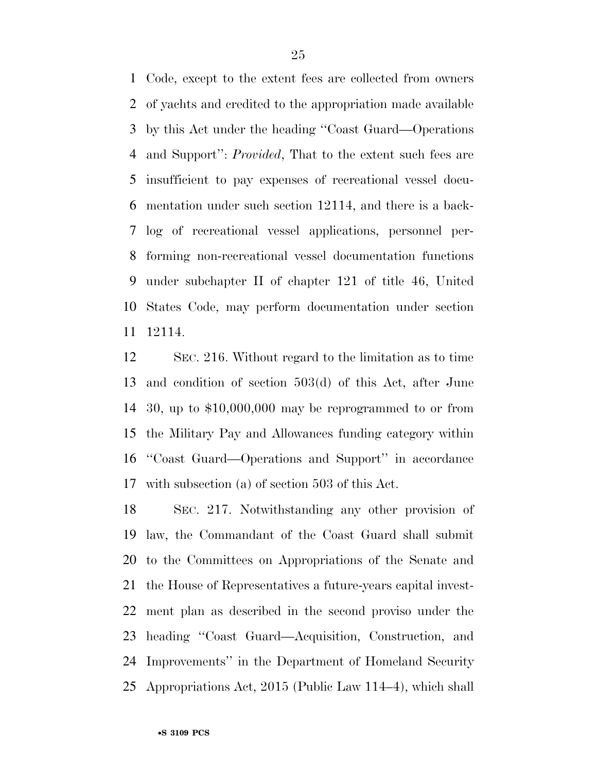Code, except to the extent fees are collected from owners of yachts and credited to the appropriation made available by this Act under the heading ''Coast Guard—Operations and Support'': *Provided*, That to the extent such fees are insufficient to pay expenses of recreational vessel documentation under such section 12114, and there is a backlog of recreational vessel applications, personnel performing non-recreational vessel documentation functions under subchapter II of chapter 121 of title 46, United States Code, may perform documentation under section 12114.

SEC. 216. Without regard to the limitation as to time and condition of section 503(d) of this Act, after June 30, up to $10,000,000 may be reprogrammed to or from the Military Pay and Allowances funding category within ''Coast Guard—Operations and Support'' in accordance with subsection (a) of section 503 of this Act.

SEC. 217. Notwithstanding any other provision of law, the Commandant of the Coast Guard shall submit to the Committees on Appropriations of the Senate and the House of Representatives a future-years capital investment plan as described in the second proviso under the heading ''Coast Guard—Acquisition, Construction, and Improvements'' in the Department of Homeland Security Appropriations Act, 2015 (Public Law 114–4), which shall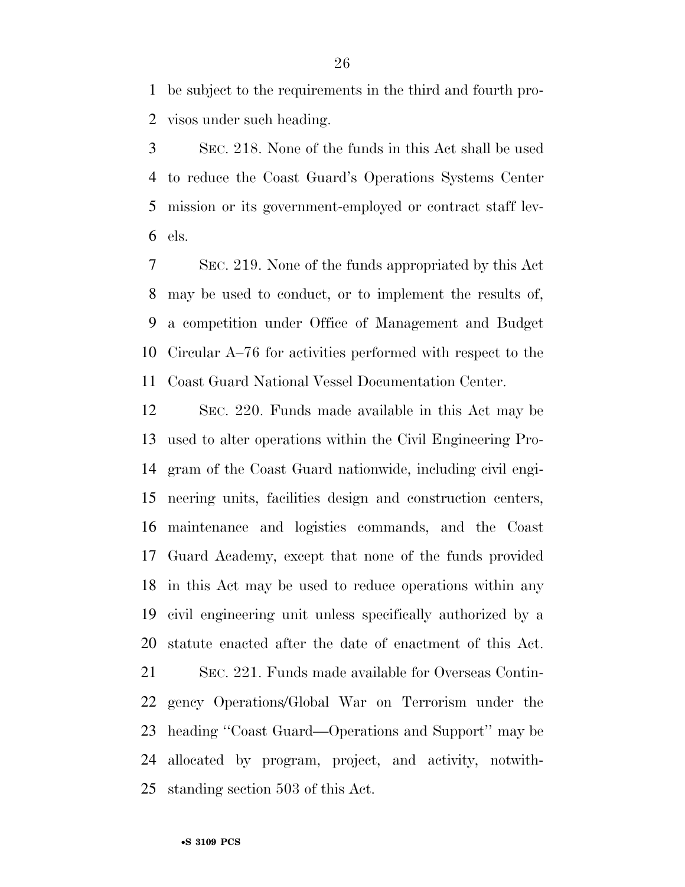be subject to the requirements in the third and fourth provisos under such heading.

SEC. 218. None of the funds in this Act shall be used to reduce the Coast Guard's Operations Systems Center mission or its government-employed or contract staff levels.

SEC. 219. None of the funds appropriated by this Act may be used to conduct, or to implement the results of, a competition under Office of Management and Budget Circular A–76 for activities performed with respect to the Coast Guard National Vessel Documentation Center.

SEC. 220. Funds made available in this Act may be used to alter operations within the Civil Engineering Program of the Coast Guard nationwide, including civil engineering units, facilities design and construction centers, maintenance and logistics commands, and the Coast Guard Academy, except that none of the funds provided in this Act may be used to reduce operations within any civil engineering unit unless specifically authorized by a statute enacted after the date of enactment of this Act.

SEC. 221. Funds made available for Overseas Contingency Operations/Global War on Terrorism under the heading ''Coast Guard—Operations and Support'' may be allocated by program, project, and activity, notwithstanding section 503 of this Act.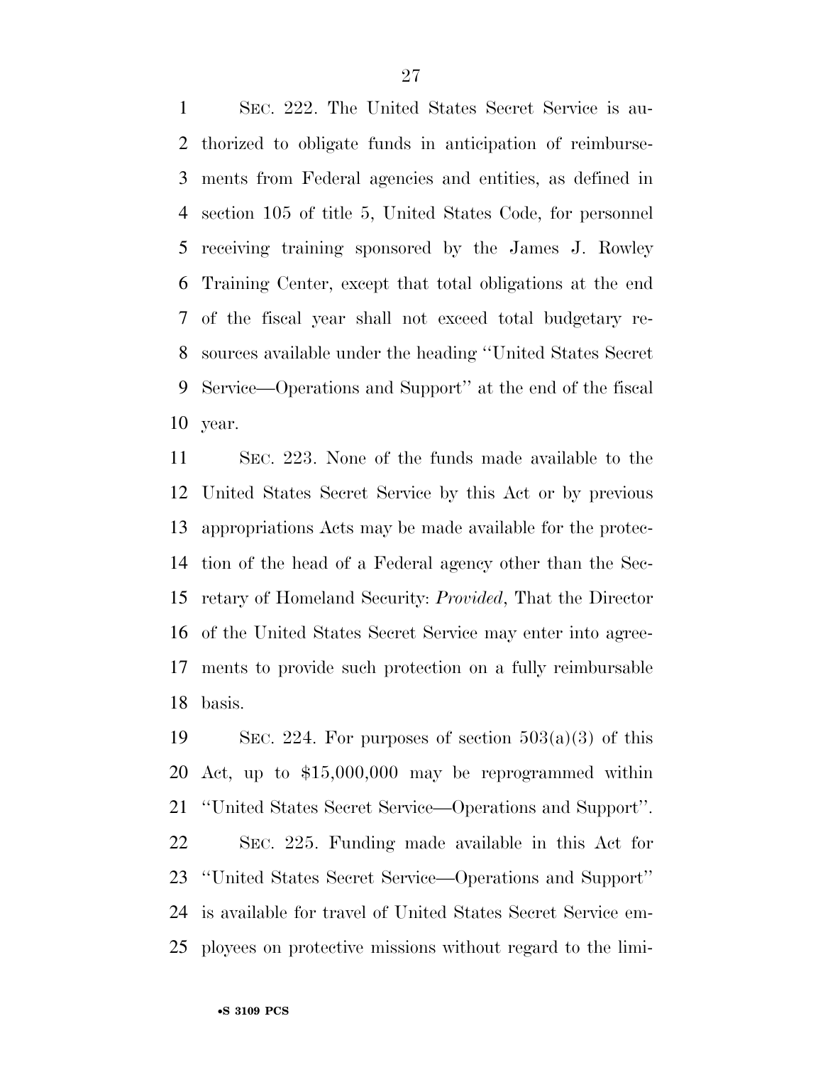SEC. 222. The United States Secret Service is authorized to obligate funds in anticipation of reimbursements from Federal agencies and entities, as defined in section 105 of title 5, United States Code, for personnel receiving training sponsored by the James J. Rowley Training Center, except that total obligations at the end of the fiscal year shall not exceed total budgetary resources available under the heading ''United States Secret Service—Operations and Support'' at the end of the fiscal year.

SEC. 223. None of the funds made available to the United States Secret Service by this Act or by previous appropriations Acts may be made available for the protection of the head of a Federal agency other than the Secretary of Homeland Security: *Provided*, That the Director of the United States Secret Service may enter into agreements to provide such protection on a fully reimbursable basis.

SEC. 224. For purposes of section 503(a)(3) of this Act, up to $15,000,000 may be reprogrammed within ''United States Secret Service—Operations and Support''.

SEC. 225. Funding made available in this Act for ''United States Secret Service—Operations and Support'' is available for travel of United States Secret Service employees on protective missions without regard to the limi-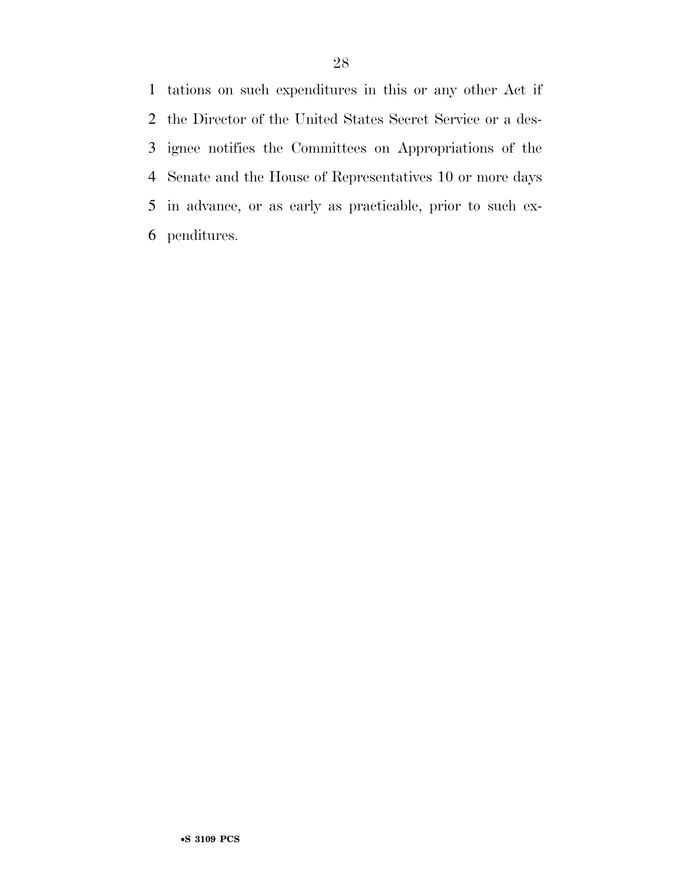tations on such expenditures in this or any other Act if the Director of the United States Secret Service or a designee notifies the Committees on Appropriations of the Senate and the House of Representatives 10 or more days in advance, or as early as practicable, prior to such expenditures.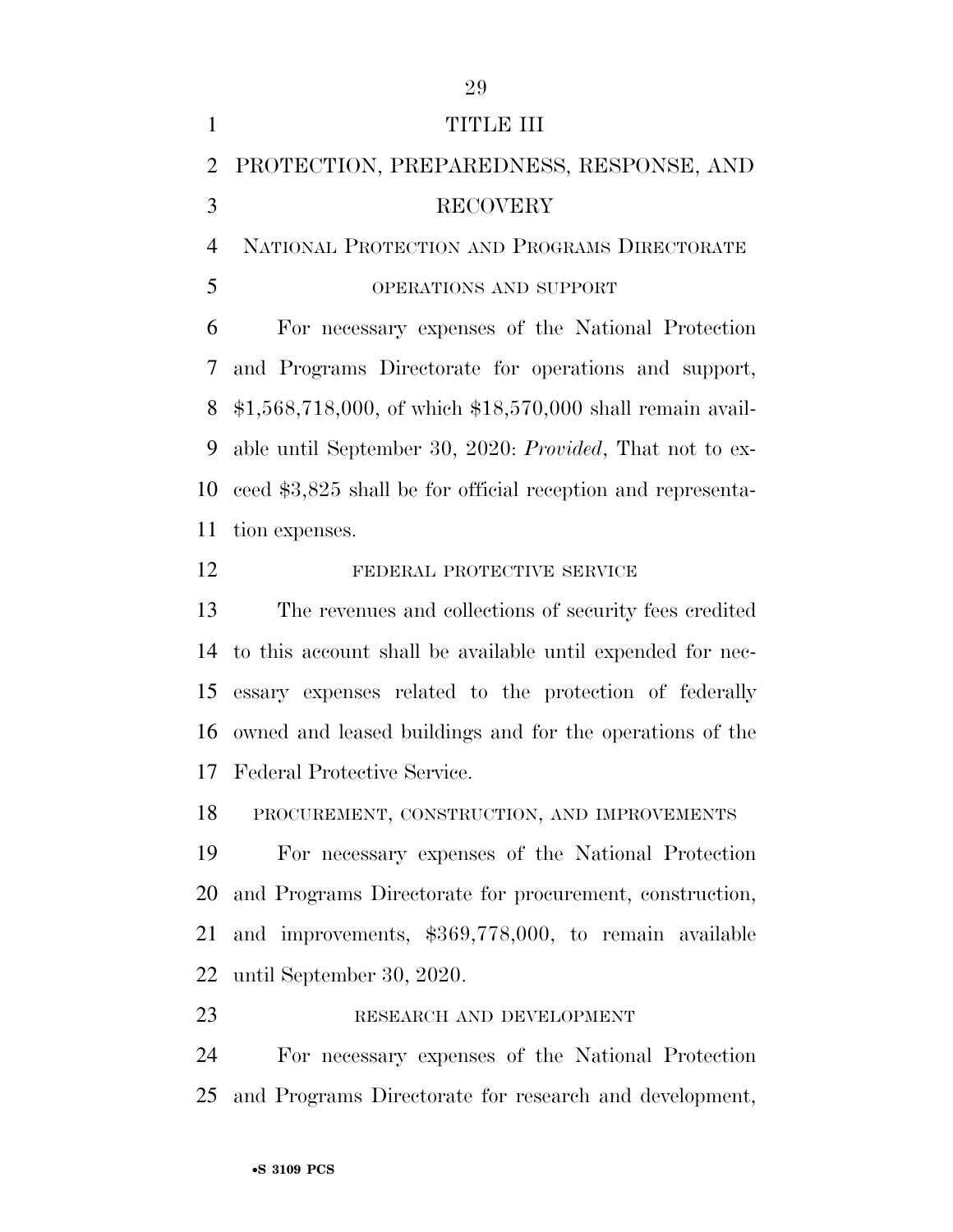# TITLE III

# PROTECTION, PREPAREDNESS, RESPONSE, AND RECOVERY

## NATIONAL PROTECTION AND PROGRAMS DIRECTORATE

### OPERATIONS AND SUPPORT

For necessary expenses of the National Protection and Programs Directorate for operations and support, $1,568,718,000, of which $18,570,000 shall remain available until September 30, 2020: *Provided*, That not to exceed $3,825 shall be for official reception and representation expenses.

### FEDERAL PROTECTIVE SERVICE

The revenues and collections of security fees credited to this account shall be available until expended for necessary expenses related to the protection of federally owned and leased buildings and for the operations of the Federal Protective Service.

### PROCUREMENT, CONSTRUCTION, AND IMPROVEMENTS

For necessary expenses of the National Protection and Programs Directorate for procurement, construction, and improvements, $369,778,000, to remain available until September 30, 2020.

### RESEARCH AND DEVELOPMENT

For necessary expenses of the National Protection and Programs Directorate for research and development,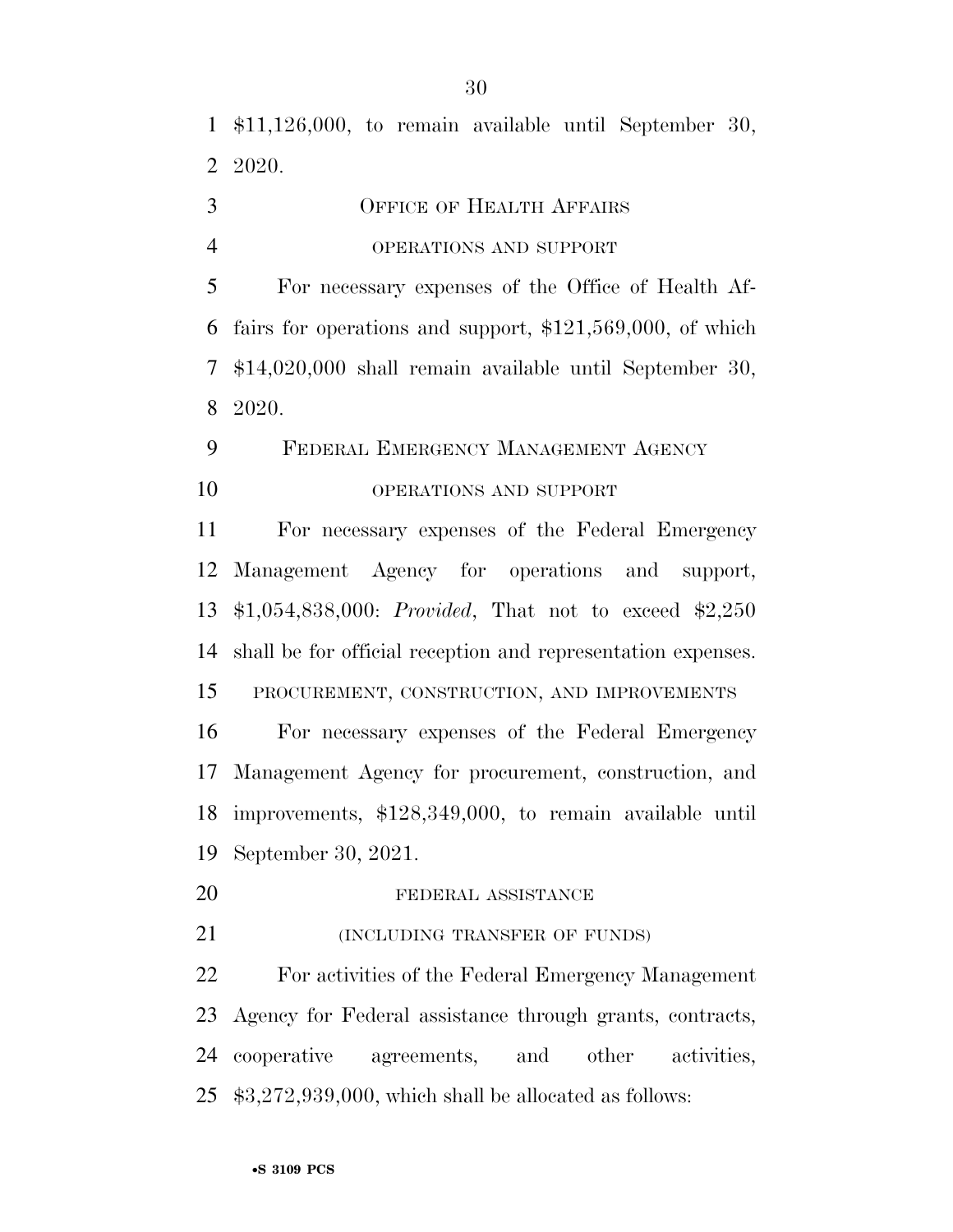$11,126,000, to remain available until September 30, 2020.

OFFICE OF HEALTH AFFAIRS

OPERATIONS AND SUPPORT

For necessary expenses of the Office of Health Affairs for operations and support, $121,569,000, of which $14,020,000 shall remain available until September 30, 2020.

FEDERAL EMERGENCY MANAGEMENT AGENCY

OPERATIONS AND SUPPORT

For necessary expenses of the Federal Emergency Management Agency for operations and support, $1,054,838,000: *Provided*, That not to exceed $2,250 shall be for official reception and representation expenses.

PROCUREMENT, CONSTRUCTION, AND IMPROVEMENTS

For necessary expenses of the Federal Emergency Management Agency for procurement, construction, and improvements, $128,349,000, to remain available until September 30, 2021.

FEDERAL ASSISTANCE

(INCLUDING TRANSFER OF FUNDS)

For activities of the Federal Emergency Management Agency for Federal assistance through grants, contracts, cooperative agreements, and other activities, $3,272,939,000, which shall be allocated as follows: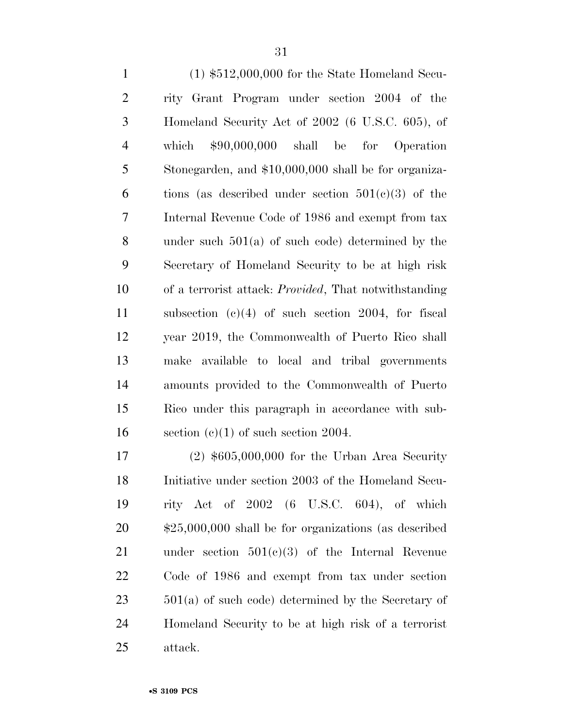(1) $512,000,000 for the State Homeland Security Grant Program under section 2004 of the Homeland Security Act of 2002 (6 U.S.C. 605), of which $90,000,000 shall be for Operation Stonegarden, and $10,000,000 shall be for organizations (as described under section 501(c)(3) of the Internal Revenue Code of 1986 and exempt from tax under such 501(a) of such code) determined by the Secretary of Homeland Security to be at high risk of a terrorist attack: *Provided*, That notwithstanding subsection (c)(4) of such section 2004, for fiscal year 2019, the Commonwealth of Puerto Rico shall make available to local and tribal governments amounts provided to the Commonwealth of Puerto Rico under this paragraph in accordance with subsection (c)(1) of such section 2004.

(2) $605,000,000 for the Urban Area Security Initiative under section 2003 of the Homeland Security Act of 2002 (6 U.S.C. 604), of which $25,000,000 shall be for organizations (as described under section 501(c)(3) of the Internal Revenue Code of 1986 and exempt from tax under section 501(a) of such code) determined by the Secretary of Homeland Security to be at high risk of a terrorist attack.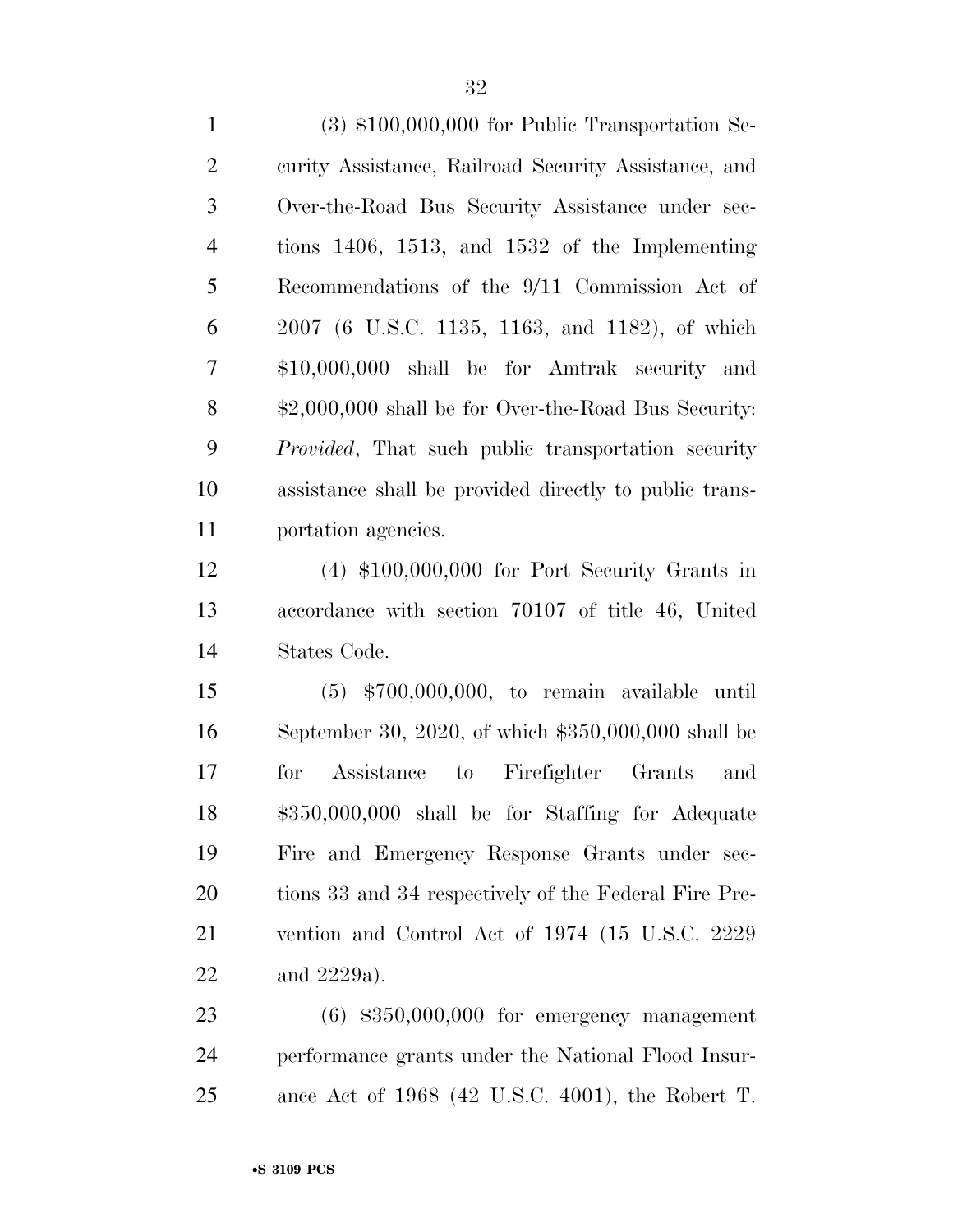(3) $100,000,000 for Public Transportation Security Assistance, Railroad Security Assistance, and Over-the-Road Bus Security Assistance under sections 1406, 1513, and 1532 of the Implementing Recommendations of the 9/11 Commission Act of 2007 (6 U.S.C. 1135, 1163, and 1182), of which $10,000,000 shall be for Amtrak security and $2,000,000 shall be for Over-the-Road Bus Security: *Provided*, That such public transportation security assistance shall be provided directly to public transportation agencies.

(4) $100,000,000 for Port Security Grants in accordance with section 70107 of title 46, United States Code.

(5) $700,000,000, to remain available until September 30, 2020, of which $350,000,000 shall be for Assistance to Firefighter Grants and $350,000,000 shall be for Staffing for Adequate Fire and Emergency Response Grants under sections 33 and 34 respectively of the Federal Fire Prevention and Control Act of 1974 (15 U.S.C. 2229 and 2229a).

(6) $350,000,000 for emergency management performance grants under the National Flood Insurance Act of 1968 (42 U.S.C. 4001), the Robert T.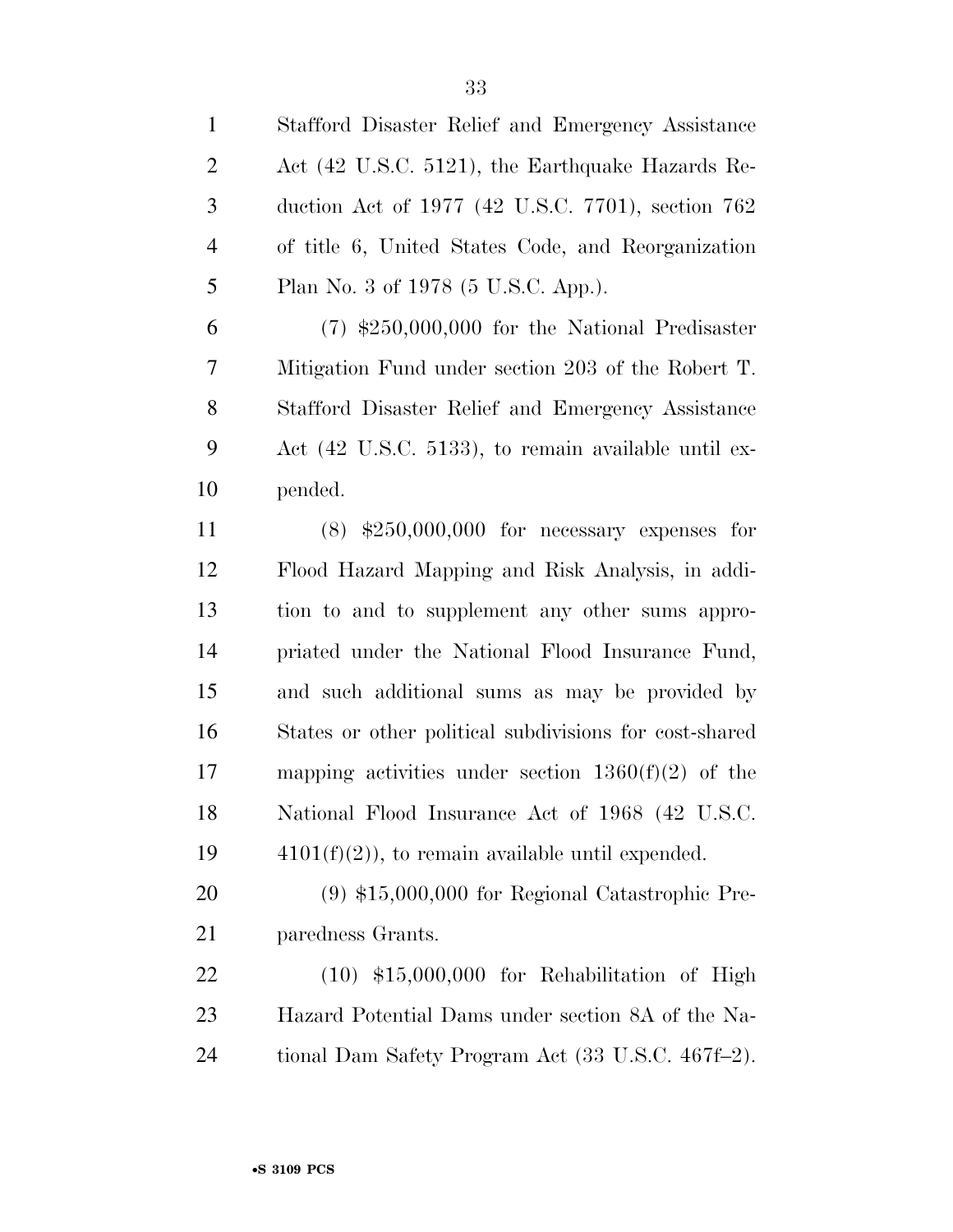Stafford Disaster Relief and Emergency Assistance Act (42 U.S.C. 5121), the Earthquake Hazards Reduction Act of 1977 (42 U.S.C. 7701), section 762 of title 6, United States Code, and Reorganization Plan No. 3 of 1978 (5 U.S.C. App.).

(7) $250,000,000 for the National Predisaster Mitigation Fund under section 203 of the Robert T. Stafford Disaster Relief and Emergency Assistance Act (42 U.S.C. 5133), to remain available until expended.

(8) $250,000,000 for necessary expenses for Flood Hazard Mapping and Risk Analysis, in addition to and to supplement any other sums appropriated under the National Flood Insurance Fund, and such additional sums as may be provided by States or other political subdivisions for cost-shared mapping activities under section 1360(f)(2) of the National Flood Insurance Act of 1968 (42 U.S.C. 4101(f)(2)), to remain available until expended.

(9) $15,000,000 for Regional Catastrophic Preparedness Grants.

(10) $15,000,000 for Rehabilitation of High Hazard Potential Dams under section 8A of the National Dam Safety Program Act (33 U.S.C. 467f–2).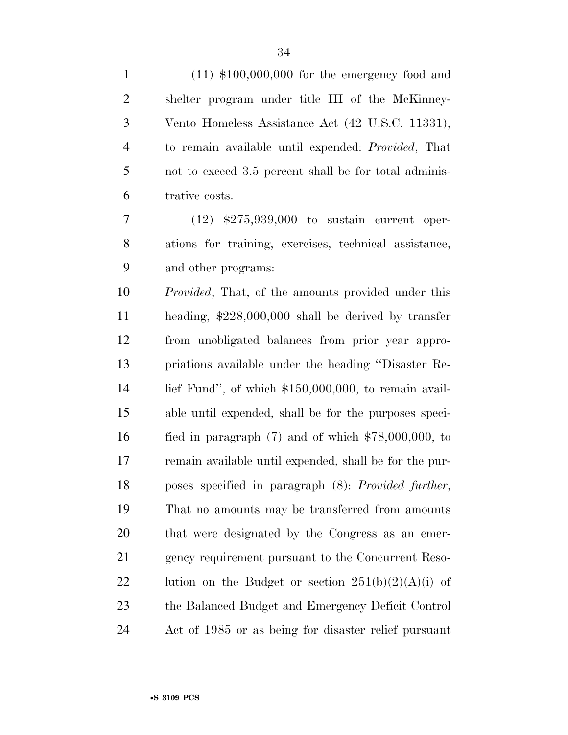(11) $100,000,000 for the emergency food and shelter program under title III of the McKinney-Vento Homeless Assistance Act (42 U.S.C. 11331), to remain available until expended: *Provided*, That not to exceed 3.5 percent shall be for total administrative costs.

(12) $275,939,000 to sustain current operations for training, exercises, technical assistance, and other programs:

*Provided*, That, of the amounts provided under this heading, $228,000,000 shall be derived by transfer from unobligated balances from prior year appropriations available under the heading ''Disaster Relief Fund'', of which $150,000,000, to remain available until expended, shall be for the purposes specified in paragraph (7) and of which $78,000,000, to remain available until expended, shall be for the purposes specified in paragraph (8): *Provided further*, That no amounts may be transferred from amounts that were designated by the Congress as an emergency requirement pursuant to the Concurrent Resolution on the Budget or section 251(b)(2)(A)(i) of the Balanced Budget and Emergency Deficit Control Act of 1985 or as being for disaster relief pursuant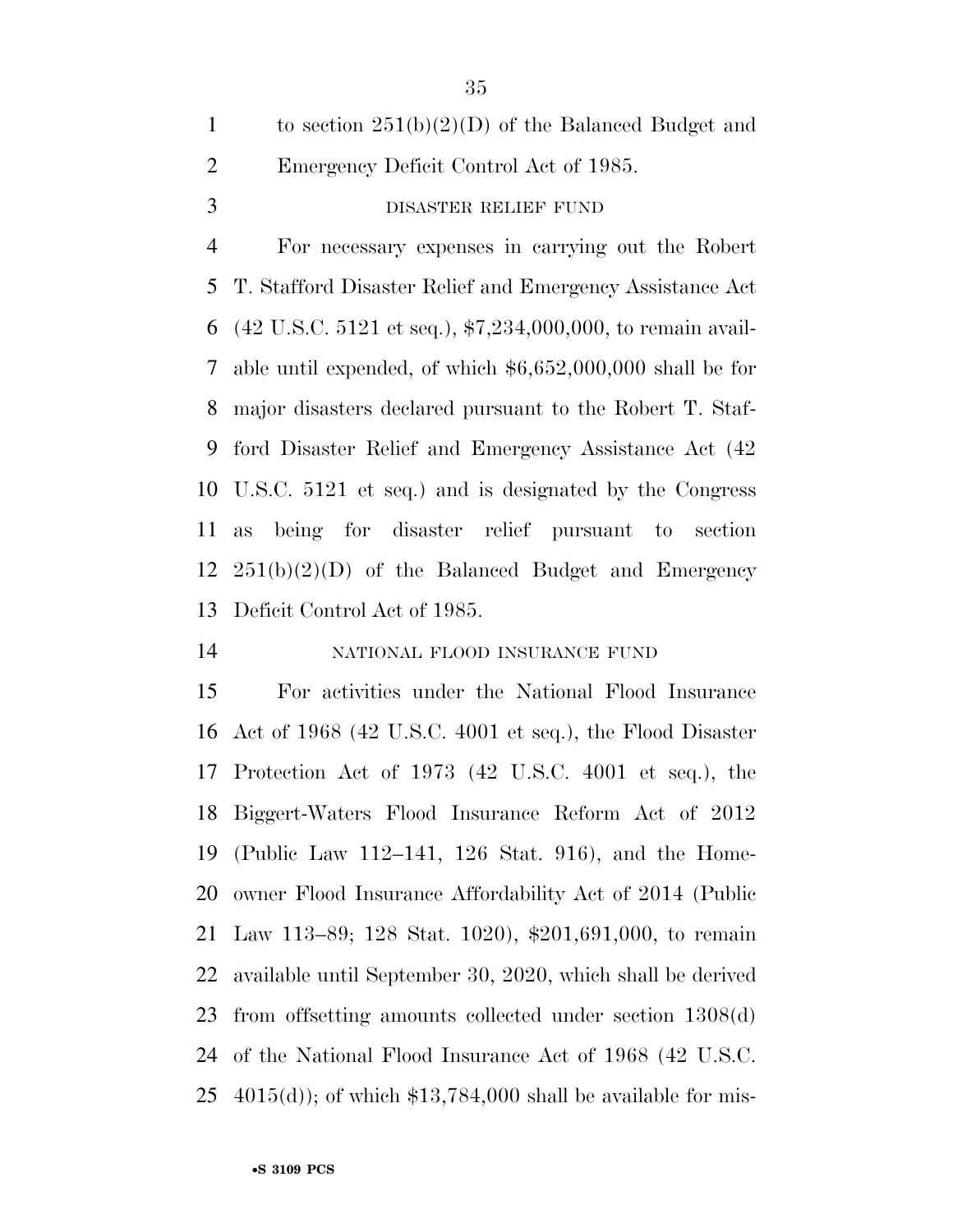to section 251(b)(2)(D) of the Balanced Budget and Emergency Deficit Control Act of 1985.

DISASTER RELIEF FUND

For necessary expenses in carrying out the Robert T. Stafford Disaster Relief and Emergency Assistance Act (42 U.S.C. 5121 et seq.), $7,234,000,000, to remain available until expended, of which $6,652,000,000 shall be for major disasters declared pursuant to the Robert T. Stafford Disaster Relief and Emergency Assistance Act (42 U.S.C. 5121 et seq.) and is designated by the Congress as being for disaster relief pursuant to section 251(b)(2)(D) of the Balanced Budget and Emergency Deficit Control Act of 1985.

NATIONAL FLOOD INSURANCE FUND

For activities under the National Flood Insurance Act of 1968 (42 U.S.C. 4001 et seq.), the Flood Disaster Protection Act of 1973 (42 U.S.C. 4001 et seq.), the Biggert-Waters Flood Insurance Reform Act of 2012 (Public Law 112–141, 126 Stat. 916), and the Homeowner Flood Insurance Affordability Act of 2014 (Public Law 113–89; 128 Stat. 1020), $201,691,000, to remain available until September 30, 2020, which shall be derived from offsetting amounts collected under section 1308(d) of the National Flood Insurance Act of 1968 (42 U.S.C. 4015(d)); of which $13,784,000 shall be available for mis-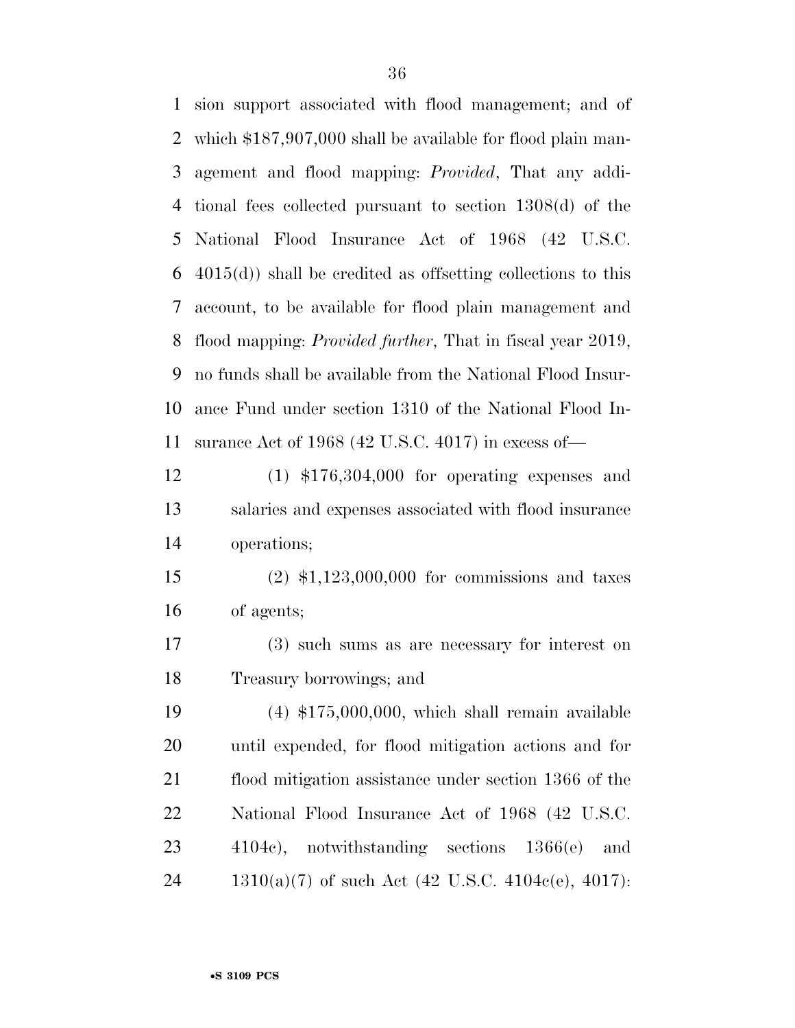sion support associated with flood management; and of which $187,907,000 shall be available for flood plain management and flood mapping: *Provided*, That any additional fees collected pursuant to section 1308(d) of the National Flood Insurance Act of 1968 (42 U.S.C. 4015(d)) shall be credited as offsetting collections to this account, to be available for flood plain management and flood mapping: *Provided further*, That in fiscal year 2019, no funds shall be available from the National Flood Insurance Fund under section 1310 of the National Flood Insurance Act of 1968 (42 U.S.C. 4017) in excess of—

(1) $176,304,000 for operating expenses and salaries and expenses associated with flood insurance operations;

(2) $1,123,000,000 for commissions and taxes of agents;

(3) such sums as are necessary for interest on Treasury borrowings; and

(4) $175,000,000, which shall remain available until expended, for flood mitigation actions and for flood mitigation assistance under section 1366 of the National Flood Insurance Act of 1968 (42 U.S.C. 4104c), notwithstanding sections 1366(e) and 1310(a)(7) of such Act (42 U.S.C. 4104c(e), 4017):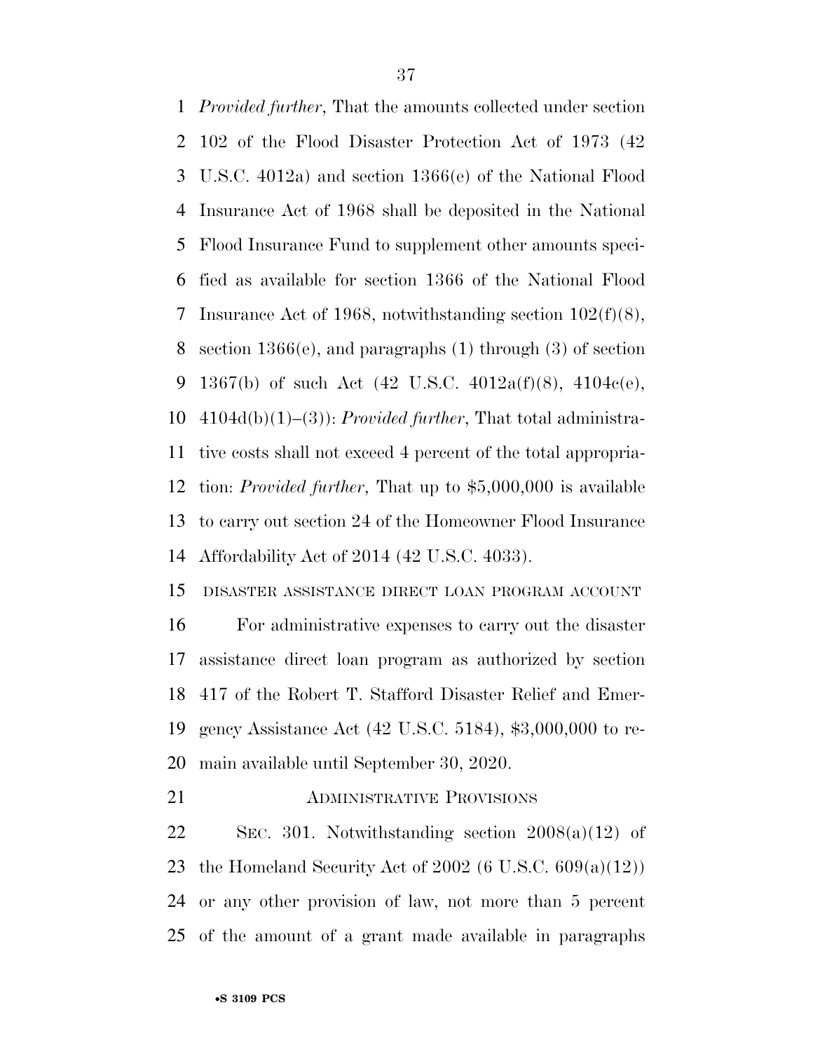*Provided further*, That the amounts collected under section 102 of the Flood Disaster Protection Act of 1973 (42 U.S.C. 4012a) and section 1366(e) of the National Flood Insurance Act of 1968 shall be deposited in the National Flood Insurance Fund to supplement other amounts specified as available for section 1366 of the National Flood Insurance Act of 1968, notwithstanding section 102(f)(8), section 1366(e), and paragraphs (1) through (3) of section 1367(b) of such Act (42 U.S.C. 4012a(f)(8), 4104c(e), 4104d(b)(1)–(3)): *Provided further*, That total administrative costs shall not exceed 4 percent of the total appropriation: *Provided further*, That up to $5,000,000 is available to carry out section 24 of the Homeowner Flood Insurance Affordability Act of 2014 (42 U.S.C. 4033).

DISASTER ASSISTANCE DIRECT LOAN PROGRAM ACCOUNT

For administrative expenses to carry out the disaster assistance direct loan program as authorized by section 417 of the Robert T. Stafford Disaster Relief and Emergency Assistance Act (42 U.S.C. 5184), $3,000,000 to remain available until September 30, 2020.

ADMINISTRATIVE PROVISIONS

SEC. 301. Notwithstanding section 2008(a)(12) of the Homeland Security Act of 2002 (6 U.S.C. 609(a)(12)) or any other provision of law, not more than 5 percent of the amount of a grant made available in paragraphs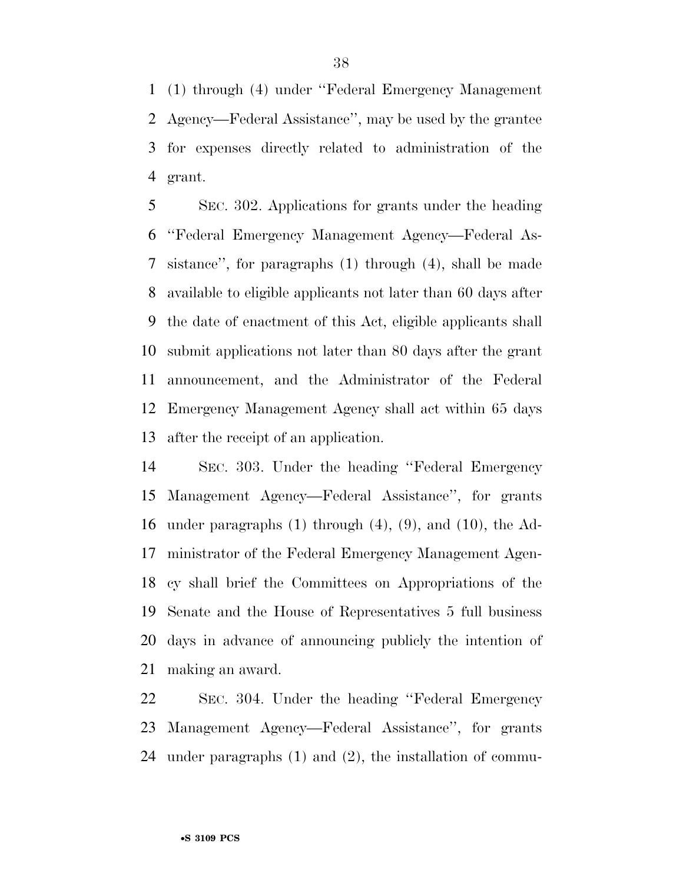(1) through (4) under ''Federal Emergency Management Agency—Federal Assistance'', may be used by the grantee for expenses directly related to administration of the grant.

SEC. 302. Applications for grants under the heading ''Federal Emergency Management Agency—Federal Assistance'', for paragraphs (1) through (4), shall be made available to eligible applicants not later than 60 days after the date of enactment of this Act, eligible applicants shall submit applications not later than 80 days after the grant announcement, and the Administrator of the Federal Emergency Management Agency shall act within 65 days after the receipt of an application.

SEC. 303. Under the heading ''Federal Emergency Management Agency—Federal Assistance'', for grants under paragraphs (1) through (4), (9), and (10), the Administrator of the Federal Emergency Management Agency shall brief the Committees on Appropriations of the Senate and the House of Representatives 5 full business days in advance of announcing publicly the intention of making an award.

SEC. 304. Under the heading ''Federal Emergency Management Agency—Federal Assistance'', for grants under paragraphs (1) and (2), the installation of commu-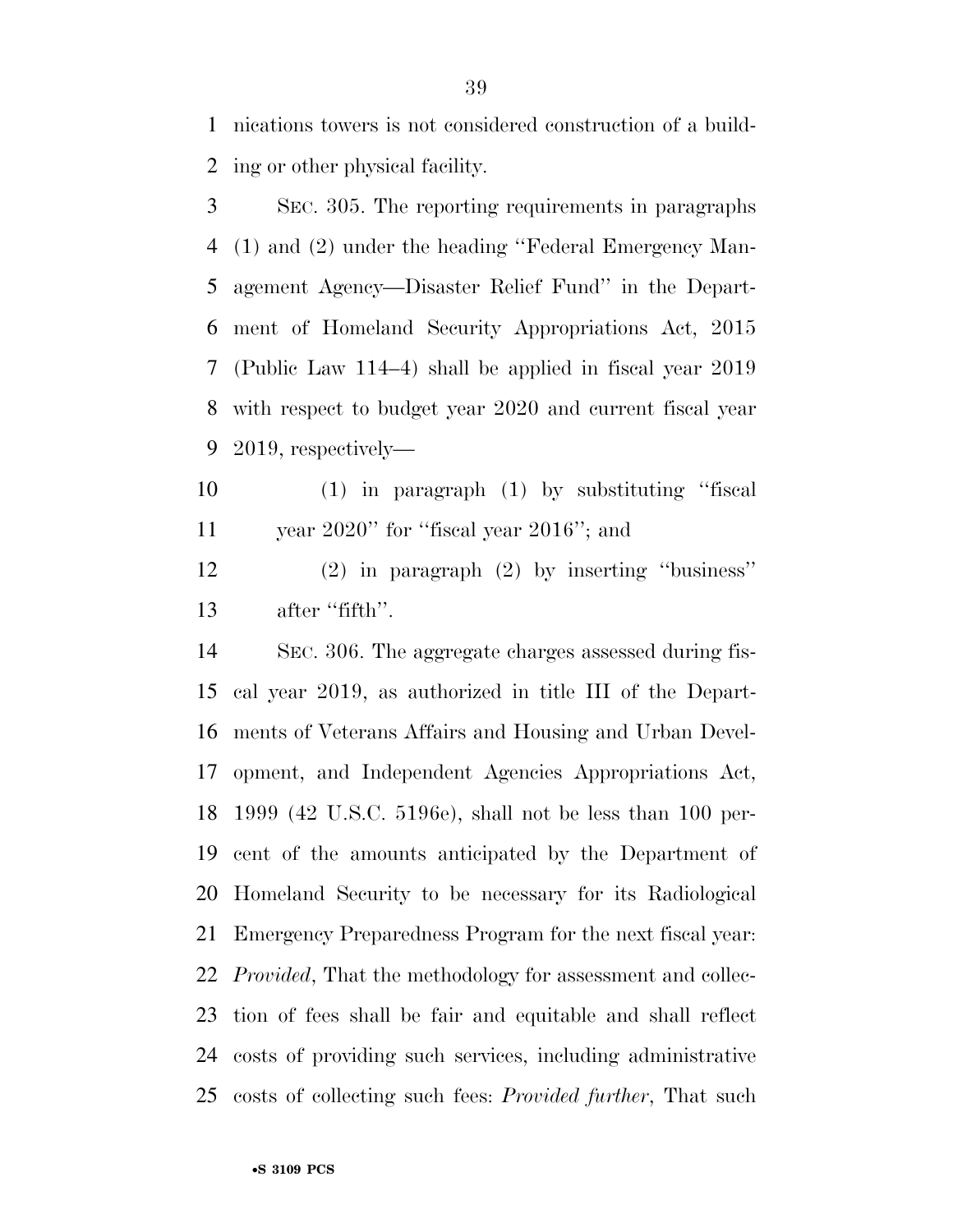nications towers is not considered construction of a building or other physical facility.

SEC. 305. The reporting requirements in paragraphs (1) and (2) under the heading ''Federal Emergency Management Agency—Disaster Relief Fund'' in the Department of Homeland Security Appropriations Act, 2015 (Public Law 114–4) shall be applied in fiscal year 2019 with respect to budget year 2020 and current fiscal year 2019, respectively—

(1) in paragraph (1) by substituting ''fiscal year 2020'' for ''fiscal year 2016''; and

(2) in paragraph (2) by inserting ''business'' after ''fifth''.

SEC. 306. The aggregate charges assessed during fiscal year 2019, as authorized in title III of the Departments of Veterans Affairs and Housing and Urban Development, and Independent Agencies Appropriations Act, 1999 (42 U.S.C. 5196e), shall not be less than 100 percent of the amounts anticipated by the Department of Homeland Security to be necessary for its Radiological Emergency Preparedness Program for the next fiscal year: *Provided*, That the methodology for assessment and collection of fees shall be fair and equitable and shall reflect costs of providing such services, including administrative costs of collecting such fees: *Provided further*, That such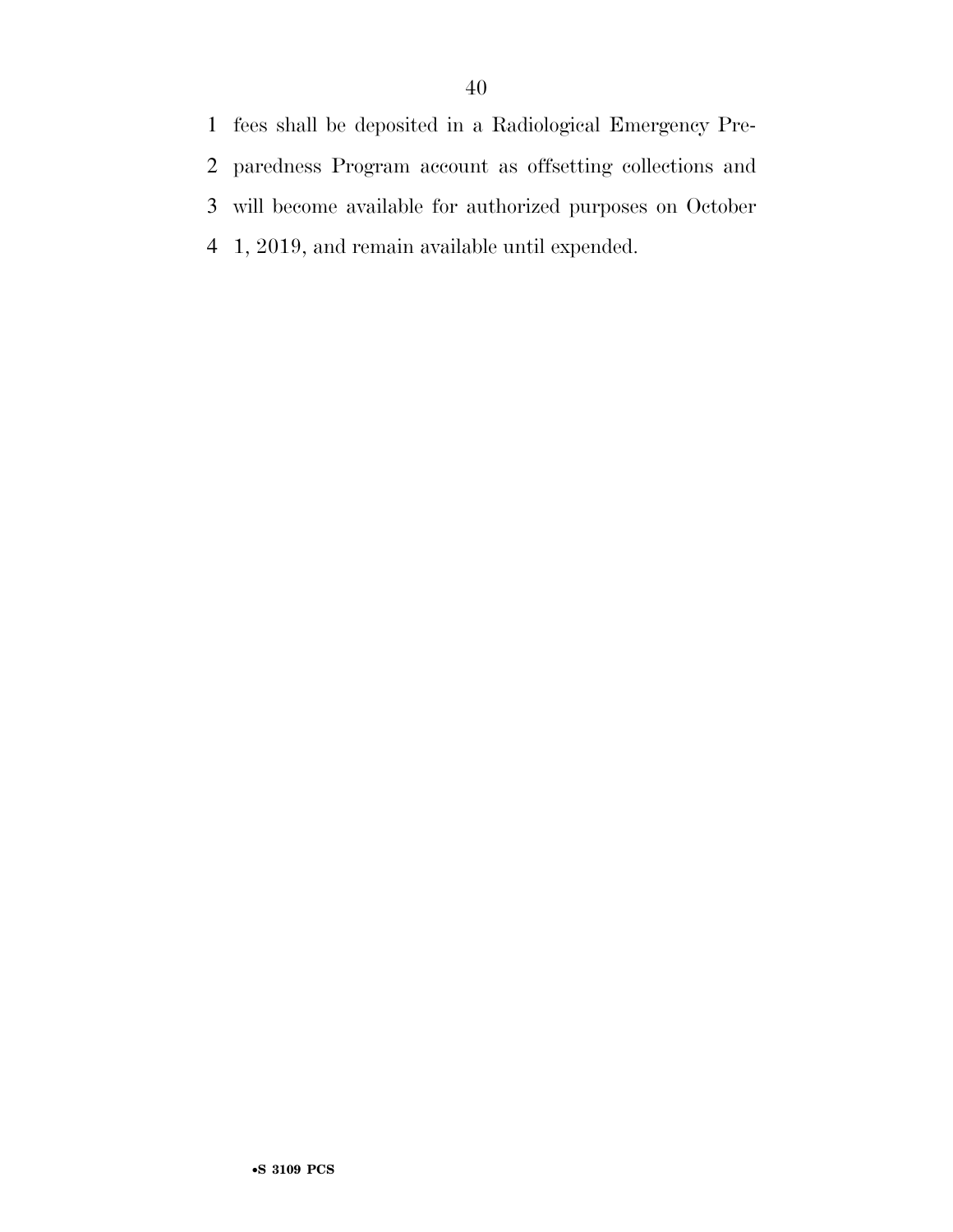fees shall be deposited in a Radiological Emergency Preparedness Program account as offsetting collections and will become available for authorized purposes on October 1, 2019, and remain available until expended.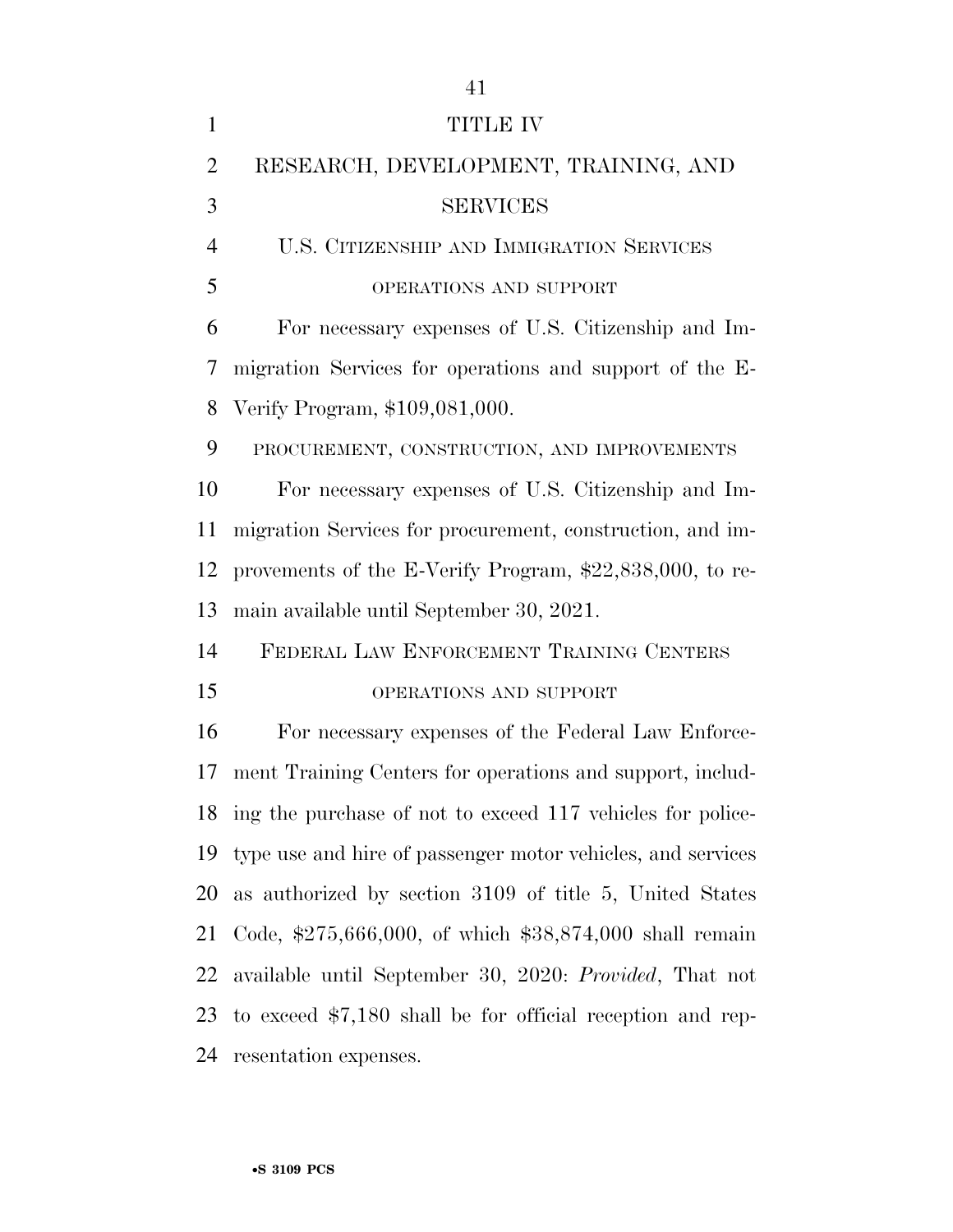# TITLE IV

## RESEARCH, DEVELOPMENT, TRAINING, AND SERVICES

### U.S. CITIZENSHIP AND IMMIGRATION SERVICES

#### OPERATIONS AND SUPPORT

For necessary expenses of U.S. Citizenship and Immigration Services for operations and support of the E-Verify Program, $109,081,000.

#### PROCUREMENT, CONSTRUCTION, AND IMPROVEMENTS

For necessary expenses of U.S. Citizenship and Immigration Services for procurement, construction, and improvements of the E-Verify Program, $22,838,000, to remain available until September 30, 2021.

### FEDERAL LAW ENFORCEMENT TRAINING CENTERS

#### OPERATIONS AND SUPPORT

For necessary expenses of the Federal Law Enforcement Training Centers for operations and support, including the purchase of not to exceed 117 vehicles for police-type use and hire of passenger motor vehicles, and services as authorized by section 3109 of title 5, United States Code, $275,666,000, of which $38,874,000 shall remain available until September 30, 2020: *Provided*, That not to exceed $7,180 shall be for official reception and representation expenses.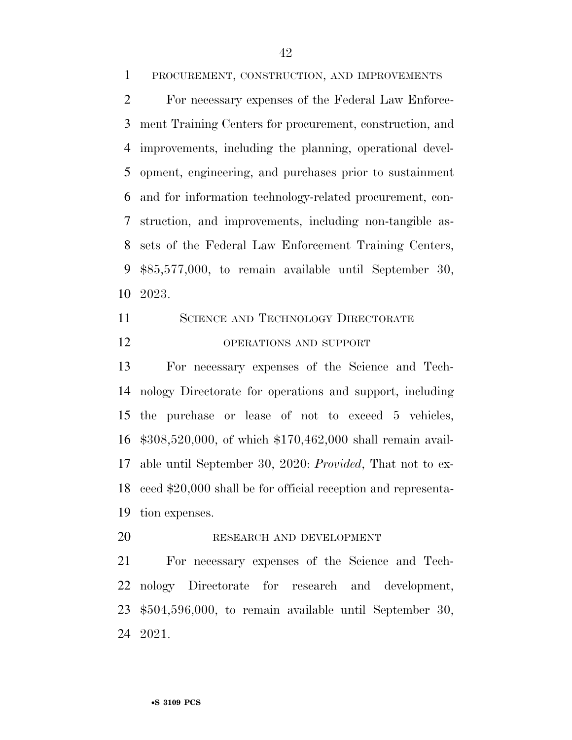PROCUREMENT, CONSTRUCTION, AND IMPROVEMENTS

For necessary expenses of the Federal Law Enforcement Training Centers for procurement, construction, and improvements, including the planning, operational development, engineering, and purchases prior to sustainment and for information technology-related procurement, construction, and improvements, including non-tangible assets of the Federal Law Enforcement Training Centers, $85,577,000, to remain available until September 30, 2023.

## SCIENCE AND TECHNOLOGY DIRECTORATE

### OPERATIONS AND SUPPORT

For necessary expenses of the Science and Technology Directorate for operations and support, including the purchase or lease of not to exceed 5 vehicles, $308,520,000, of which $170,462,000 shall remain available until September 30, 2020: *Provided*, That not to exceed $20,000 shall be for official reception and representation expenses.

### RESEARCH AND DEVELOPMENT

For necessary expenses of the Science and Technology Directorate for research and development, $504,596,000, to remain available until September 30, 2021.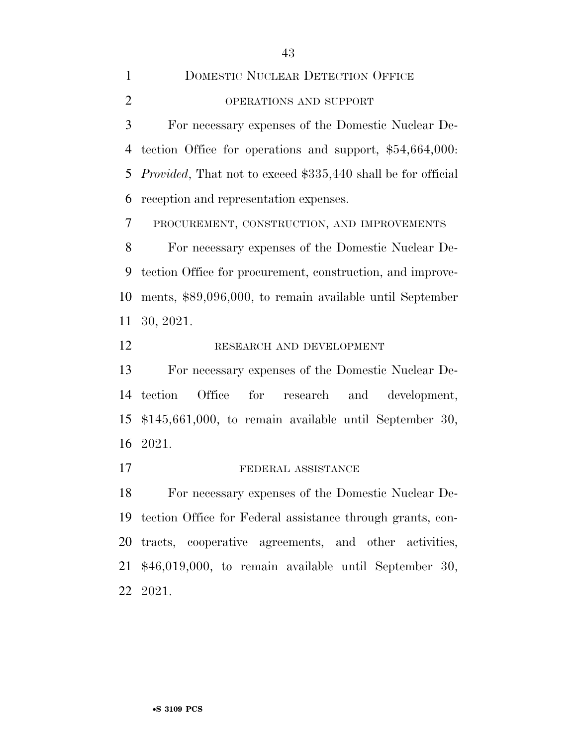## Domestic Nuclear Detection Office

### operations and support

For necessary expenses of the Domestic Nuclear Detection Office for operations and support, $54,664,000: *Provided*, That not to exceed $335,440 shall be for official reception and representation expenses.

### procurement, construction, and improvements

For necessary expenses of the Domestic Nuclear Detection Office for procurement, construction, and improvements, $89,096,000, to remain available until September 30, 2021.

### research and development

For necessary expenses of the Domestic Nuclear Detection Office for research and development, $145,661,000, to remain available until September 30, 2021.

### federal assistance

For necessary expenses of the Domestic Nuclear Detection Office for Federal assistance through grants, contracts, cooperative agreements, and other activities, $46,019,000, to remain available until September 30, 2021.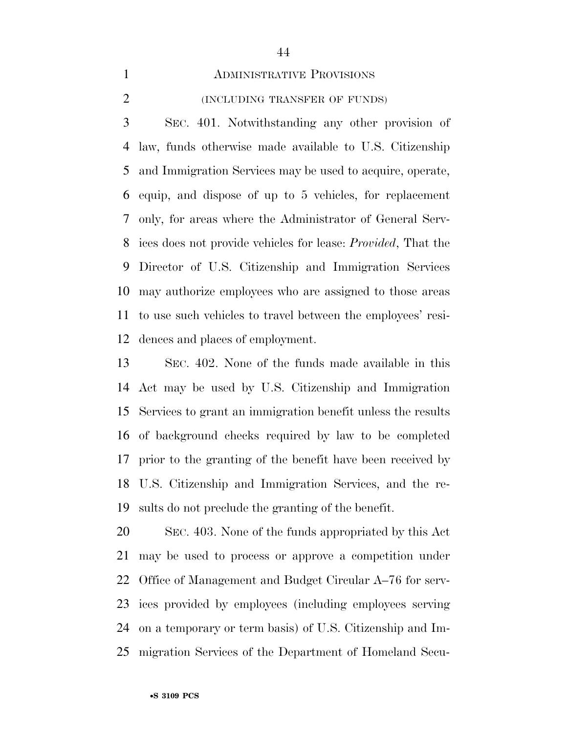## ADMINISTRATIVE PROVISIONS

### (INCLUDING TRANSFER OF FUNDS)

SEC. 401. Notwithstanding any other provision of law, funds otherwise made available to U.S. Citizenship and Immigration Services may be used to acquire, operate, equip, and dispose of up to 5 vehicles, for replacement only, for areas where the Administrator of General Services does not provide vehicles for lease: *Provided*, That the Director of U.S. Citizenship and Immigration Services may authorize employees who are assigned to those areas to use such vehicles to travel between the employees' residences and places of employment.

SEC. 402. None of the funds made available in this Act may be used by U.S. Citizenship and Immigration Services to grant an immigration benefit unless the results of background checks required by law to be completed prior to the granting of the benefit have been received by U.S. Citizenship and Immigration Services, and the results do not preclude the granting of the benefit.

SEC. 403. None of the funds appropriated by this Act may be used to process or approve a competition under Office of Management and Budget Circular A–76 for services provided by employees (including employees serving on a temporary or term basis) of U.S. Citizenship and Immigration Services of the Department of Homeland Secu-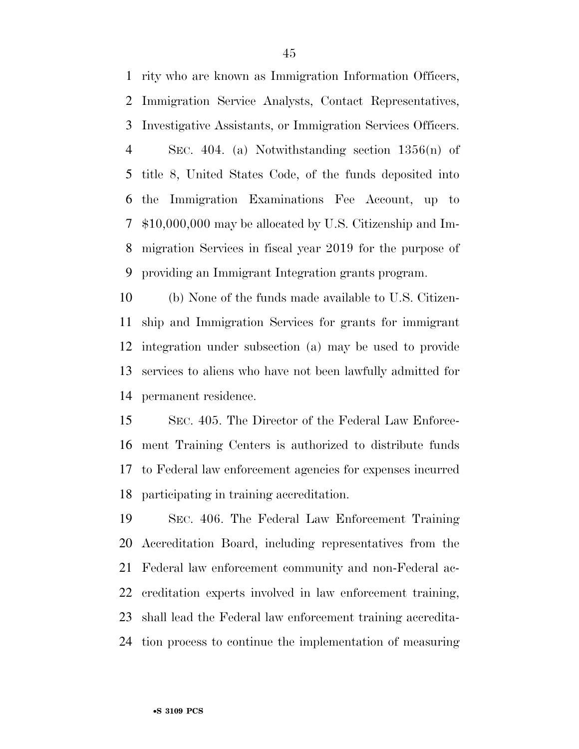rity who are known as Immigration Information Officers, Immigration Service Analysts, Contact Representatives, Investigative Assistants, or Immigration Services Officers.

SEC. 404. (a) Notwithstanding section 1356(n) of title 8, United States Code, of the funds deposited into the Immigration Examinations Fee Account, up to $10,000,000 may be allocated by U.S. Citizenship and Immigration Services in fiscal year 2019 for the purpose of providing an Immigrant Integration grants program.

(b) None of the funds made available to U.S. Citizenship and Immigration Services for grants for immigrant integration under subsection (a) may be used to provide services to aliens who have not been lawfully admitted for permanent residence.

SEC. 405. The Director of the Federal Law Enforcement Training Centers is authorized to distribute funds to Federal law enforcement agencies for expenses incurred participating in training accreditation.

SEC. 406. The Federal Law Enforcement Training Accreditation Board, including representatives from the Federal law enforcement community and non-Federal accreditation experts involved in law enforcement training, shall lead the Federal law enforcement training accreditation process to continue the implementation of measuring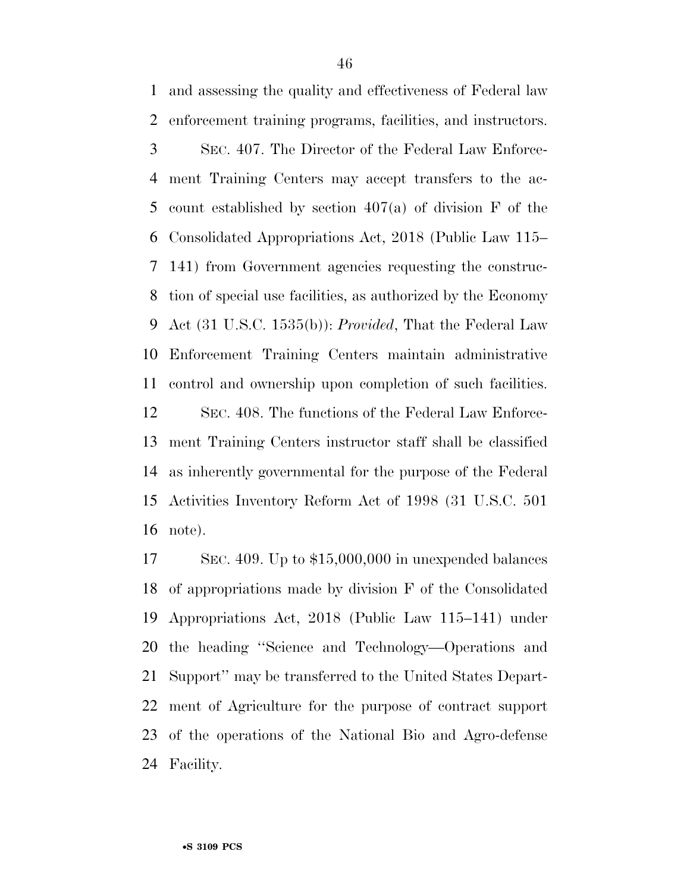and assessing the quality and effectiveness of Federal law enforcement training programs, facilities, and instructors.

SEC. 407. The Director of the Federal Law Enforcement Training Centers may accept transfers to the account established by section 407(a) of division F of the Consolidated Appropriations Act, 2018 (Public Law 115–141) from Government agencies requesting the construction of special use facilities, as authorized by the Economy Act (31 U.S.C. 1535(b)): *Provided*, That the Federal Law Enforcement Training Centers maintain administrative control and ownership upon completion of such facilities.

SEC. 408. The functions of the Federal Law Enforcement Training Centers instructor staff shall be classified as inherently governmental for the purpose of the Federal Activities Inventory Reform Act of 1998 (31 U.S.C. 501 note).

SEC. 409. Up to $15,000,000 in unexpended balances of appropriations made by division F of the Consolidated Appropriations Act, 2018 (Public Law 115–141) under the heading ''Science and Technology—Operations and Support'' may be transferred to the United States Department of Agriculture for the purpose of contract support of the operations of the National Bio and Agro-defense Facility.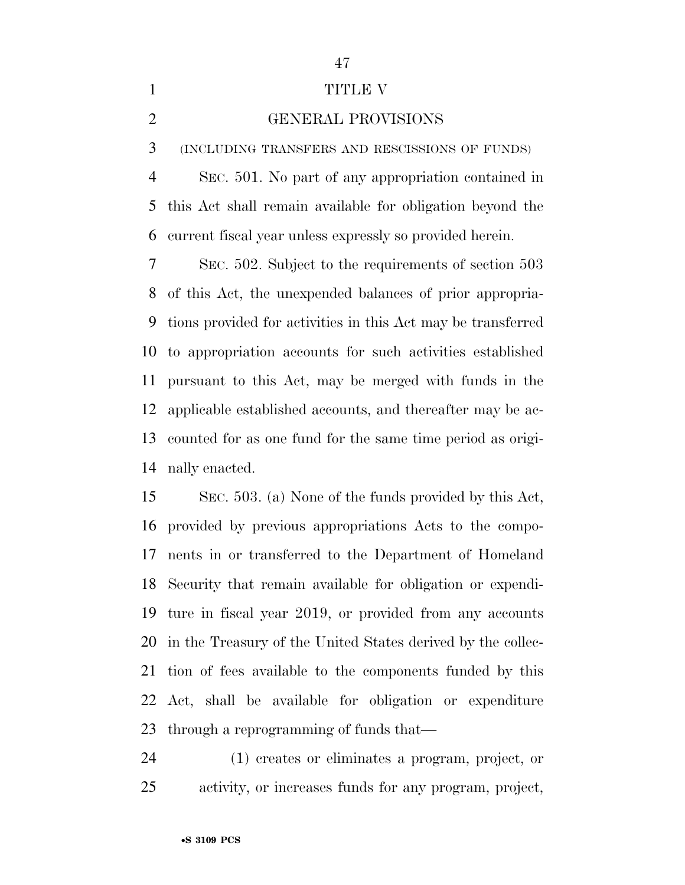# TITLE V

## GENERAL PROVISIONS

(INCLUDING TRANSFERS AND RESCISSIONS OF FUNDS)

SEC. 501. No part of any appropriation contained in this Act shall remain available for obligation beyond the current fiscal year unless expressly so provided herein.

SEC. 502. Subject to the requirements of section 503 of this Act, the unexpended balances of prior appropriations provided for activities in this Act may be transferred to appropriation accounts for such activities established pursuant to this Act, may be merged with funds in the applicable established accounts, and thereafter may be accounted for as one fund for the same time period as originally enacted.

SEC. 503. (a) None of the funds provided by this Act, provided by previous appropriations Acts to the components in or transferred to the Department of Homeland Security that remain available for obligation or expenditure in fiscal year 2019, or provided from any accounts in the Treasury of the United States derived by the collection of fees available to the components funded by this Act, shall be available for obligation or expenditure through a reprogramming of funds that—

(1) creates or eliminates a program, project, or activity, or increases funds for any program, project,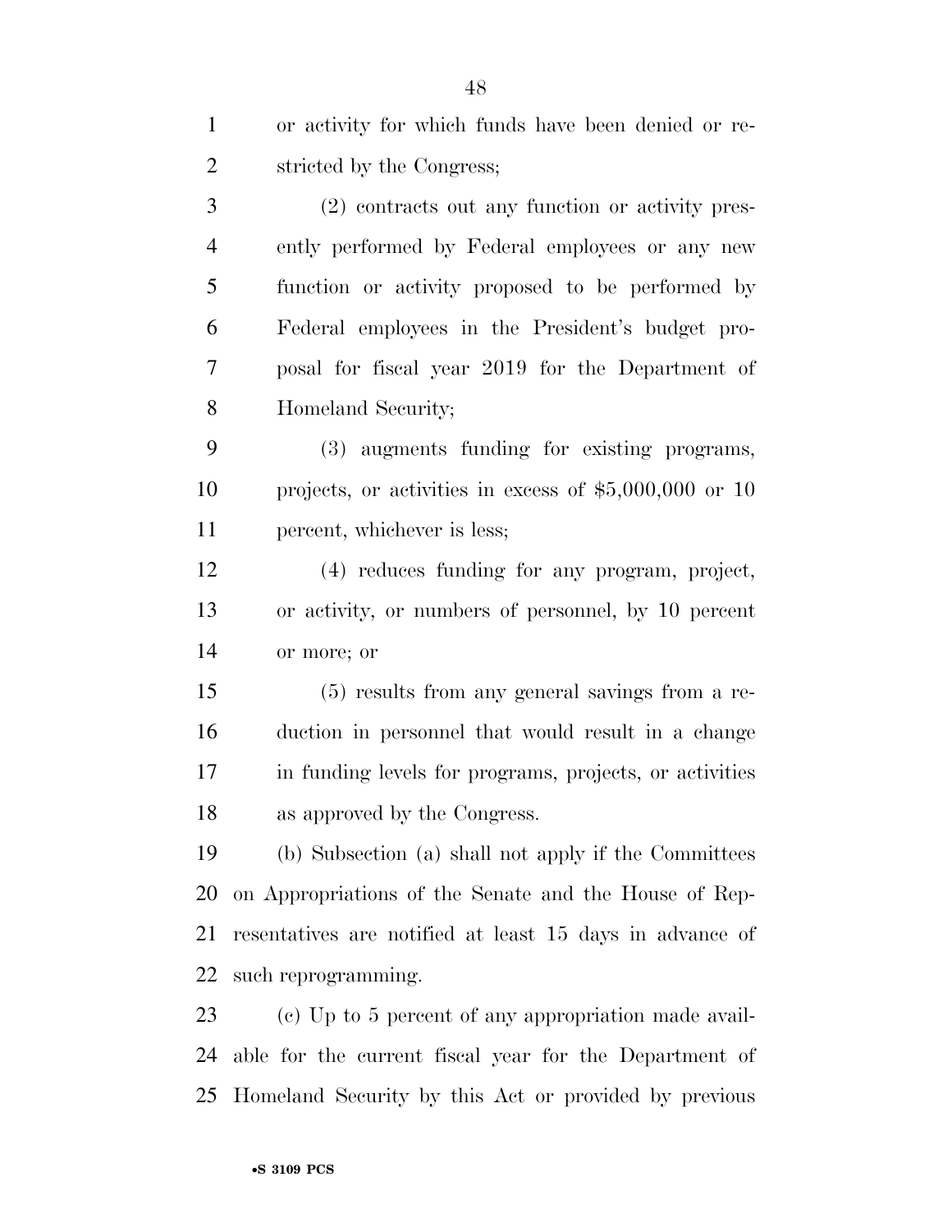or activity for which funds have been denied or restricted by the Congress;

(2) contracts out any function or activity presently performed by Federal employees or any new function or activity proposed to be performed by Federal employees in the President's budget proposal for fiscal year 2019 for the Department of Homeland Security;

(3) augments funding for existing programs, projects, or activities in excess of $5,000,000 or 10 percent, whichever is less;

(4) reduces funding for any program, project, or activity, or numbers of personnel, by 10 percent or more; or

(5) results from any general savings from a reduction in personnel that would result in a change in funding levels for programs, projects, or activities as approved by the Congress.

(b) Subsection (a) shall not apply if the Committees on Appropriations of the Senate and the House of Representatives are notified at least 15 days in advance of such reprogramming.

(c) Up to 5 percent of any appropriation made available for the current fiscal year for the Department of Homeland Security by this Act or provided by previous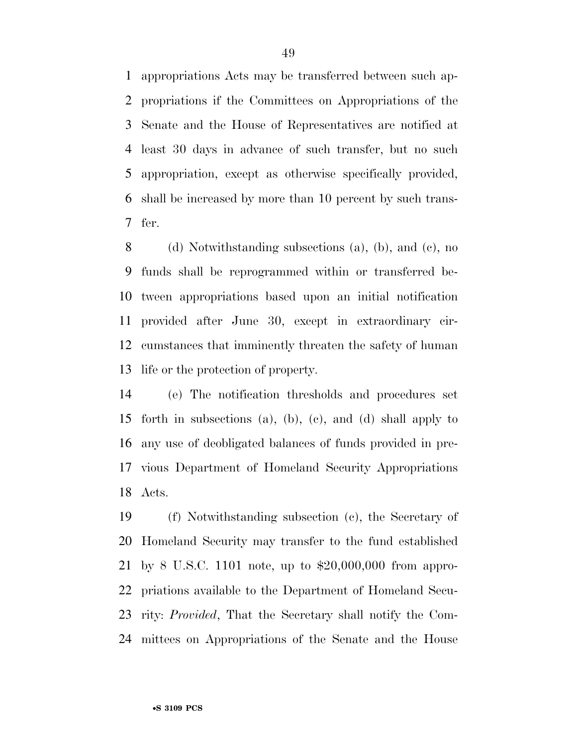appropriations Acts may be transferred between such appropriations if the Committees on Appropriations of the Senate and the House of Representatives are notified at least 30 days in advance of such transfer, but no such appropriation, except as otherwise specifically provided, shall be increased by more than 10 percent by such transfer.

(d) Notwithstanding subsections (a), (b), and (c), no funds shall be reprogrammed within or transferred between appropriations based upon an initial notification provided after June 30, except in extraordinary circumstances that imminently threaten the safety of human life or the protection of property.

(e) The notification thresholds and procedures set forth in subsections (a), (b), (c), and (d) shall apply to any use of deobligated balances of funds provided in previous Department of Homeland Security Appropriations Acts.

(f) Notwithstanding subsection (c), the Secretary of Homeland Security may transfer to the fund established by 8 U.S.C. 1101 note, up to $20,000,000 from appropriations available to the Department of Homeland Security: *Provided*, That the Secretary shall notify the Committees on Appropriations of the Senate and the House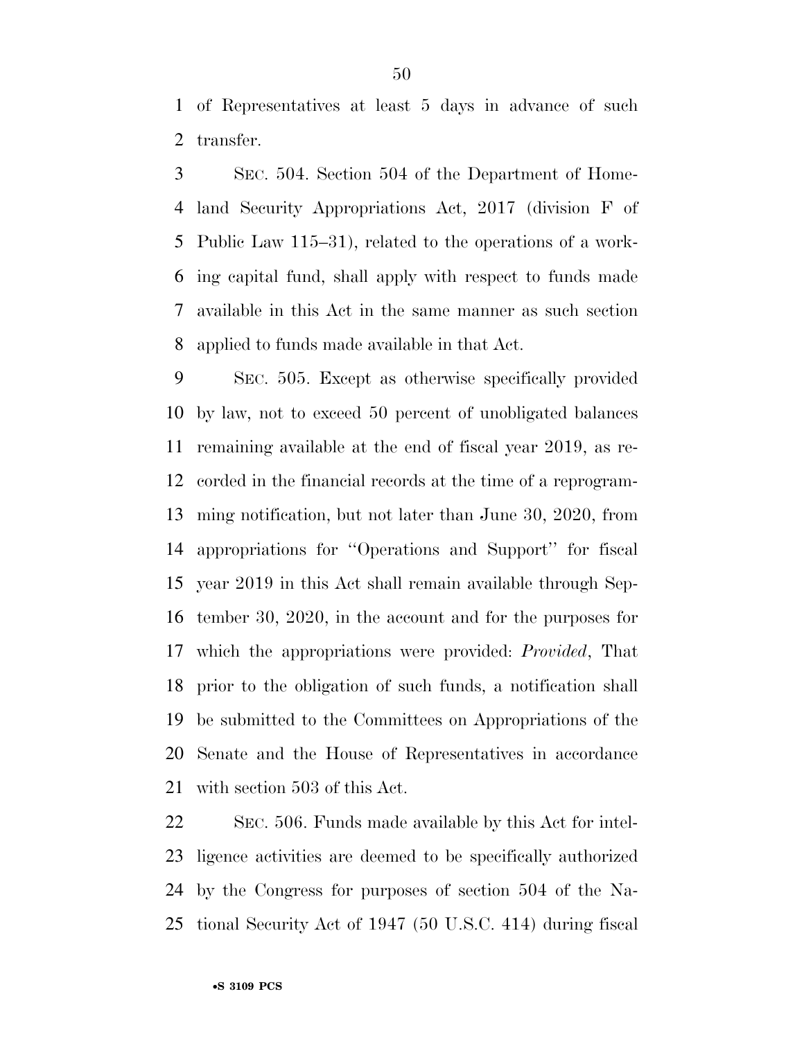of Representatives at least 5 days in advance of such transfer.

SEC. 504. Section 504 of the Department of Homeland Security Appropriations Act, 2017 (division F of Public Law 115–31), related to the operations of a working capital fund, shall apply with respect to funds made available in this Act in the same manner as such section applied to funds made available in that Act.

SEC. 505. Except as otherwise specifically provided by law, not to exceed 50 percent of unobligated balances remaining available at the end of fiscal year 2019, as recorded in the financial records at the time of a reprogramming notification, but not later than June 30, 2020, from appropriations for ''Operations and Support'' for fiscal year 2019 in this Act shall remain available through September 30, 2020, in the account and for the purposes for which the appropriations were provided: *Provided*, That prior to the obligation of such funds, a notification shall be submitted to the Committees on Appropriations of the Senate and the House of Representatives in accordance with section 503 of this Act.

SEC. 506. Funds made available by this Act for intelligence activities are deemed to be specifically authorized by the Congress for purposes of section 504 of the National Security Act of 1947 (50 U.S.C. 414) during fiscal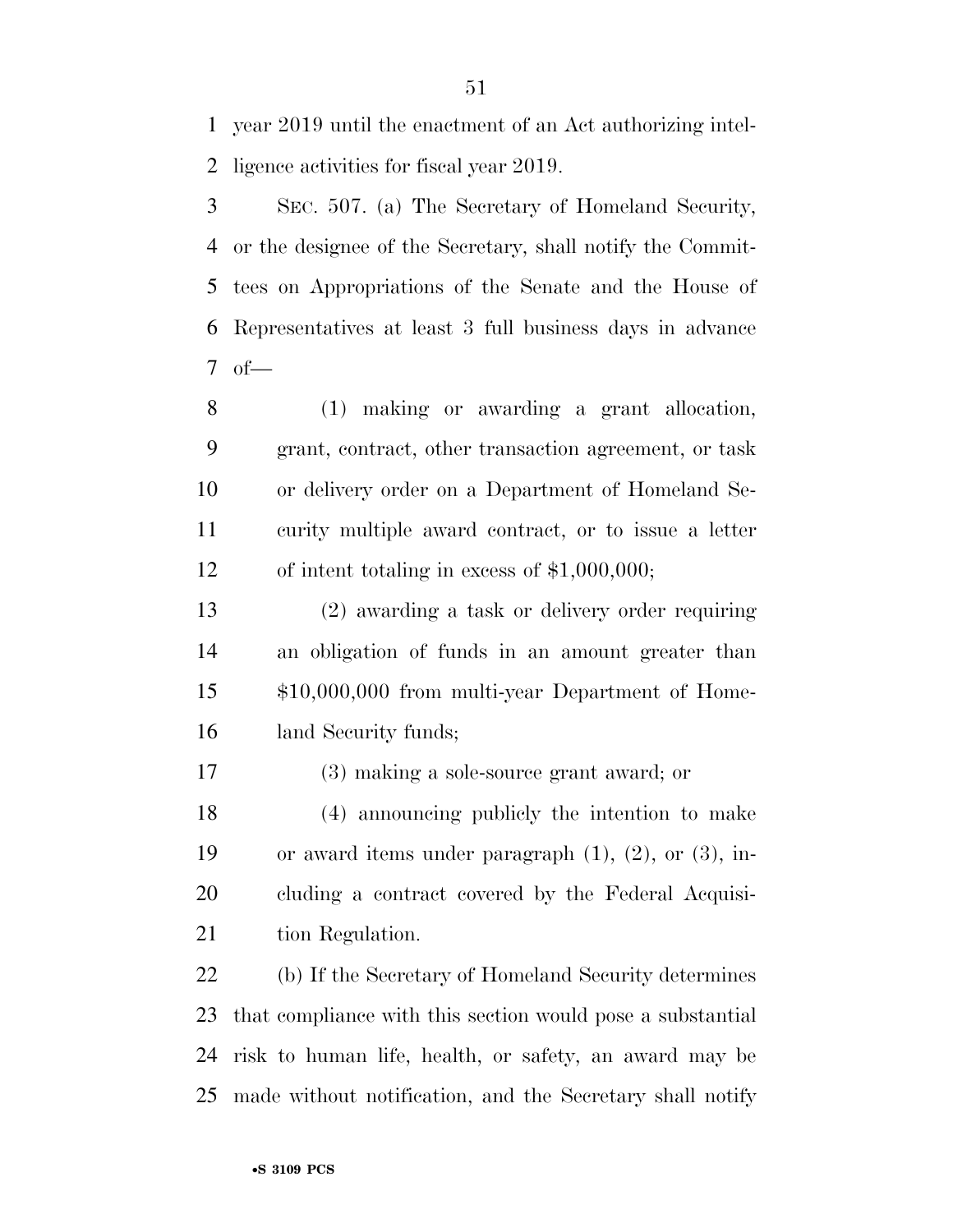year 2019 until the enactment of an Act authorizing intelligence activities for fiscal year 2019.

SEC. 507. (a) The Secretary of Homeland Security, or the designee of the Secretary, shall notify the Committees on Appropriations of the Senate and the House of Representatives at least 3 full business days in advance of—

(1) making or awarding a grant allocation, grant, contract, other transaction agreement, or task or delivery order on a Department of Homeland Security multiple award contract, or to issue a letter of intent totaling in excess of $1,000,000;

(2) awarding a task or delivery order requiring an obligation of funds in an amount greater than $10,000,000 from multi-year Department of Homeland Security funds;

(3) making a sole-source grant award; or

(4) announcing publicly the intention to make or award items under paragraph (1), (2), or (3), including a contract covered by the Federal Acquisition Regulation.

(b) If the Secretary of Homeland Security determines that compliance with this section would pose a substantial risk to human life, health, or safety, an award may be made without notification, and the Secretary shall notify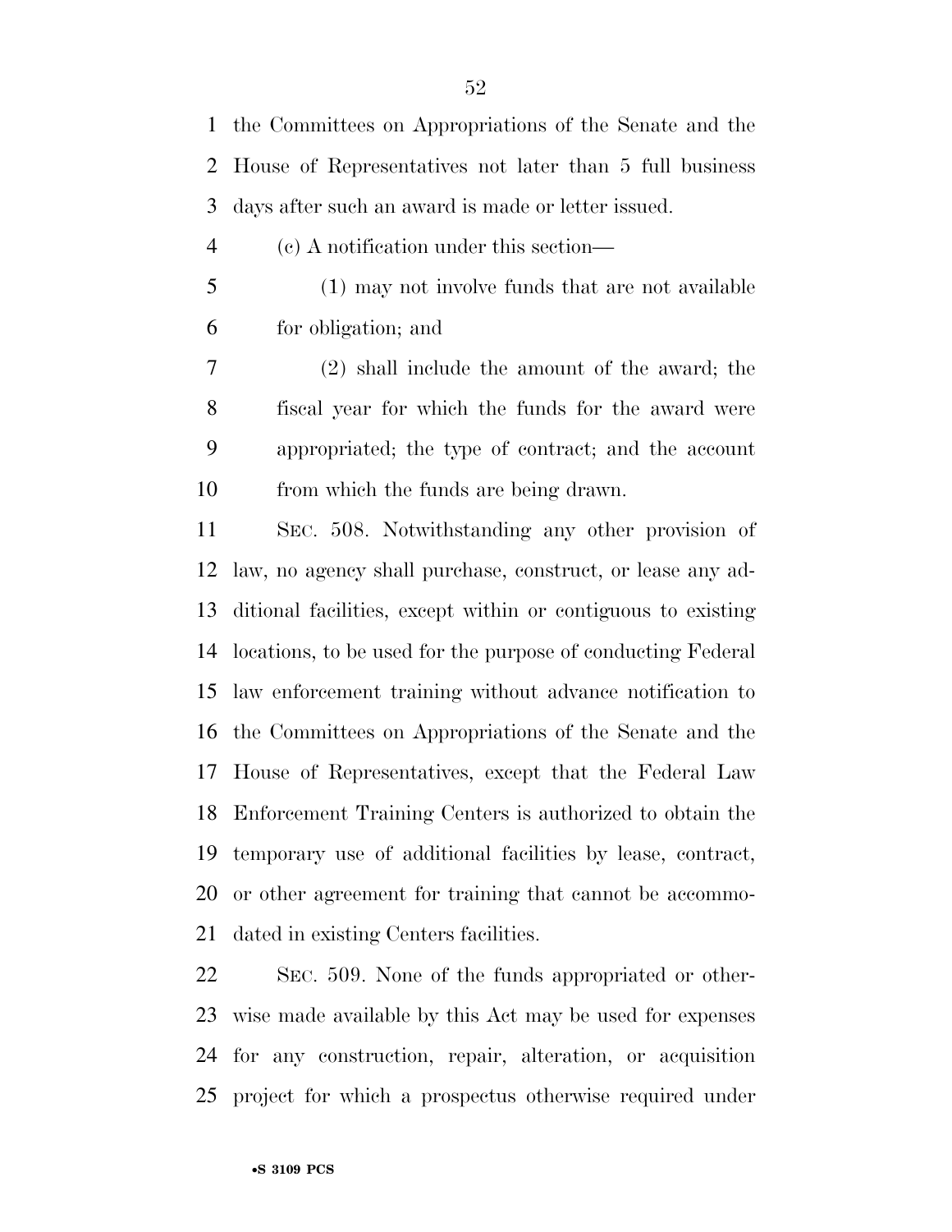the Committees on Appropriations of the Senate and the House of Representatives not later than 5 full business days after such an award is made or letter issued.

(c) A notification under this section—

(1) may not involve funds that are not available for obligation; and

(2) shall include the amount of the award; the fiscal year for which the funds for the award were appropriated; the type of contract; and the account from which the funds are being drawn.

SEC. 508. Notwithstanding any other provision of law, no agency shall purchase, construct, or lease any additional facilities, except within or contiguous to existing locations, to be used for the purpose of conducting Federal law enforcement training without advance notification to the Committees on Appropriations of the Senate and the House of Representatives, except that the Federal Law Enforcement Training Centers is authorized to obtain the temporary use of additional facilities by lease, contract, or other agreement for training that cannot be accommodated in existing Centers facilities.

SEC. 509. None of the funds appropriated or otherwise made available by this Act may be used for expenses for any construction, repair, alteration, or acquisition project for which a prospectus otherwise required under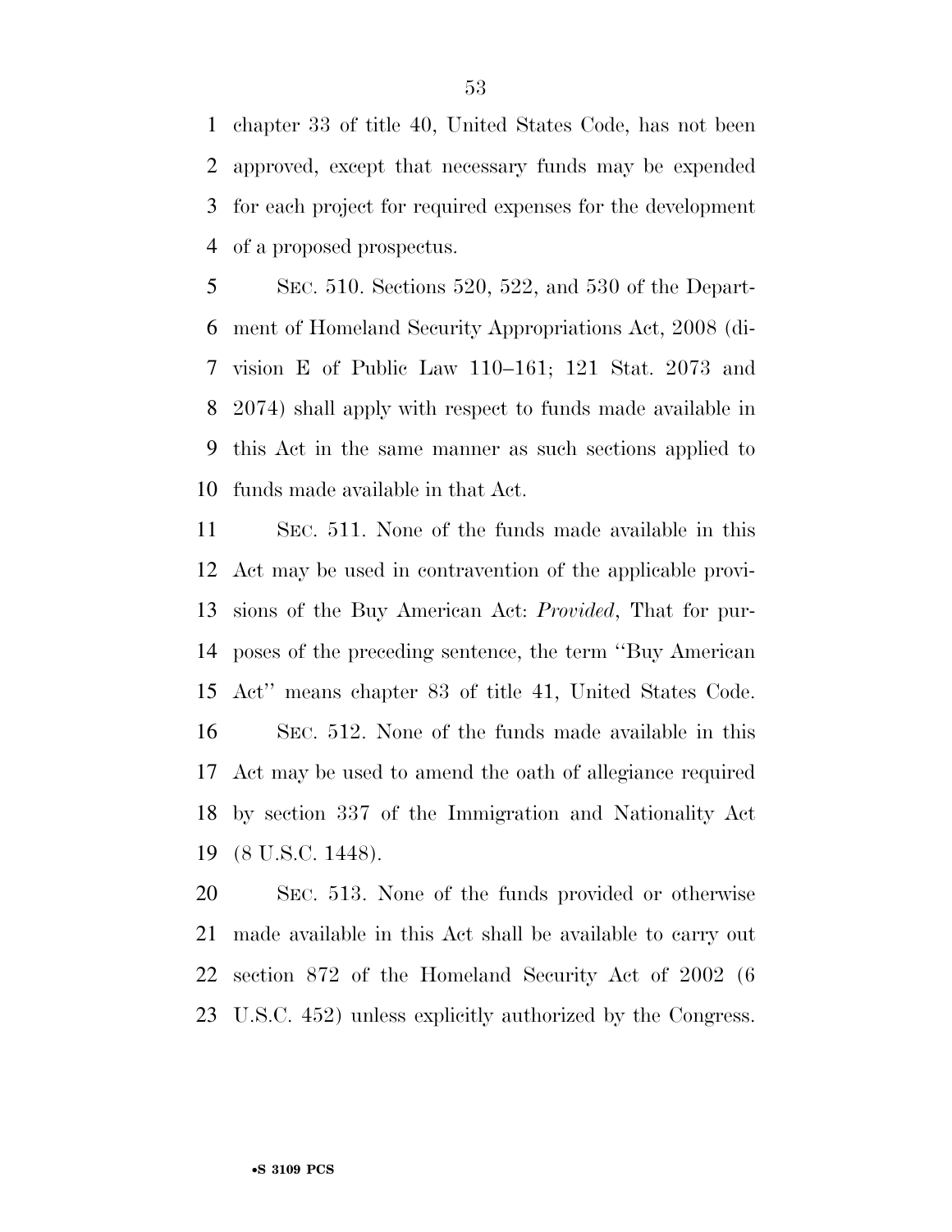chapter 33 of title 40, United States Code, has not been approved, except that necessary funds may be expended for each project for required expenses for the development of a proposed prospectus.

SEC. 510. Sections 520, 522, and 530 of the Department of Homeland Security Appropriations Act, 2008 (division E of Public Law 110–161; 121 Stat. 2073 and 2074) shall apply with respect to funds made available in this Act in the same manner as such sections applied to funds made available in that Act.

SEC. 511. None of the funds made available in this Act may be used in contravention of the applicable provisions of the Buy American Act: *Provided*, That for purposes of the preceding sentence, the term ''Buy American Act'' means chapter 83 of title 41, United States Code.

SEC. 512. None of the funds made available in this Act may be used to amend the oath of allegiance required by section 337 of the Immigration and Nationality Act (8 U.S.C. 1448).

SEC. 513. None of the funds provided or otherwise made available in this Act shall be available to carry out section 872 of the Homeland Security Act of 2002 (6 U.S.C. 452) unless explicitly authorized by the Congress.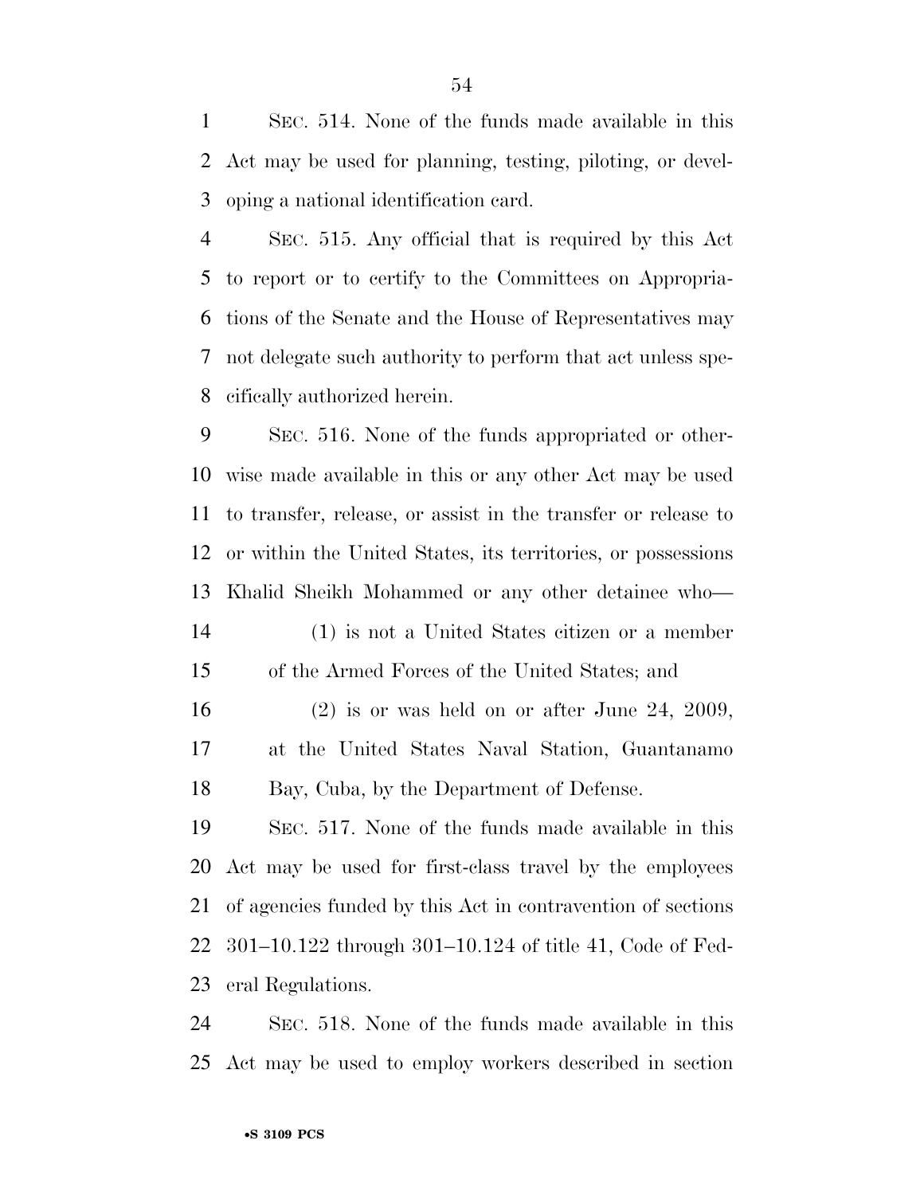SEC. 514. None of the funds made available in this Act may be used for planning, testing, piloting, or developing a national identification card.

SEC. 515. Any official that is required by this Act to report or to certify to the Committees on Appropriations of the Senate and the House of Representatives may not delegate such authority to perform that act unless specifically authorized herein.

SEC. 516. None of the funds appropriated or otherwise made available in this or any other Act may be used to transfer, release, or assist in the transfer or release to or within the United States, its territories, or possessions Khalid Sheikh Mohammed or any other detainee who—

(1) is not a United States citizen or a member of the Armed Forces of the United States; and

(2) is or was held on or after June 24, 2009, at the United States Naval Station, Guantanamo Bay, Cuba, by the Department of Defense.

SEC. 517. None of the funds made available in this Act may be used for first-class travel by the employees of agencies funded by this Act in contravention of sections 301–10.122 through 301–10.124 of title 41, Code of Federal Regulations.

SEC. 518. None of the funds made available in this Act may be used to employ workers described in section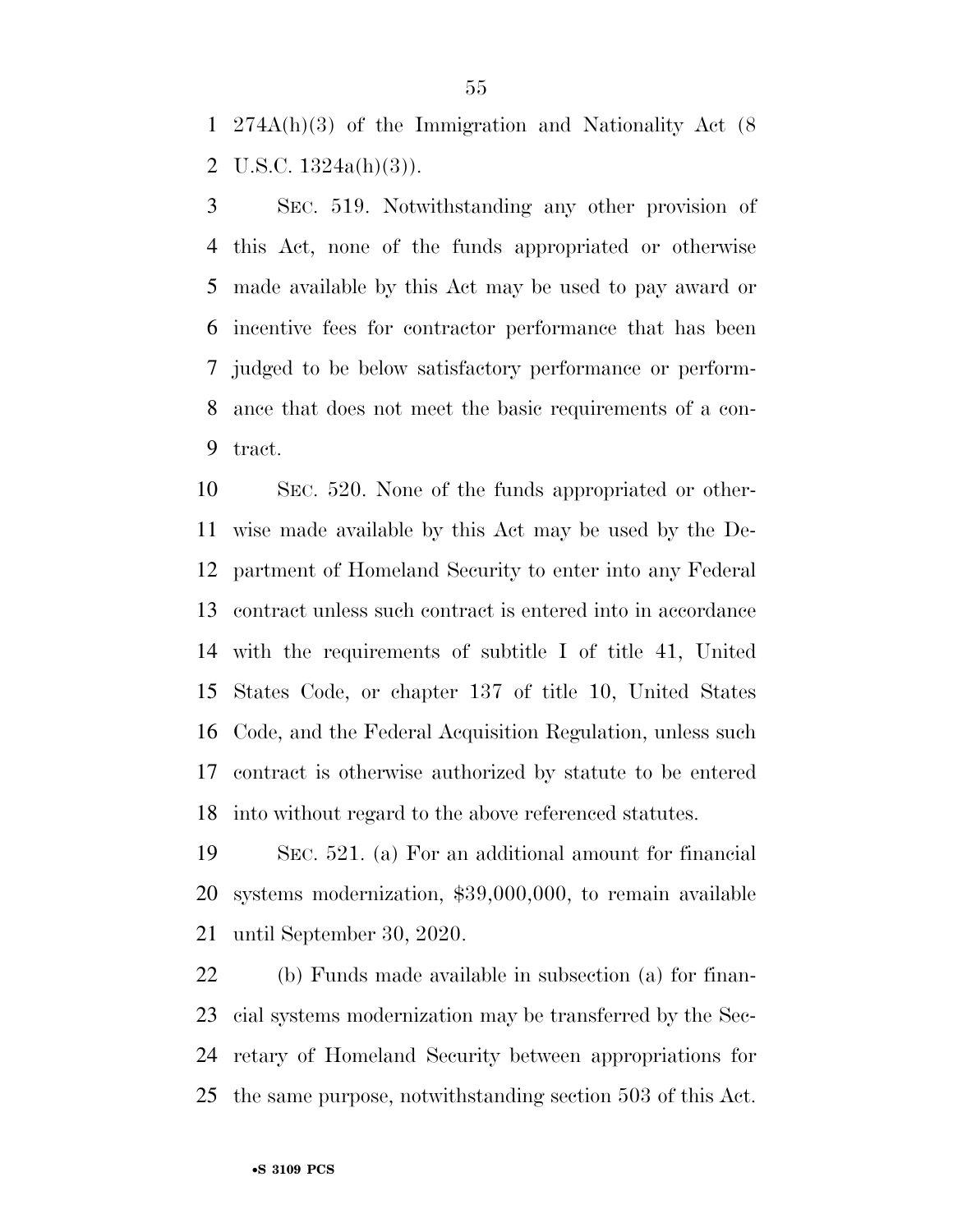274A(h)(3) of the Immigration and Nationality Act (8 U.S.C. 1324a(h)(3)).

SEC. 519. Notwithstanding any other provision of this Act, none of the funds appropriated or otherwise made available by this Act may be used to pay award or incentive fees for contractor performance that has been judged to be below satisfactory performance or performance that does not meet the basic requirements of a contract.

SEC. 520. None of the funds appropriated or otherwise made available by this Act may be used by the Department of Homeland Security to enter into any Federal contract unless such contract is entered into in accordance with the requirements of subtitle I of title 41, United States Code, or chapter 137 of title 10, United States Code, and the Federal Acquisition Regulation, unless such contract is otherwise authorized by statute to be entered into without regard to the above referenced statutes.

SEC. 521. (a) For an additional amount for financial systems modernization, $39,000,000, to remain available until September 30, 2020.

(b) Funds made available in subsection (a) for financial systems modernization may be transferred by the Secretary of Homeland Security between appropriations for the same purpose, notwithstanding section 503 of this Act.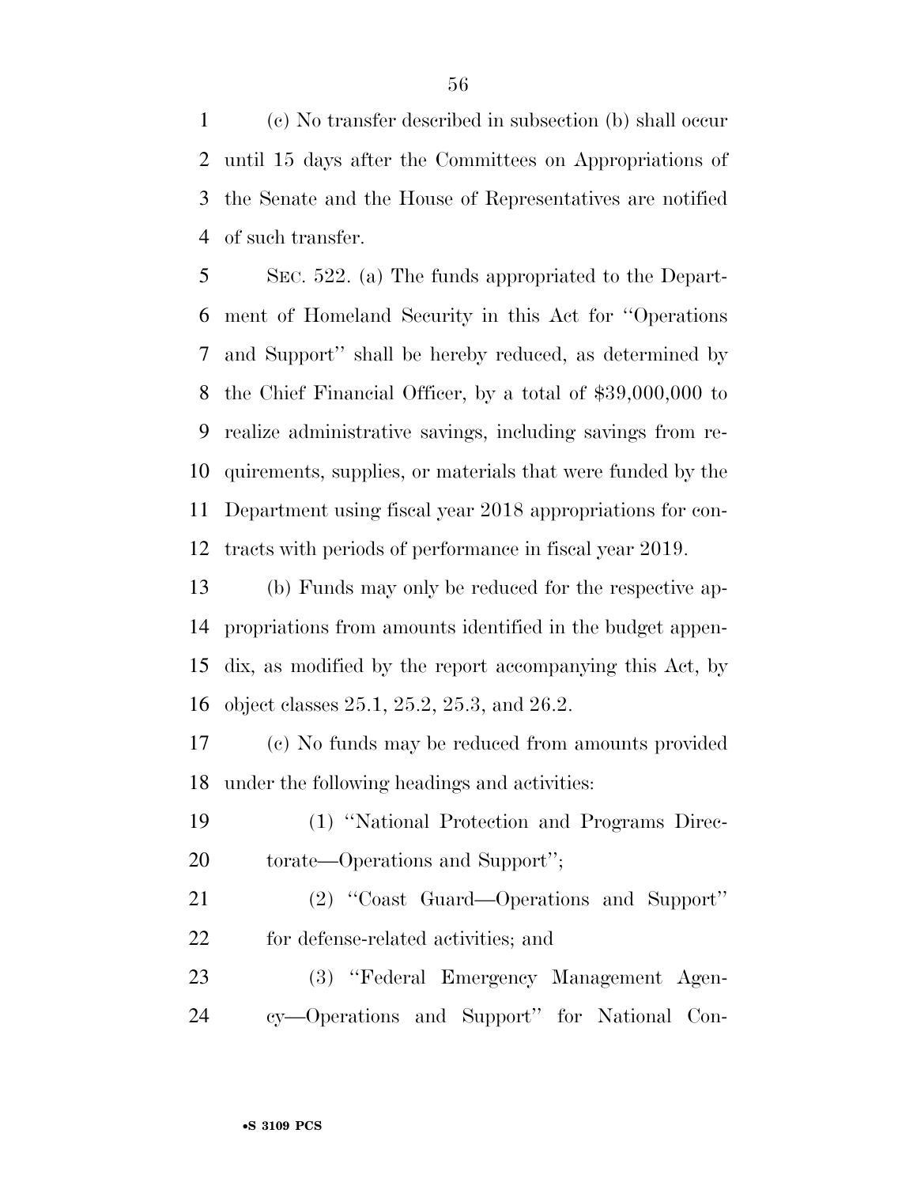(c) No transfer described in subsection (b) shall occur until 15 days after the Committees on Appropriations of the Senate and the House of Representatives are notified of such transfer.

SEC. 522. (a) The funds appropriated to the Department of Homeland Security in this Act for ''Operations and Support'' shall be hereby reduced, as determined by the Chief Financial Officer, by a total of $39,000,000 to realize administrative savings, including savings from requirements, supplies, or materials that were funded by the Department using fiscal year 2018 appropriations for contracts with periods of performance in fiscal year 2019.

(b) Funds may only be reduced for the respective appropriations from amounts identified in the budget appendix, as modified by the report accompanying this Act, by object classes 25.1, 25.2, 25.3, and 26.2.

(c) No funds may be reduced from amounts provided under the following headings and activities:

(1) ''National Protection and Programs Directorate—Operations and Support'';

(2) ''Coast Guard—Operations and Support'' for defense-related activities; and

(3) ''Federal Emergency Management Agency—Operations and Support'' for National Con-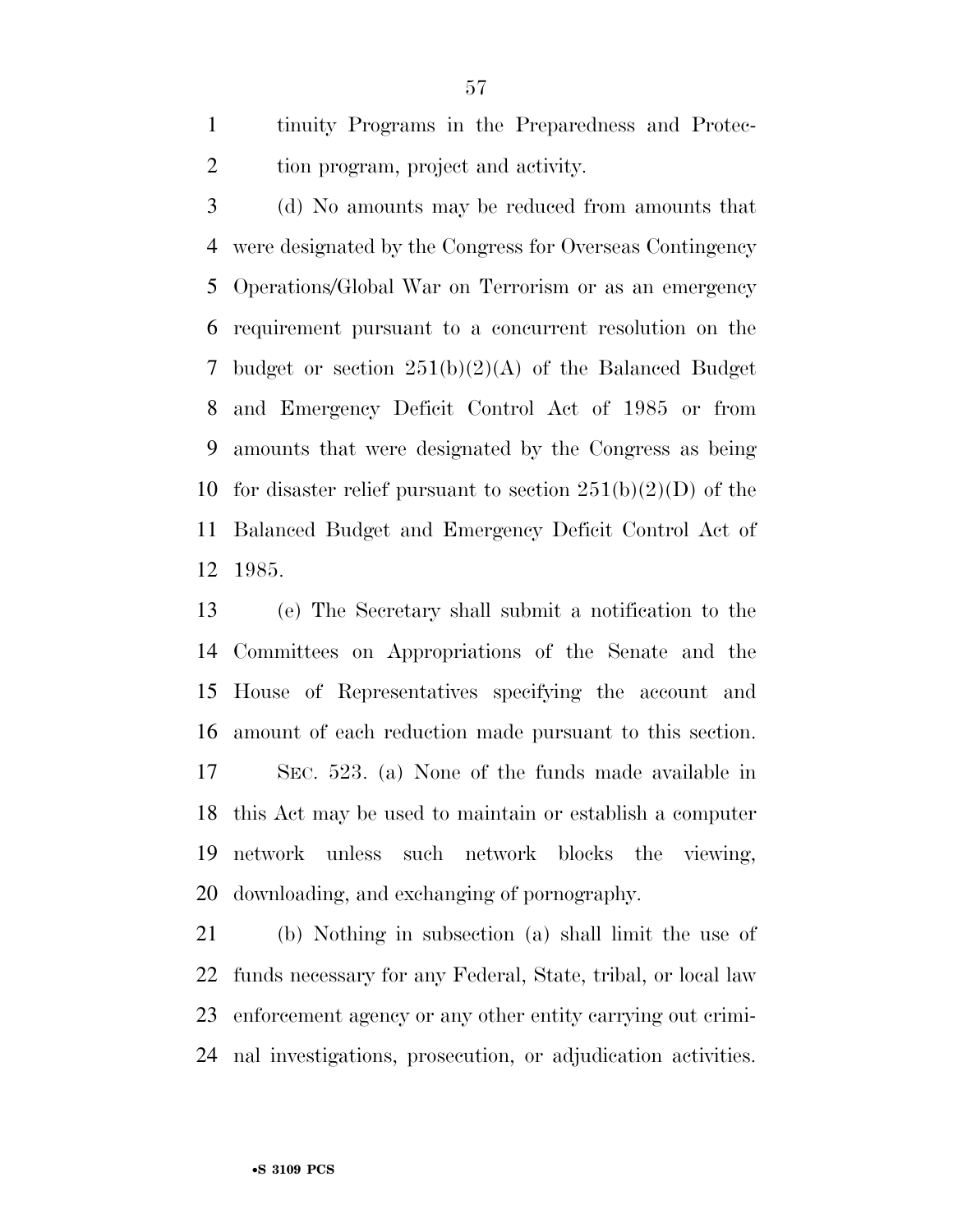tinuity Programs in the Preparedness and Protection program, project and activity.

(d) No amounts may be reduced from amounts that were designated by the Congress for Overseas Contingency Operations/Global War on Terrorism or as an emergency requirement pursuant to a concurrent resolution on the budget or section 251(b)(2)(A) of the Balanced Budget and Emergency Deficit Control Act of 1985 or from amounts that were designated by the Congress as being for disaster relief pursuant to section 251(b)(2)(D) of the Balanced Budget and Emergency Deficit Control Act of 1985.

(e) The Secretary shall submit a notification to the Committees on Appropriations of the Senate and the House of Representatives specifying the account and amount of each reduction made pursuant to this section.

SEC. 523. (a) None of the funds made available in this Act may be used to maintain or establish a computer network unless such network blocks the viewing, downloading, and exchanging of pornography.

(b) Nothing in subsection (a) shall limit the use of funds necessary for any Federal, State, tribal, or local law enforcement agency or any other entity carrying out criminal investigations, prosecution, or adjudication activities.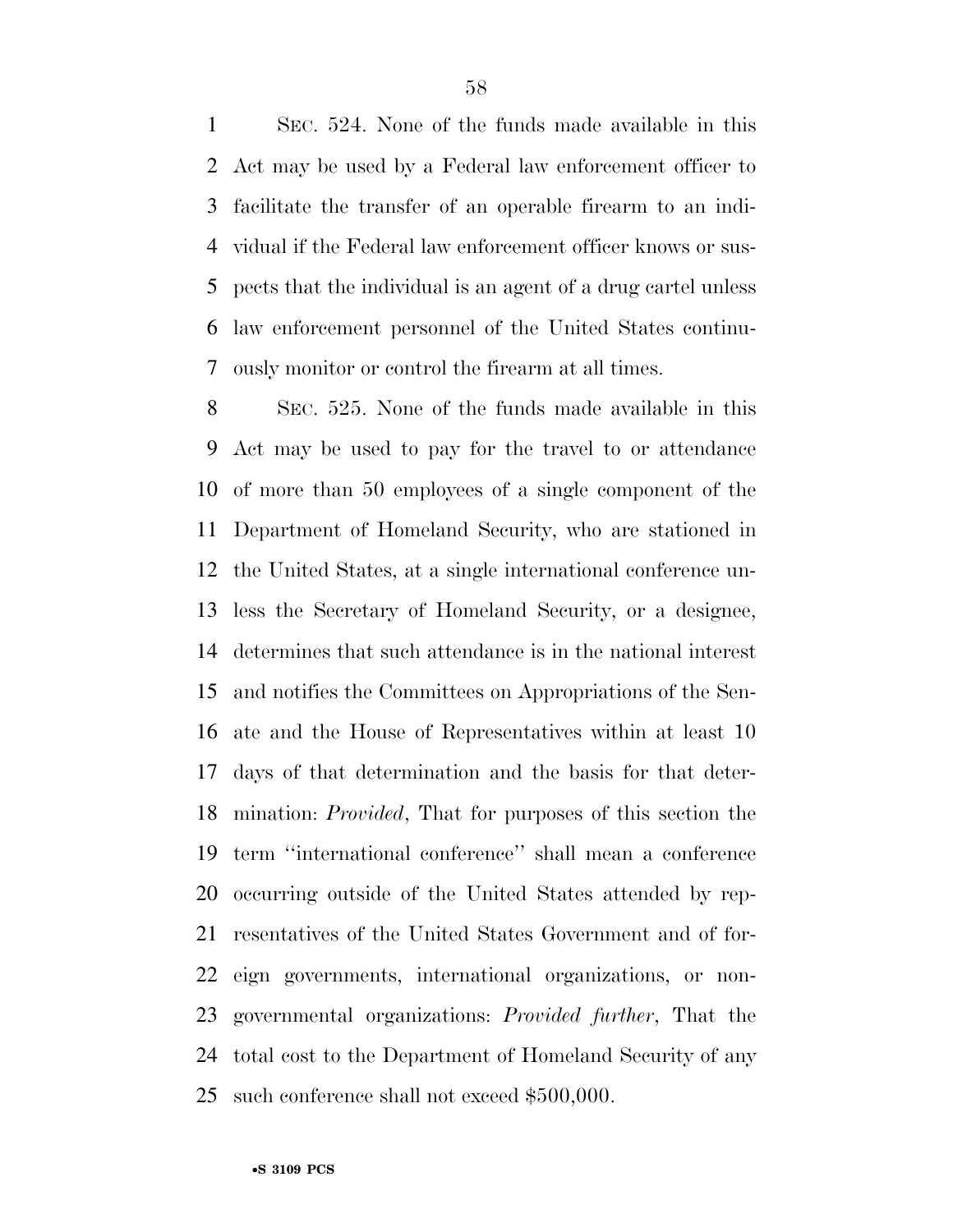SEC. 524. None of the funds made available in this Act may be used by a Federal law enforcement officer to facilitate the transfer of an operable firearm to an individual if the Federal law enforcement officer knows or suspects that the individual is an agent of a drug cartel unless law enforcement personnel of the United States continuously monitor or control the firearm at all times.

SEC. 525. None of the funds made available in this Act may be used to pay for the travel to or attendance of more than 50 employees of a single component of the Department of Homeland Security, who are stationed in the United States, at a single international conference unless the Secretary of Homeland Security, or a designee, determines that such attendance is in the national interest and notifies the Committees on Appropriations of the Senate and the House of Representatives within at least 10 days of that determination and the basis for that determination: *Provided*, That for purposes of this section the term ''international conference'' shall mean a conference occurring outside of the United States attended by representatives of the United States Government and of foreign governments, international organizations, or nongovernmental organizations: *Provided further*, That the total cost to the Department of Homeland Security of any such conference shall not exceed $500,000.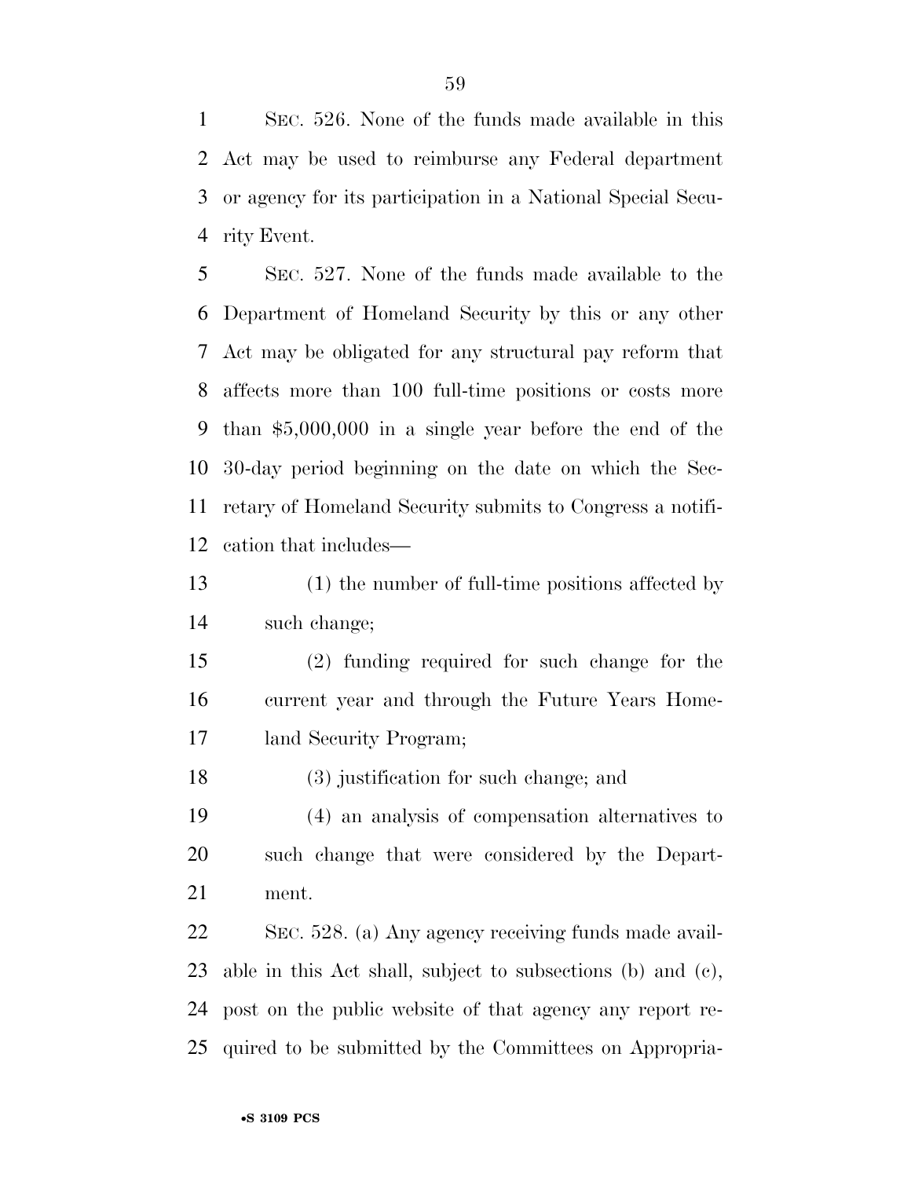SEC. 526. None of the funds made available in this Act may be used to reimburse any Federal department or agency for its participation in a National Special Security Event.

SEC. 527. None of the funds made available to the Department of Homeland Security by this or any other Act may be obligated for any structural pay reform that affects more than 100 full-time positions or costs more than $5,000,000 in a single year before the end of the 30-day period beginning on the date on which the Secretary of Homeland Security submits to Congress a notification that includes—

(1) the number of full-time positions affected by such change;

(2) funding required for such change for the current year and through the Future Years Homeland Security Program;

(3) justification for such change; and

(4) an analysis of compensation alternatives to such change that were considered by the Department.

SEC. 528. (a) Any agency receiving funds made available in this Act shall, subject to subsections (b) and (c), post on the public website of that agency any report required to be submitted by the Committees on Appropria-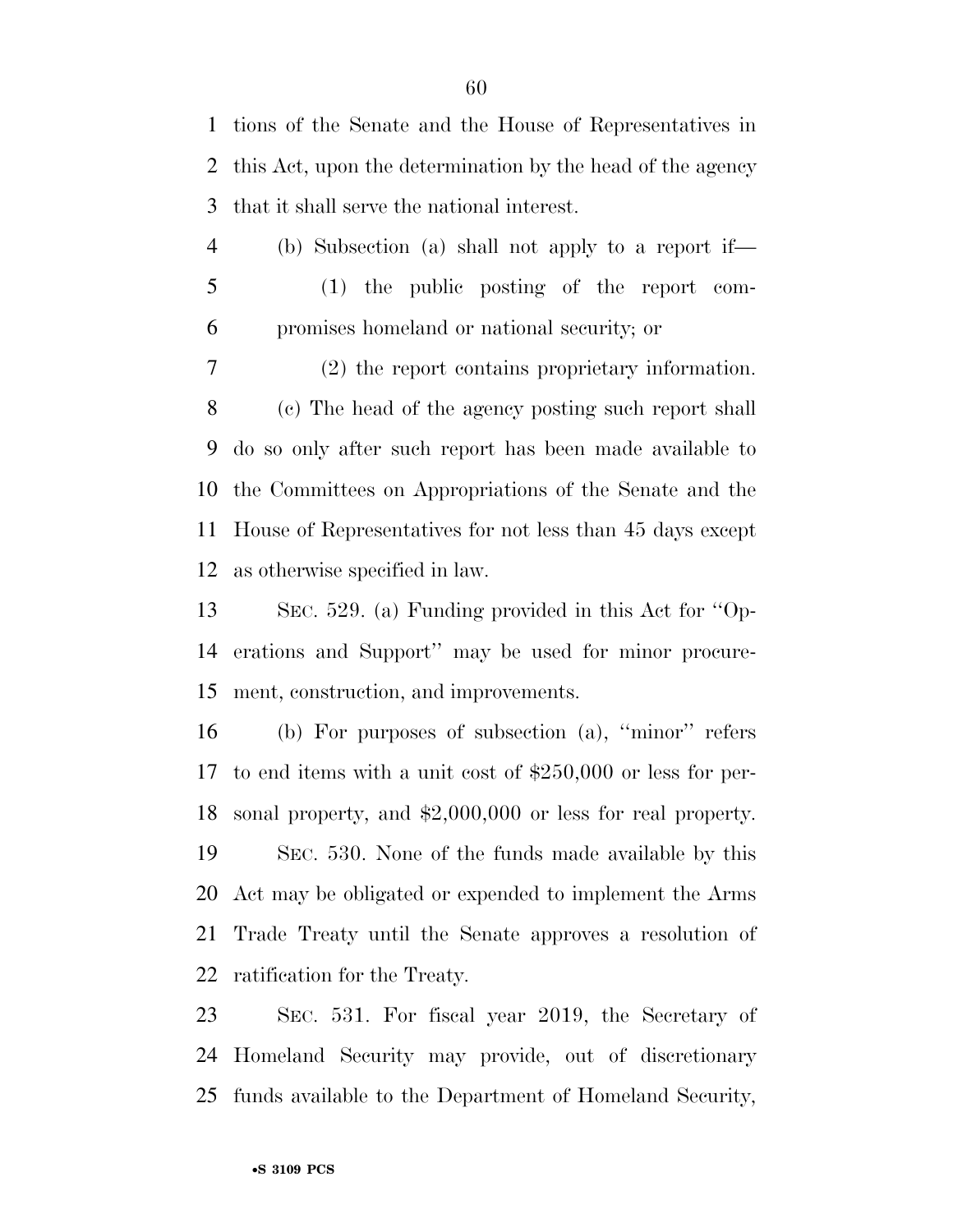tions of the Senate and the House of Representatives in this Act, upon the determination by the head of the agency that it shall serve the national interest.

(b) Subsection (a) shall not apply to a report if—

(1) the public posting of the report compromises homeland or national security; or

(2) the report contains proprietary information.

(c) The head of the agency posting such report shall do so only after such report has been made available to the Committees on Appropriations of the Senate and the House of Representatives for not less than 45 days except as otherwise specified in law.

SEC. 529. (a) Funding provided in this Act for ''Operations and Support'' may be used for minor procurement, construction, and improvements.

(b) For purposes of subsection (a), ''minor'' refers to end items with a unit cost of $250,000 or less for personal property, and $2,000,000 or less for real property.

SEC. 530. None of the funds made available by this Act may be obligated or expended to implement the Arms Trade Treaty until the Senate approves a resolution of ratification for the Treaty.

SEC. 531. For fiscal year 2019, the Secretary of Homeland Security may provide, out of discretionary funds available to the Department of Homeland Security,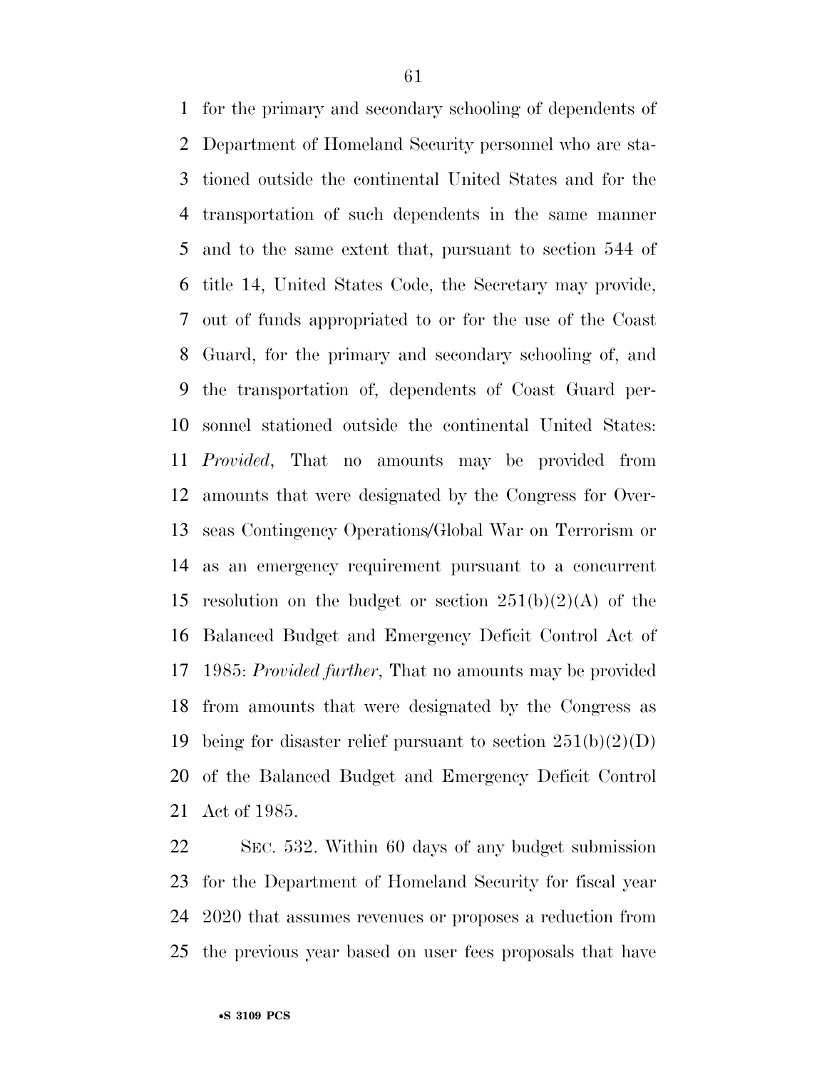for the primary and secondary schooling of dependents of Department of Homeland Security personnel who are stationed outside the continental United States and for the transportation of such dependents in the same manner and to the same extent that, pursuant to section 544 of title 14, United States Code, the Secretary may provide, out of funds appropriated to or for the use of the Coast Guard, for the primary and secondary schooling of, and the transportation of, dependents of Coast Guard personnel stationed outside the continental United States: *Provided*, That no amounts may be provided from amounts that were designated by the Congress for Overseas Contingency Operations/Global War on Terrorism or as an emergency requirement pursuant to a concurrent resolution on the budget or section 251(b)(2)(A) of the Balanced Budget and Emergency Deficit Control Act of 1985: *Provided further*, That no amounts may be provided from amounts that were designated by the Congress as being for disaster relief pursuant to section 251(b)(2)(D) of the Balanced Budget and Emergency Deficit Control Act of 1985.

SEC. 532. Within 60 days of any budget submission for the Department of Homeland Security for fiscal year 2020 that assumes revenues or proposes a reduction from the previous year based on user fees proposals that have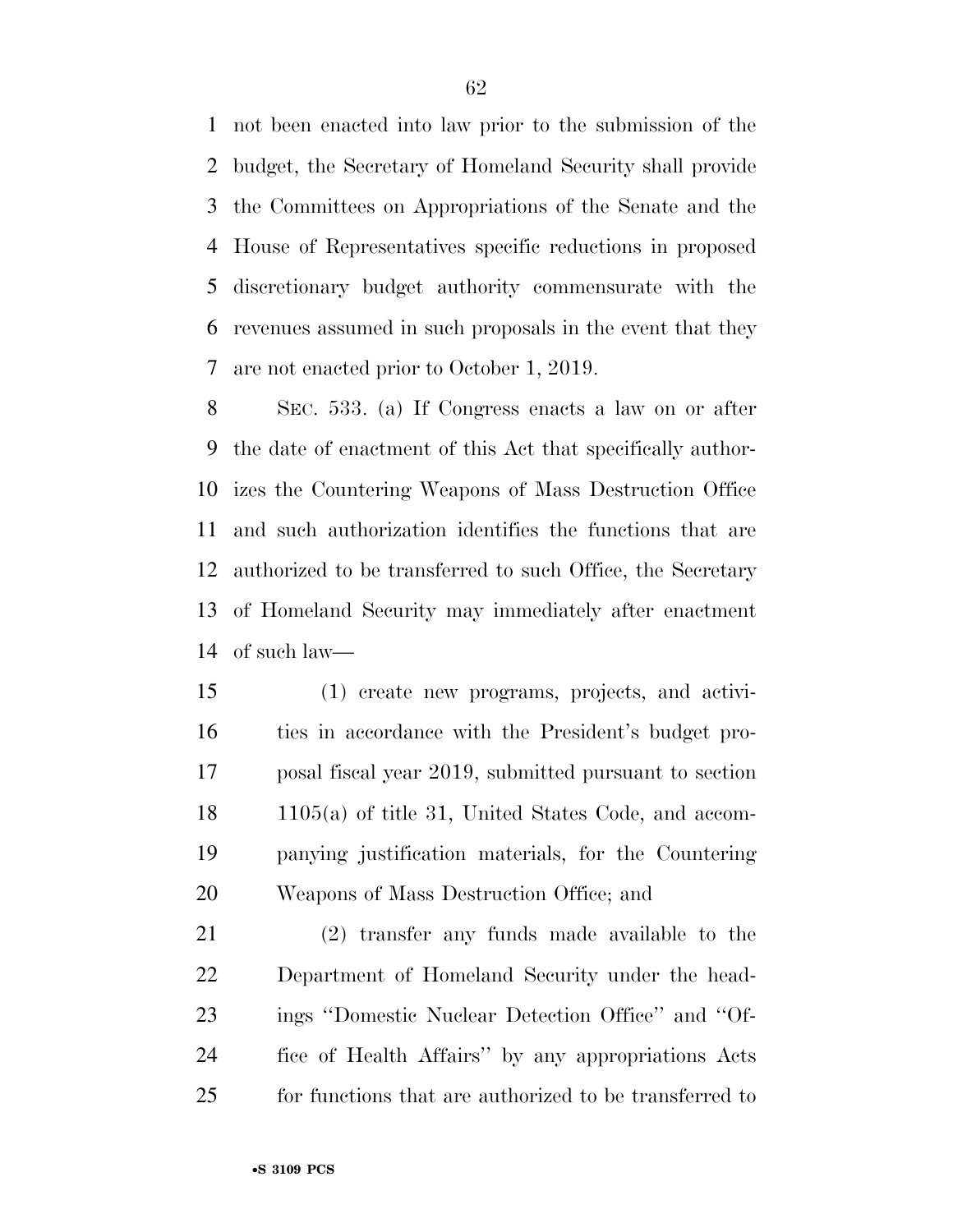not been enacted into law prior to the submission of the budget, the Secretary of Homeland Security shall provide the Committees on Appropriations of the Senate and the House of Representatives specific reductions in proposed discretionary budget authority commensurate with the revenues assumed in such proposals in the event that they are not enacted prior to October 1, 2019.

SEC. 533. (a) If Congress enacts a law on or after the date of enactment of this Act that specifically authorizes the Countering Weapons of Mass Destruction Office and such authorization identifies the functions that are authorized to be transferred to such Office, the Secretary of Homeland Security may immediately after enactment of such law—

(1) create new programs, projects, and activities in accordance with the President's budget proposal fiscal year 2019, submitted pursuant to section 1105(a) of title 31, United States Code, and accompanying justification materials, for the Countering Weapons of Mass Destruction Office; and

(2) transfer any funds made available to the Department of Homeland Security under the headings "Domestic Nuclear Detection Office" and "Office of Health Affairs" by any appropriations Acts for functions that are authorized to be transferred to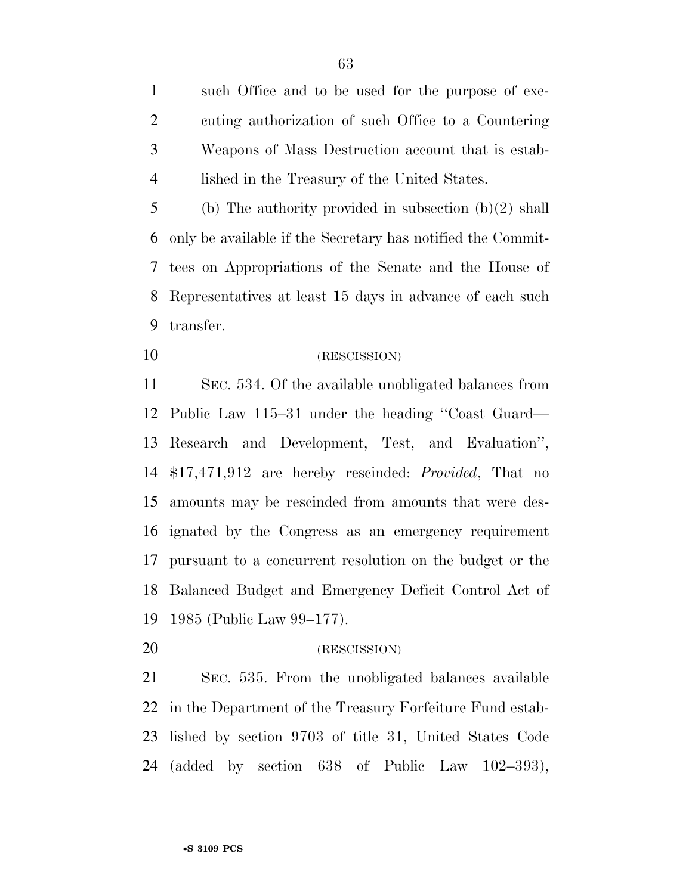such Office and to be used for the purpose of executing authorization of such Office to a Countering Weapons of Mass Destruction account that is established in the Treasury of the United States.

(b) The authority provided in subsection (b)(2) shall only be available if the Secretary has notified the Committees on Appropriations of the Senate and the House of Representatives at least 15 days in advance of each such transfer.

(RESCISSION)

SEC. 534. Of the available unobligated balances from Public Law 115–31 under the heading ''Coast Guard—Research and Development, Test, and Evaluation'', $17,471,912 are hereby rescinded: *Provided*, That no amounts may be rescinded from amounts that were designated by the Congress as an emergency requirement pursuant to a concurrent resolution on the budget or the Balanced Budget and Emergency Deficit Control Act of 1985 (Public Law 99–177).

(RESCISSION)

SEC. 535. From the unobligated balances available in the Department of the Treasury Forfeiture Fund established by section 9703 of title 31, United States Code (added by section 638 of Public Law 102–393),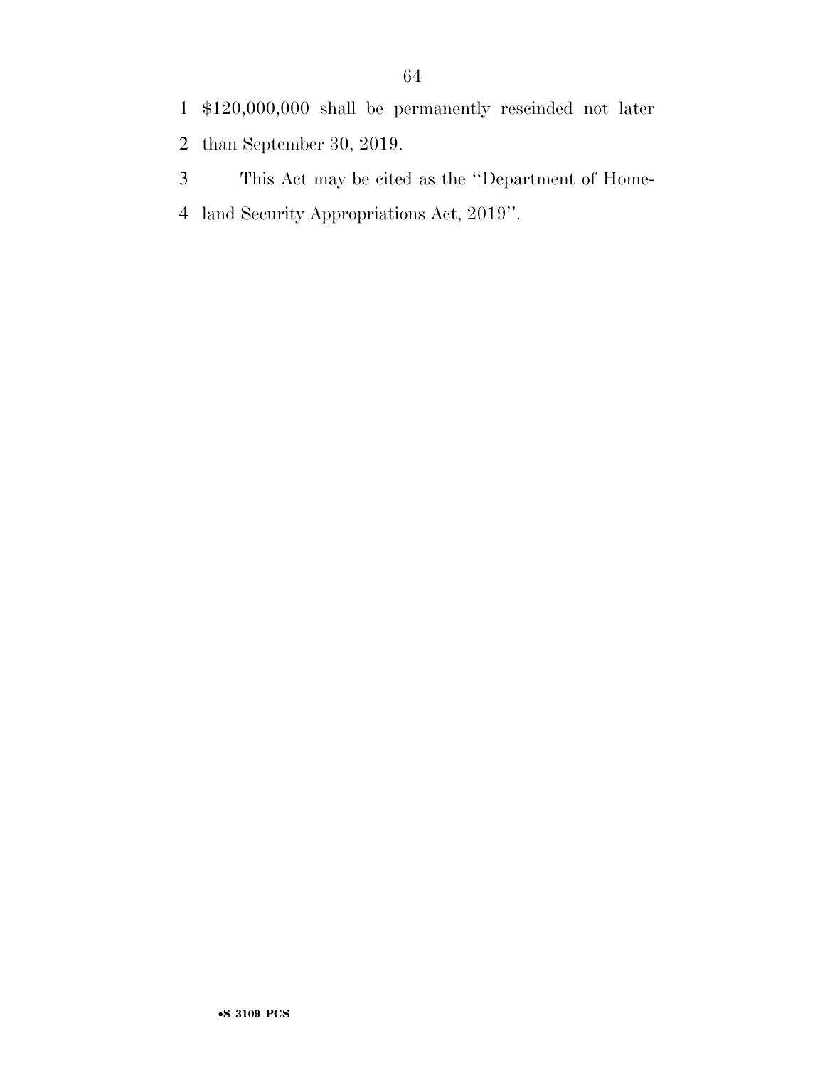$120,000,000 shall be permanently rescinded not later than September 30, 2019.

This Act may be cited as the ''Department of Homeland Security Appropriations Act, 2019''.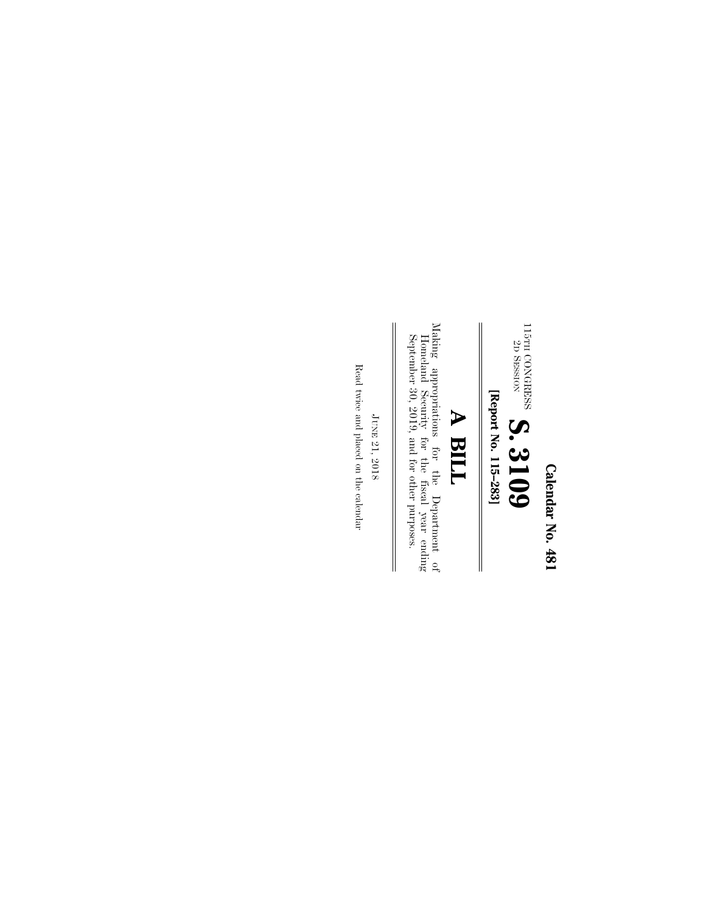Calendar No. 481

115TH CONGRESS
2D SESSION

# S. 3109

**[Report No. 115–283]**

# A BILL

Making appropriations for the Department of Homeland Security for the fiscal year ending September 30, 2019, and for other purposes.

JUNE 21, 2018

Read twice and placed on the calendar